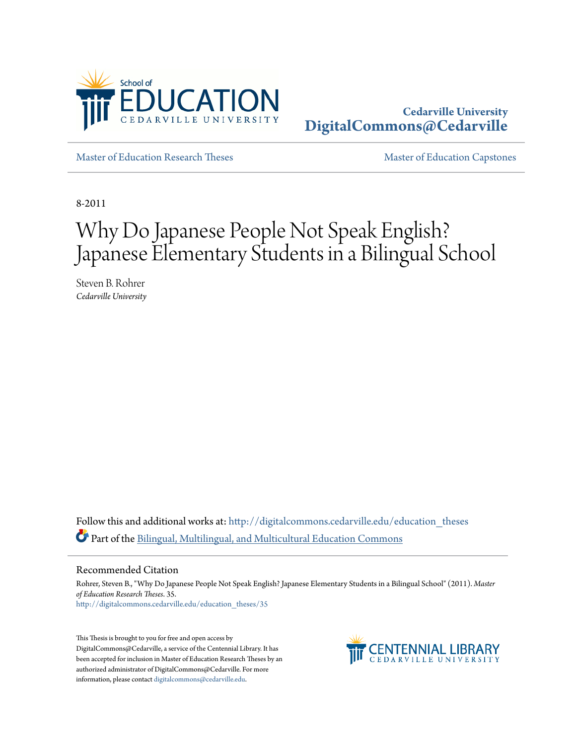School of EDUCATION CEDARVILLE UNIVERSITY

**Cedarville University**
**DigitalCommons@Cedarville**

Master of Education Research Theses | Master of Education Capstones

8-2011

# Why Do Japanese People Not Speak English? Japanese Elementary Students in a Bilingual School

Steven B. Rohrer
*Cedarville University*

Follow this and additional works at: http://digitalcommons.cedarville.edu/education_theses

Part of the Bilingual, Multilingual, and Multicultural Education Commons

## Recommended Citation

Rohrer, Steven B., "Why Do Japanese People Not Speak English? Japanese Elementary Students in a Bilingual School" (2011). *Master of Education Research Theses*. 35.
http://digitalcommons.cedarville.edu/education_theses/35

This Thesis is brought to you for free and open access by DigitalCommons@Cedarville, a service of the Centennial Library. It has been accepted for inclusion in Master of Education Research Theses by an authorized administrator of DigitalCommons@Cedarville. For more information, please contact digitalcommons@cedarville.edu.

CENTENNIAL LIBRARY CEDARVILLE UNIVERSITY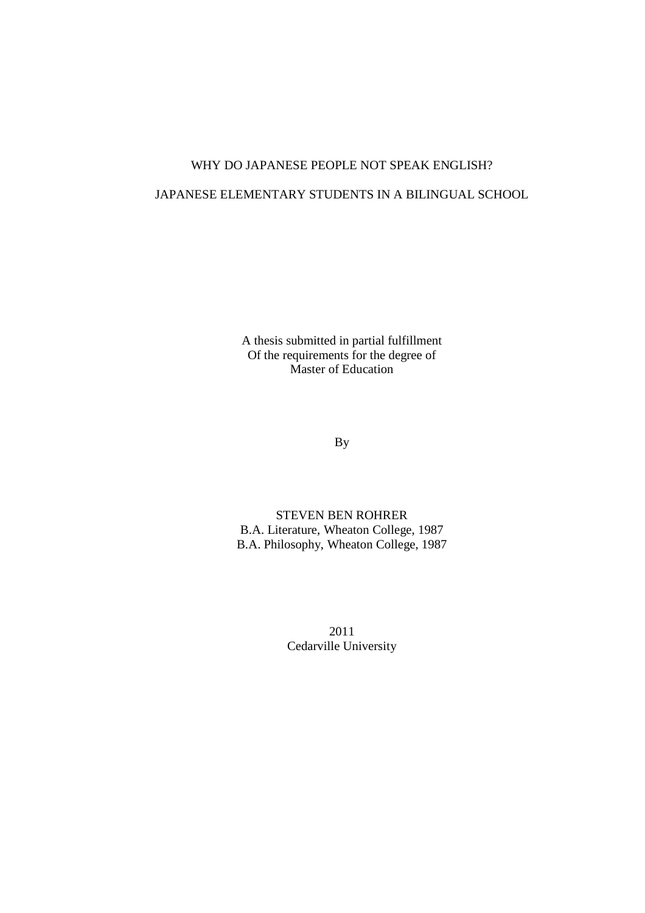WHY DO JAPANESE PEOPLE NOT SPEAK ENGLISH?

JAPANESE ELEMENTARY STUDENTS IN A BILINGUAL SCHOOL

A thesis submitted in partial fulfillment
Of the requirements for the degree of
Master of Education

By

STEVEN BEN ROHRER
B.A. Literature, Wheaton College, 1987
B.A. Philosophy, Wheaton College, 1987

2011
Cedarville University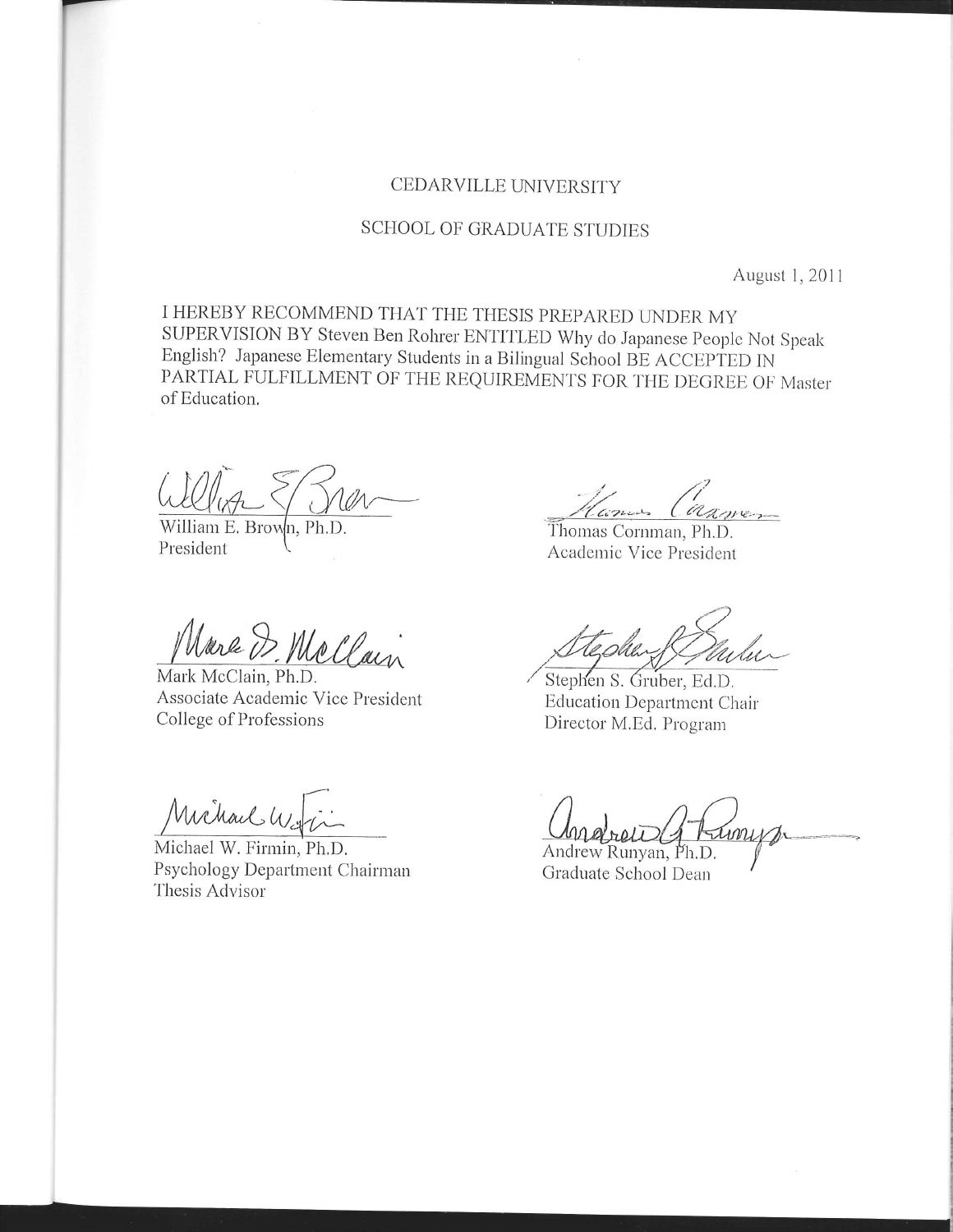CEDARVILLE UNIVERSITY

SCHOOL OF GRADUATE STUDIES

August 1, 2011

I HEREBY RECOMMEND THAT THE THESIS PREPARED UNDER MY SUPERVISION BY Steven Ben Rohrer ENTITLED Why do Japanese People Not Speak English? Japanese Elementary Students in a Bilingual School BE ACCEPTED IN PARTIAL FULFILLMENT OF THE REQUIREMENTS FOR THE DEGREE OF Master of Education.

William E. Brown, Ph.D.
President

Thomas Cornman, Ph.D.
Academic Vice President

Mark McClain, Ph.D.
Associate Academic Vice President
College of Professions

Stephen S. Gruber, Ed.D.
Education Department Chair
Director M.Ed. Program

Michael W. Firmin, Ph.D.
Psychology Department Chairman
Thesis Advisor

Andrew Runyan, Ph.D.
Graduate School Dean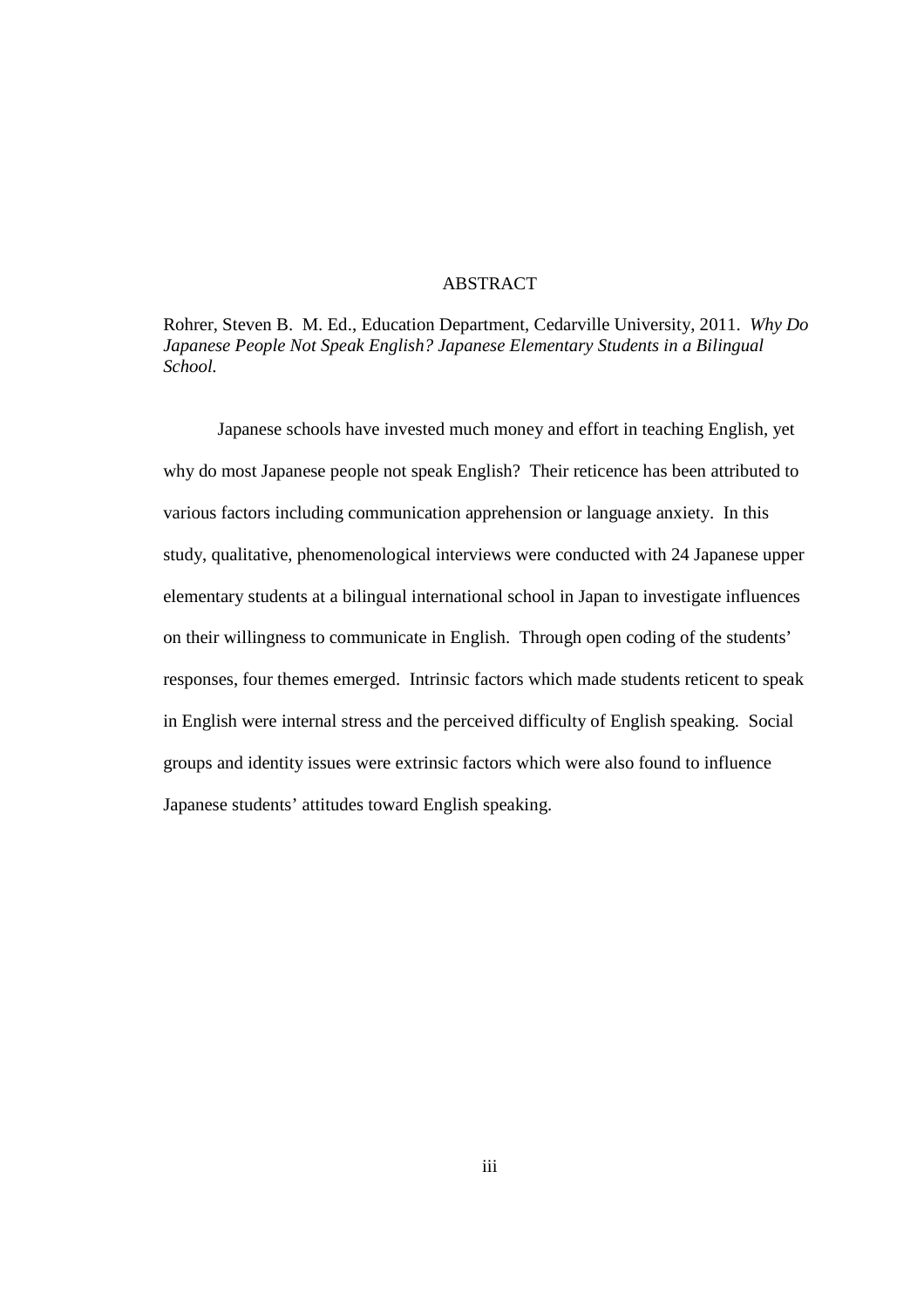# ABSTRACT

Rohrer, Steven B. M. Ed., Education Department, Cedarville University, 2011. *Why Do Japanese People Not Speak English? Japanese Elementary Students in a Bilingual School.*

Japanese schools have invested much money and effort in teaching English, yet why do most Japanese people not speak English? Their reticence has been attributed to various factors including communication apprehension or language anxiety. In this study, qualitative, phenomenological interviews were conducted with 24 Japanese upper elementary students at a bilingual international school in Japan to investigate influences on their willingness to communicate in English. Through open coding of the students' responses, four themes emerged. Intrinsic factors which made students reticent to speak in English were internal stress and the perceived difficulty of English speaking. Social groups and identity issues were extrinsic factors which were also found to influence Japanese students' attitudes toward English speaking.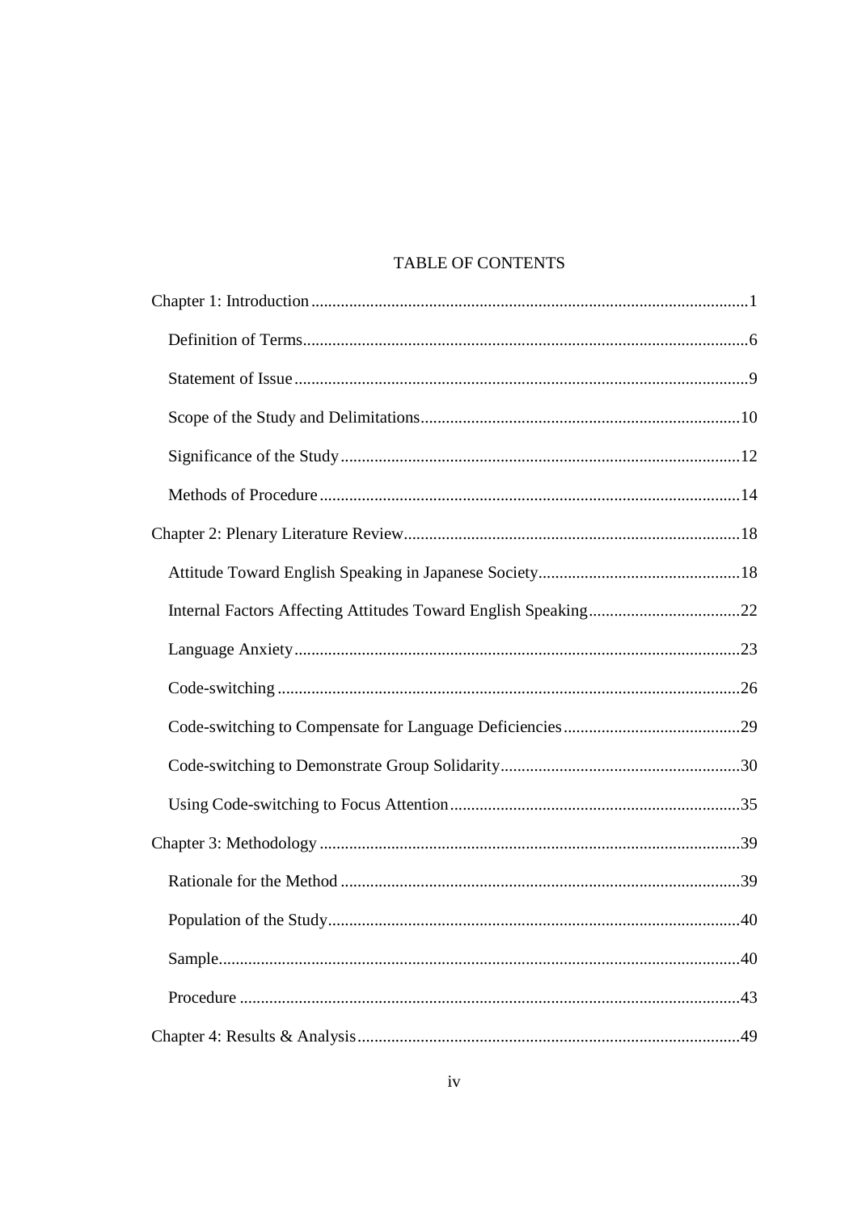# TABLE OF CONTENTS

Chapter 1: Introduction .......................................................................................................1

Definition of Terms.........................................................................................................6

Statement of Issue ...........................................................................................................9

Scope of the Study and Delimitations...........................................................................10

Significance of the Study..............................................................................................12

Methods of Procedure ...................................................................................................14

Chapter 2: Plenary Literature Review...............................................................................18

Attitude Toward English Speaking in Japanese Society................................................18

Internal Factors Affecting Attitudes Toward English Speaking....................................22

Language Anxiety.........................................................................................................23

Code-switching .............................................................................................................26

Code-switching to Compensate for Language Deficiencies..........................................29

Code-switching to Demonstrate Group Solidarity.........................................................30

Using Code-switching to Focus Attention....................................................................35

Chapter 3: Methodology ...................................................................................................39

Rationale for the Method ..............................................................................................39

Population of the Study.................................................................................................40

Sample...........................................................................................................................40

Procedure ......................................................................................................................43

Chapter 4: Results & Analysis..........................................................................................49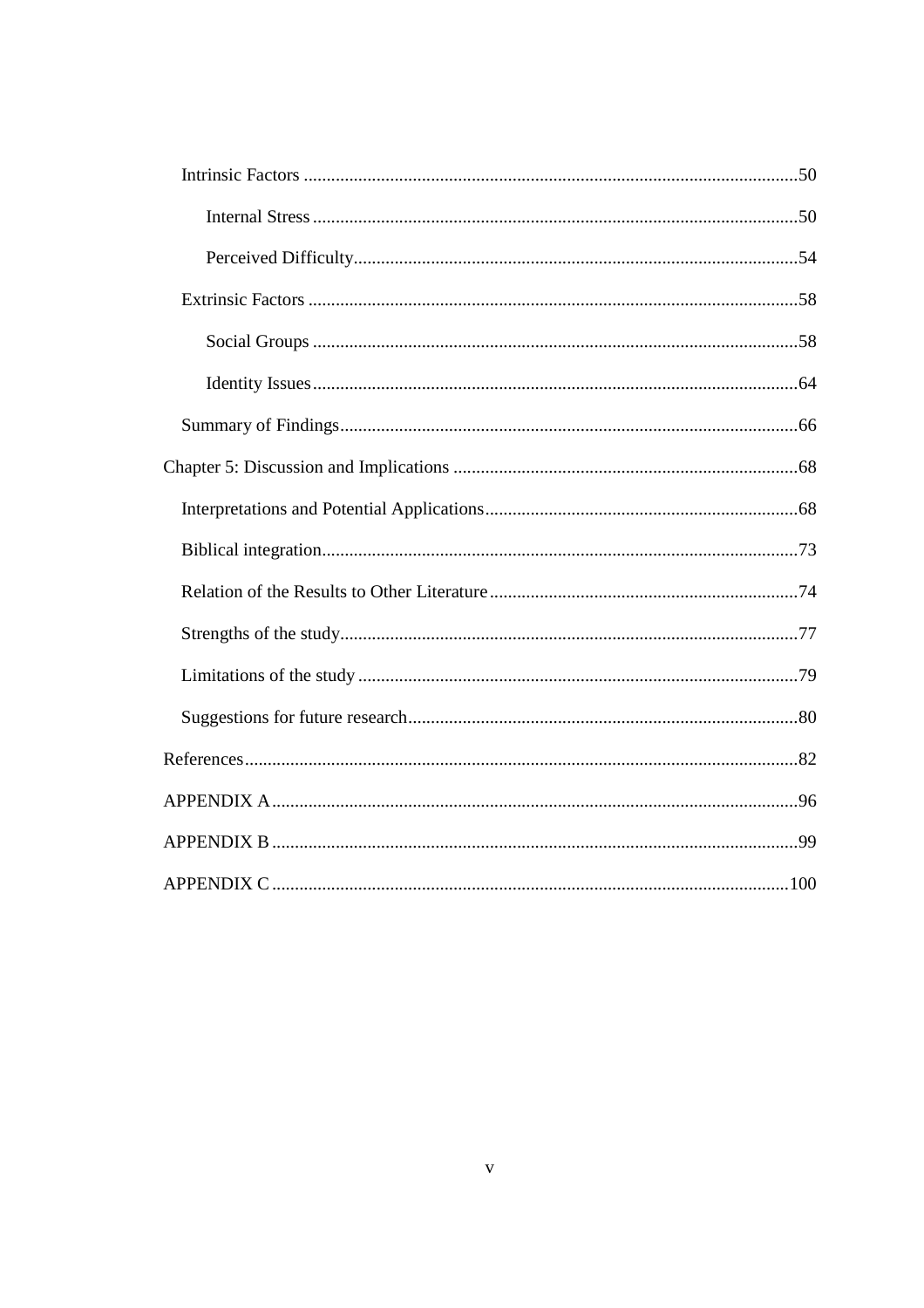Intrinsic Factors ....................................................................................................50

Internal Stress ...................................................................................................50

Perceived Difficulty...........................................................................................54

Extrinsic Factors ...................................................................................................58

Social Groups .....................................................................................................58

Identity Issues.....................................................................................................64

Summary of Findings..............................................................................................66

Chapter 5: Discussion and Implications ......................................................................68

Interpretations and Potential Applications..............................................................68

Biblical integration..................................................................................................73

Relation of the Results to Other Literature.............................................................74

Strengths of the study..............................................................................................77

Limitations of the study ..........................................................................................79

Suggestions for future research...............................................................................80

References....................................................................................................................82

APPENDIX A..............................................................................................................96

APPENDIX B ..............................................................................................................99

APPENDIX C ............................................................................................................100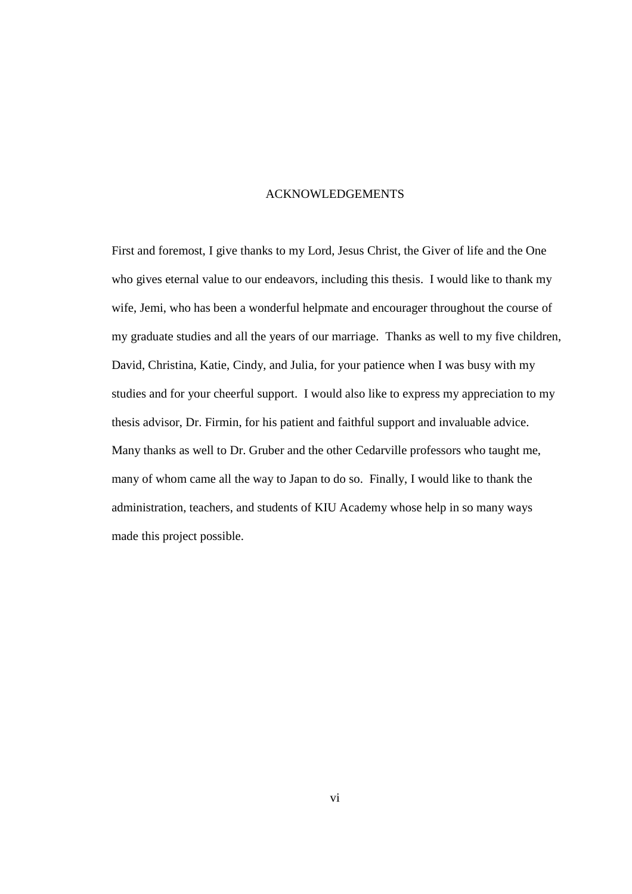# ACKNOWLEDGEMENTS

First and foremost, I give thanks to my Lord, Jesus Christ, the Giver of life and the One who gives eternal value to our endeavors, including this thesis. I would like to thank my wife, Jemi, who has been a wonderful helpmate and encourager throughout the course of my graduate studies and all the years of our marriage. Thanks as well to my five children, David, Christina, Katie, Cindy, and Julia, for your patience when I was busy with my studies and for your cheerful support. I would also like to express my appreciation to my thesis advisor, Dr. Firmin, for his patient and faithful support and invaluable advice. Many thanks as well to Dr. Gruber and the other Cedarville professors who taught me, many of whom came all the way to Japan to do so. Finally, I would like to thank the administration, teachers, and students of KIU Academy whose help in so many ways made this project possible.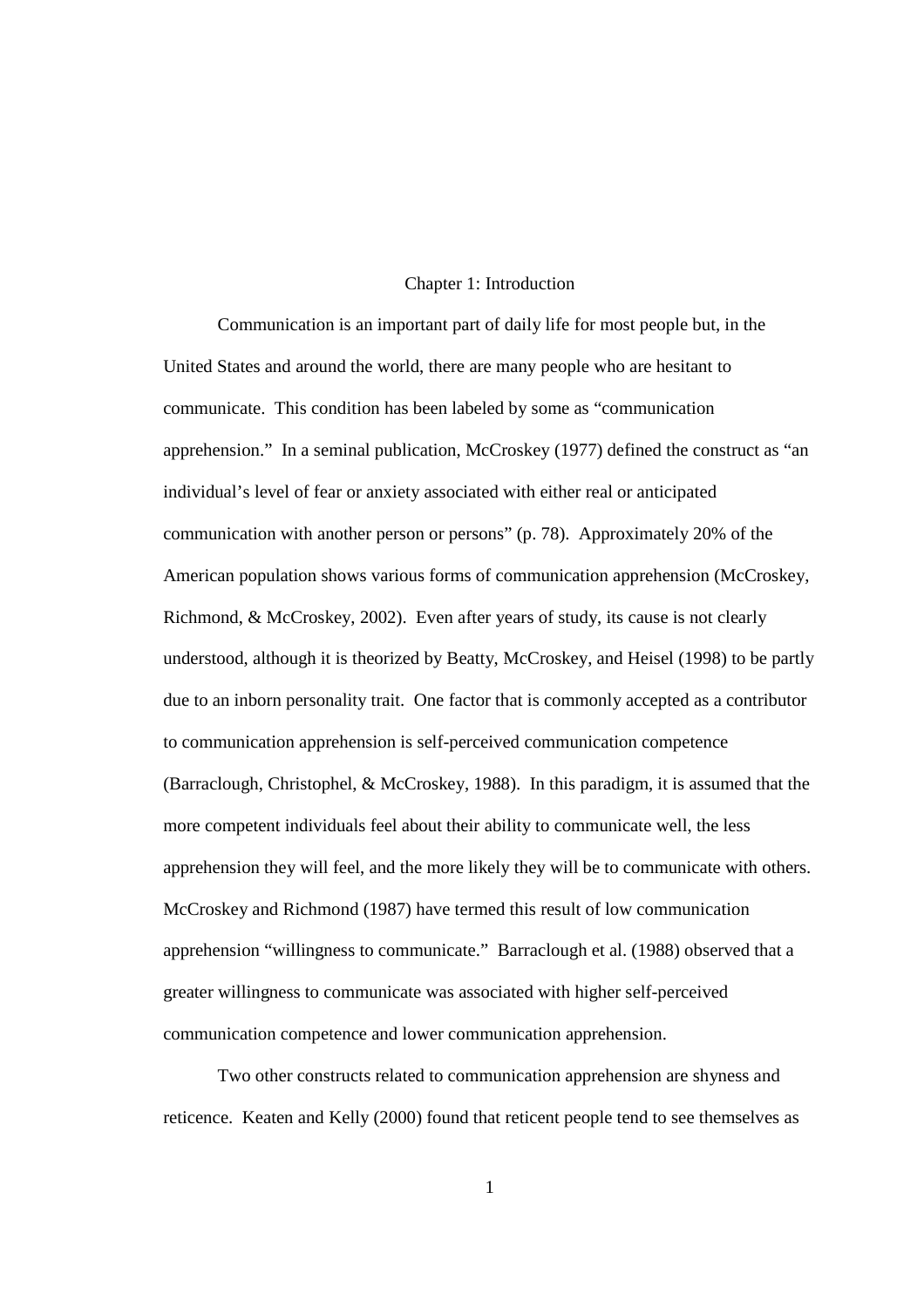# Chapter 1: Introduction

Communication is an important part of daily life for most people but, in the United States and around the world, there are many people who are hesitant to communicate. This condition has been labeled by some as "communication apprehension." In a seminal publication, McCroskey (1977) defined the construct as "an individual's level of fear or anxiety associated with either real or anticipated communication with another person or persons" (p. 78). Approximately 20% of the American population shows various forms of communication apprehension (McCroskey, Richmond, & McCroskey, 2002). Even after years of study, its cause is not clearly understood, although it is theorized by Beatty, McCroskey, and Heisel (1998) to be partly due to an inborn personality trait. One factor that is commonly accepted as a contributor to communication apprehension is self-perceived communication competence (Barraclough, Christophel, & McCroskey, 1988). In this paradigm, it is assumed that the more competent individuals feel about their ability to communicate well, the less apprehension they will feel, and the more likely they will be to communicate with others. McCroskey and Richmond (1987) have termed this result of low communication apprehension "willingness to communicate." Barraclough et al. (1988) observed that a greater willingness to communicate was associated with higher self-perceived communication competence and lower communication apprehension.

Two other constructs related to communication apprehension are shyness and reticence. Keaten and Kelly (2000) found that reticent people tend to see themselves as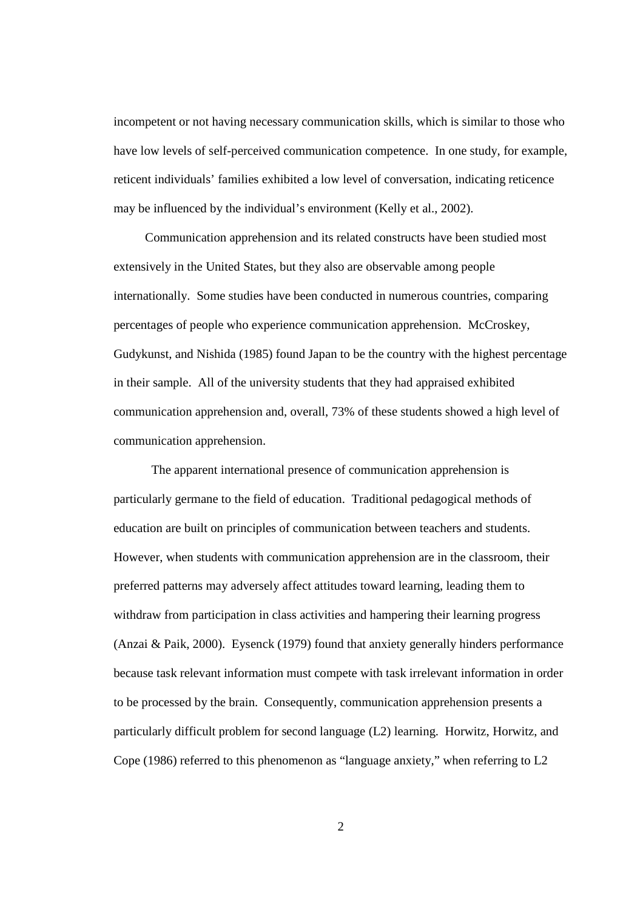incompetent or not having necessary communication skills, which is similar to those who have low levels of self-perceived communication competence. In one study, for example, reticent individuals' families exhibited a low level of conversation, indicating reticence may be influenced by the individual's environment (Kelly et al., 2002).

Communication apprehension and its related constructs have been studied most extensively in the United States, but they also are observable among people internationally. Some studies have been conducted in numerous countries, comparing percentages of people who experience communication apprehension. McCroskey, Gudykunst, and Nishida (1985) found Japan to be the country with the highest percentage in their sample. All of the university students that they had appraised exhibited communication apprehension and, overall, 73% of these students showed a high level of communication apprehension.

The apparent international presence of communication apprehension is particularly germane to the field of education. Traditional pedagogical methods of education are built on principles of communication between teachers and students. However, when students with communication apprehension are in the classroom, their preferred patterns may adversely affect attitudes toward learning, leading them to withdraw from participation in class activities and hampering their learning progress (Anzai & Paik, 2000). Eysenck (1979) found that anxiety generally hinders performance because task relevant information must compete with task irrelevant information in order to be processed by the brain. Consequently, communication apprehension presents a particularly difficult problem for second language (L2) learning. Horwitz, Horwitz, and Cope (1986) referred to this phenomenon as "language anxiety," when referring to L2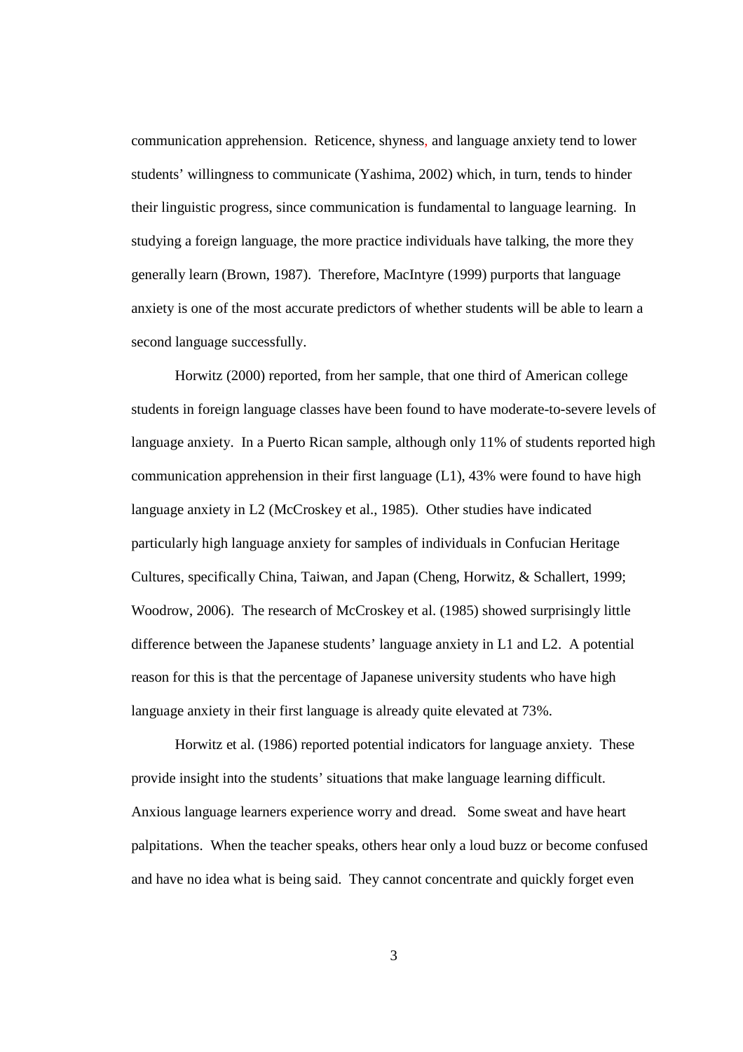communication apprehension. Reticence, shyness, and language anxiety tend to lower students' willingness to communicate (Yashima, 2002) which, in turn, tends to hinder their linguistic progress, since communication is fundamental to language learning. In studying a foreign language, the more practice individuals have talking, the more they generally learn (Brown, 1987). Therefore, MacIntyre (1999) purports that language anxiety is one of the most accurate predictors of whether students will be able to learn a second language successfully.

Horwitz (2000) reported, from her sample, that one third of American college students in foreign language classes have been found to have moderate-to-severe levels of language anxiety. In a Puerto Rican sample, although only 11% of students reported high communication apprehension in their first language (L1), 43% were found to have high language anxiety in L2 (McCroskey et al., 1985). Other studies have indicated particularly high language anxiety for samples of individuals in Confucian Heritage Cultures, specifically China, Taiwan, and Japan (Cheng, Horwitz, & Schallert, 1999; Woodrow, 2006). The research of McCroskey et al. (1985) showed surprisingly little difference between the Japanese students' language anxiety in L1 and L2. A potential reason for this is that the percentage of Japanese university students who have high language anxiety in their first language is already quite elevated at 73%.

Horwitz et al. (1986) reported potential indicators for language anxiety. These provide insight into the students' situations that make language learning difficult. Anxious language learners experience worry and dread. Some sweat and have heart palpitations. When the teacher speaks, others hear only a loud buzz or become confused and have no idea what is being said. They cannot concentrate and quickly forget even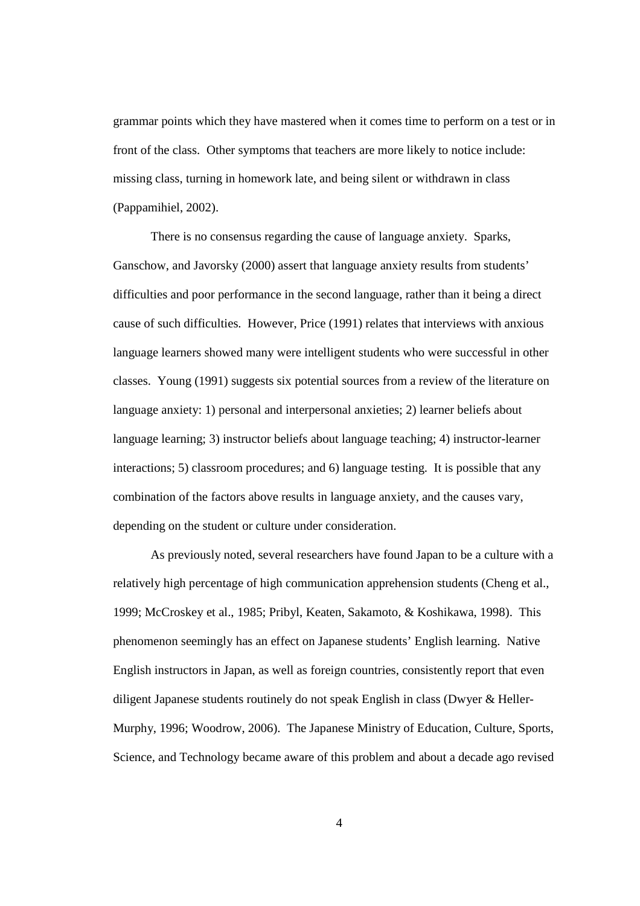grammar points which they have mastered when it comes time to perform on a test or in front of the class. Other symptoms that teachers are more likely to notice include: missing class, turning in homework late, and being silent or withdrawn in class (Pappamihiel, 2002).

There is no consensus regarding the cause of language anxiety. Sparks, Ganschow, and Javorsky (2000) assert that language anxiety results from students' difficulties and poor performance in the second language, rather than it being a direct cause of such difficulties. However, Price (1991) relates that interviews with anxious language learners showed many were intelligent students who were successful in other classes. Young (1991) suggests six potential sources from a review of the literature on language anxiety: 1) personal and interpersonal anxieties; 2) learner beliefs about language learning; 3) instructor beliefs about language teaching; 4) instructor-learner interactions; 5) classroom procedures; and 6) language testing. It is possible that any combination of the factors above results in language anxiety, and the causes vary, depending on the student or culture under consideration.

As previously noted, several researchers have found Japan to be a culture with a relatively high percentage of high communication apprehension students (Cheng et al., 1999; McCroskey et al., 1985; Pribyl, Keaten, Sakamoto, & Koshikawa, 1998). This phenomenon seemingly has an effect on Japanese students' English learning. Native English instructors in Japan, as well as foreign countries, consistently report that even diligent Japanese students routinely do not speak English in class (Dwyer & Heller-Murphy, 1996; Woodrow, 2006). The Japanese Ministry of Education, Culture, Sports, Science, and Technology became aware of this problem and about a decade ago revised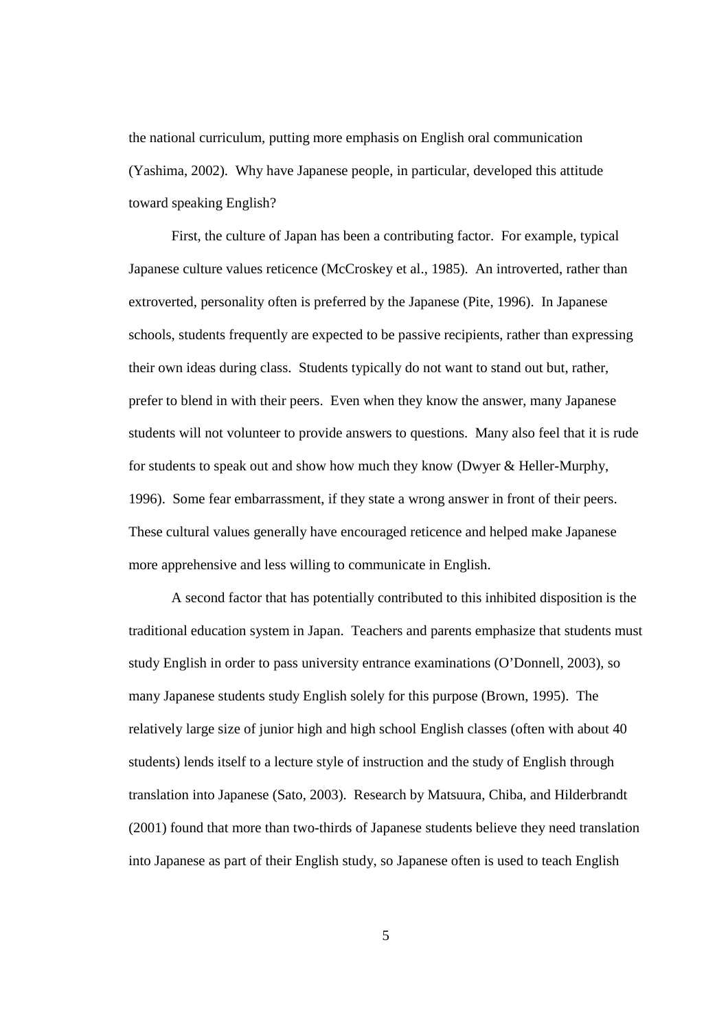the national curriculum, putting more emphasis on English oral communication (Yashima, 2002). Why have Japanese people, in particular, developed this attitude toward speaking English?

First, the culture of Japan has been a contributing factor. For example, typical Japanese culture values reticence (McCroskey et al., 1985). An introverted, rather than extroverted, personality often is preferred by the Japanese (Pite, 1996). In Japanese schools, students frequently are expected to be passive recipients, rather than expressing their own ideas during class. Students typically do not want to stand out but, rather, prefer to blend in with their peers. Even when they know the answer, many Japanese students will not volunteer to provide answers to questions. Many also feel that it is rude for students to speak out and show how much they know (Dwyer & Heller-Murphy, 1996). Some fear embarrassment, if they state a wrong answer in front of their peers. These cultural values generally have encouraged reticence and helped make Japanese more apprehensive and less willing to communicate in English.

A second factor that has potentially contributed to this inhibited disposition is the traditional education system in Japan. Teachers and parents emphasize that students must study English in order to pass university entrance examinations (O'Donnell, 2003), so many Japanese students study English solely for this purpose (Brown, 1995). The relatively large size of junior high and high school English classes (often with about 40 students) lends itself to a lecture style of instruction and the study of English through translation into Japanese (Sato, 2003). Research by Matsuura, Chiba, and Hilderbrandt (2001) found that more than two-thirds of Japanese students believe they need translation into Japanese as part of their English study, so Japanese often is used to teach English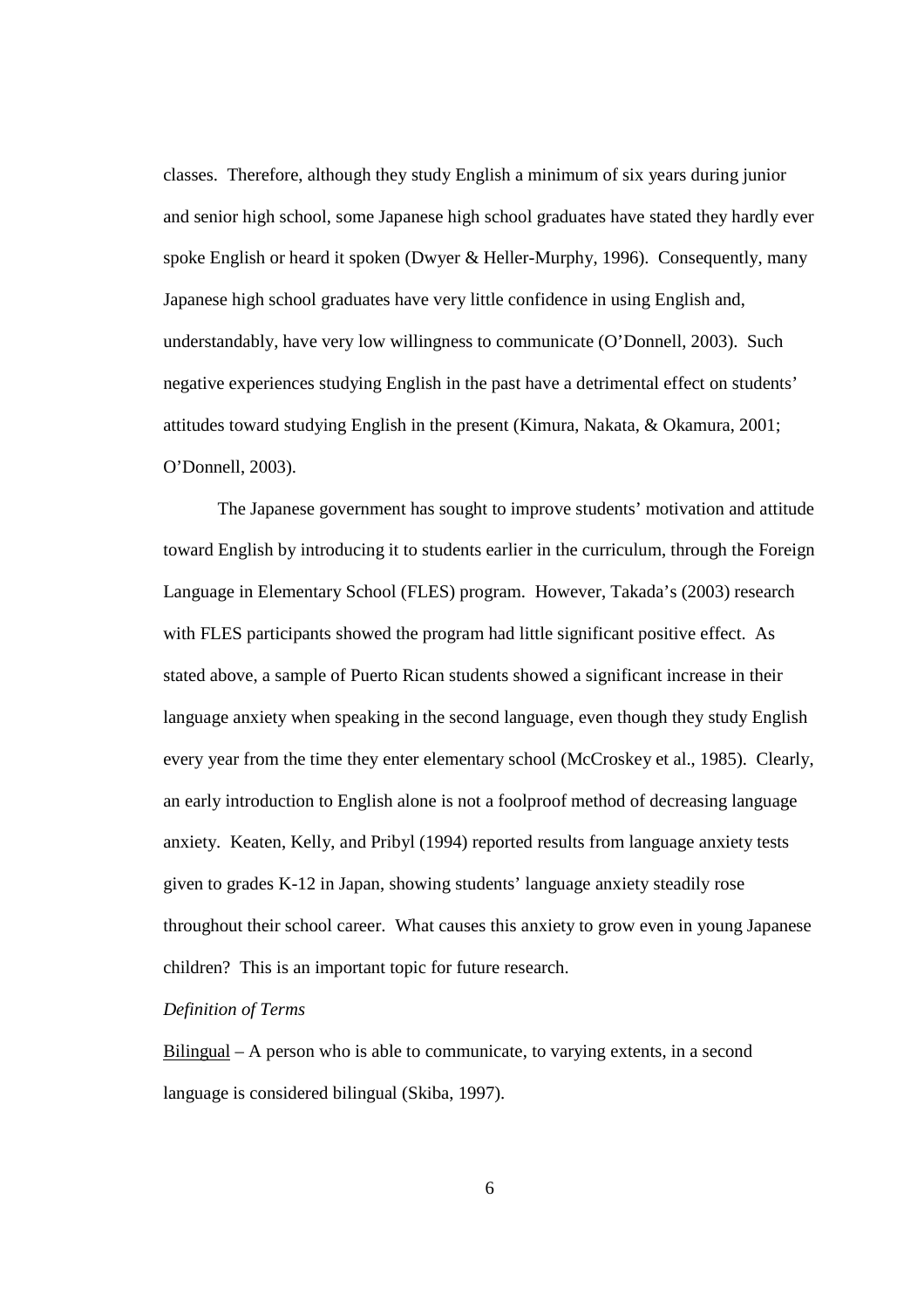classes. Therefore, although they study English a minimum of six years during junior and senior high school, some Japanese high school graduates have stated they hardly ever spoke English or heard it spoken (Dwyer & Heller-Murphy, 1996). Consequently, many Japanese high school graduates have very little confidence in using English and, understandably, have very low willingness to communicate (O'Donnell, 2003). Such negative experiences studying English in the past have a detrimental effect on students' attitudes toward studying English in the present (Kimura, Nakata, & Okamura, 2001; O'Donnell, 2003).

The Japanese government has sought to improve students' motivation and attitude toward English by introducing it to students earlier in the curriculum, through the Foreign Language in Elementary School (FLES) program. However, Takada's (2003) research with FLES participants showed the program had little significant positive effect. As stated above, a sample of Puerto Rican students showed a significant increase in their language anxiety when speaking in the second language, even though they study English every year from the time they enter elementary school (McCroskey et al., 1985). Clearly, an early introduction to English alone is not a foolproof method of decreasing language anxiety. Keaten, Kelly, and Pribyl (1994) reported results from language anxiety tests given to grades K-12 in Japan, showing students' language anxiety steadily rose throughout their school career. What causes this anxiety to grow even in young Japanese children? This is an important topic for future research.

*Definition of Terms*

<u>Bilingual</u> – A person who is able to communicate, to varying extents, in a second language is considered bilingual (Skiba, 1997).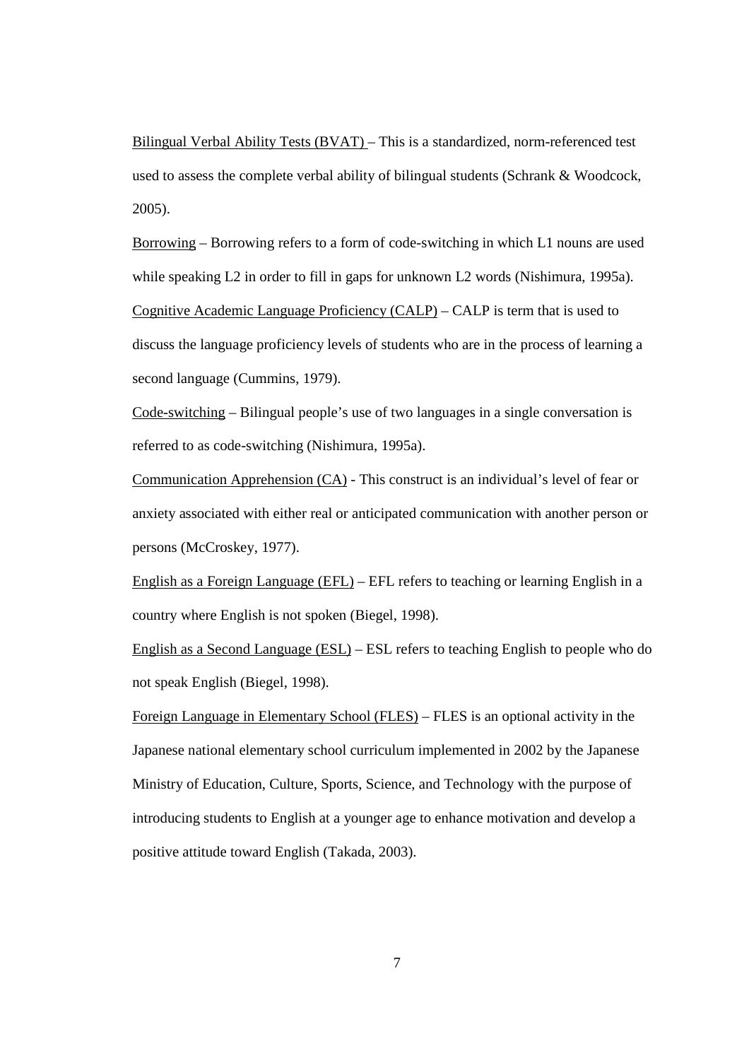<u>Bilingual Verbal Ability Tests (BVAT)</u> – This is a standardized, norm-referenced test used to assess the complete verbal ability of bilingual students (Schrank & Woodcock, 2005).

<u>Borrowing</u> – Borrowing refers to a form of code-switching in which L1 nouns are used while speaking L2 in order to fill in gaps for unknown L2 words (Nishimura, 1995a).

<u>Cognitive Academic Language Proficiency (CALP)</u> – CALP is term that is used to discuss the language proficiency levels of students who are in the process of learning a second language (Cummins, 1979).

<u>Code-switching</u> – Bilingual people's use of two languages in a single conversation is referred to as code-switching (Nishimura, 1995a).

<u>Communication Apprehension (CA)</u> - This construct is an individual's level of fear or anxiety associated with either real or anticipated communication with another person or persons (McCroskey, 1977).

<u>English as a Foreign Language (EFL)</u> – EFL refers to teaching or learning English in a country where English is not spoken (Biegel, 1998).

<u>English as a Second Language (ESL)</u> – ESL refers to teaching English to people who do not speak English (Biegel, 1998).

<u>Foreign Language in Elementary School (FLES)</u> – FLES is an optional activity in the Japanese national elementary school curriculum implemented in 2002 by the Japanese Ministry of Education, Culture, Sports, Science, and Technology with the purpose of introducing students to English at a younger age to enhance motivation and develop a positive attitude toward English (Takada, 2003).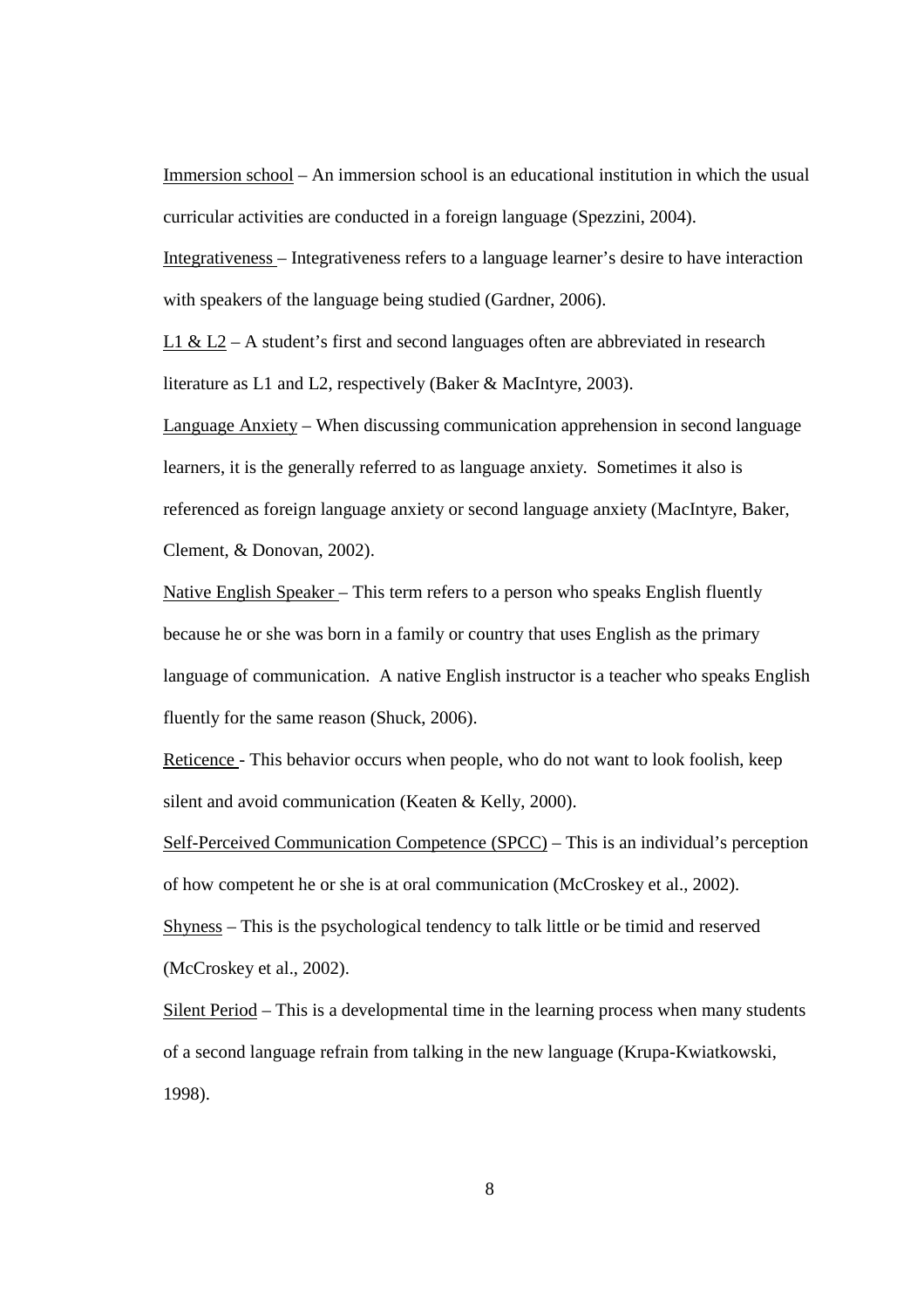<u>Immersion school</u> – An immersion school is an educational institution in which the usual curricular activities are conducted in a foreign language (Spezzini, 2004).

<u>Integrativeness</u> – Integrativeness refers to a language learner's desire to have interaction with speakers of the language being studied (Gardner, 2006).

<u>L1 & L2</u> – A student's first and second languages often are abbreviated in research literature as L1 and L2, respectively (Baker & MacIntyre, 2003).

<u>Language Anxiety</u> – When discussing communication apprehension in second language learners, it is the generally referred to as language anxiety. Sometimes it also is referenced as foreign language anxiety or second language anxiety (MacIntyre, Baker, Clement, & Donovan, 2002).

<u>Native English Speaker</u> – This term refers to a person who speaks English fluently because he or she was born in a family or country that uses English as the primary language of communication. A native English instructor is a teacher who speaks English fluently for the same reason (Shuck, 2006).

<u>Reticence</u> - This behavior occurs when people, who do not want to look foolish, keep silent and avoid communication (Keaten & Kelly, 2000).

<u>Self-Perceived Communication Competence (SPCC)</u> – This is an individual's perception of how competent he or she is at oral communication (McCroskey et al., 2002).

<u>Shyness</u> – This is the psychological tendency to talk little or be timid and reserved (McCroskey et al., 2002).

<u>Silent Period</u> – This is a developmental time in the learning process when many students of a second language refrain from talking in the new language (Krupa-Kwiatkowski, 1998).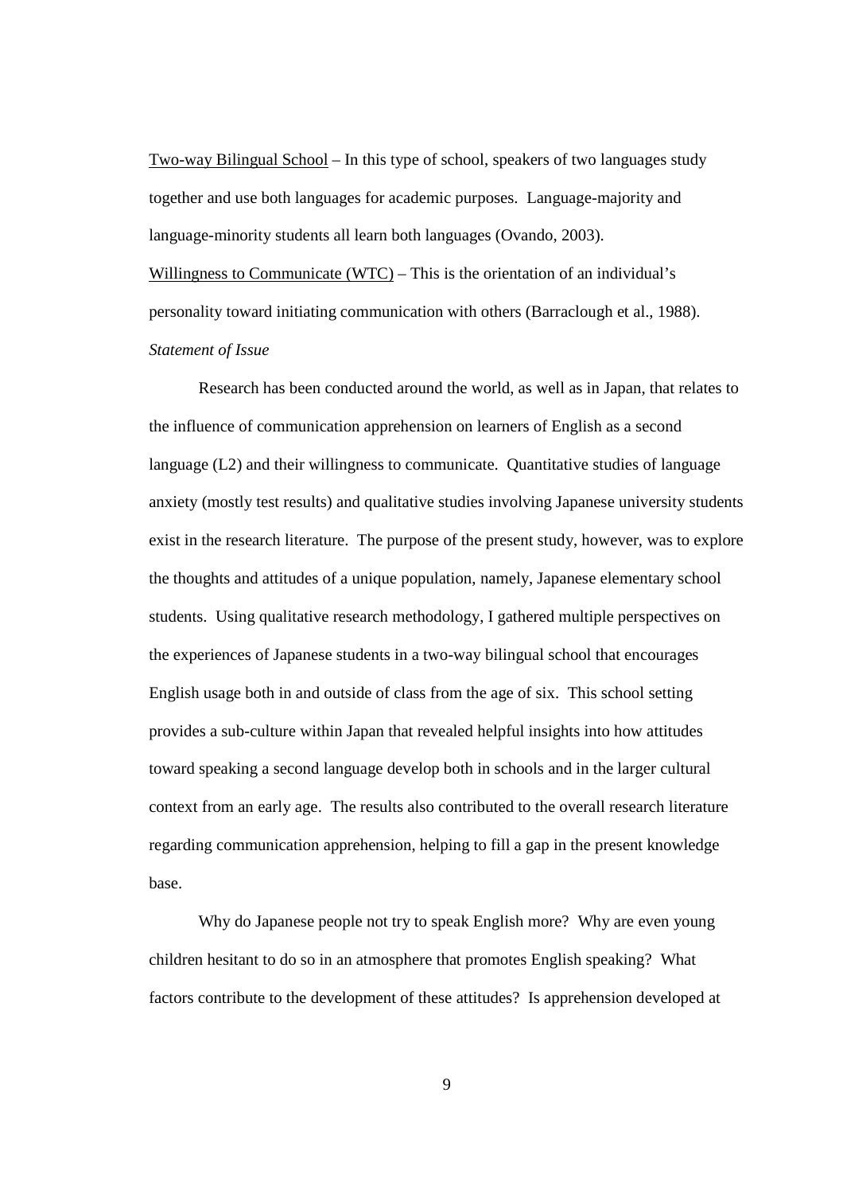<u>Two-way Bilingual School</u> – In this type of school, speakers of two languages study together and use both languages for academic purposes. Language-majority and language-minority students all learn both languages (Ovando, 2003).

<u>Willingness to Communicate (WTC)</u> – This is the orientation of an individual's personality toward initiating communication with others (Barraclough et al., 1988).

*Statement of Issue*

Research has been conducted around the world, as well as in Japan, that relates to the influence of communication apprehension on learners of English as a second language (L2) and their willingness to communicate. Quantitative studies of language anxiety (mostly test results) and qualitative studies involving Japanese university students exist in the research literature. The purpose of the present study, however, was to explore the thoughts and attitudes of a unique population, namely, Japanese elementary school students. Using qualitative research methodology, I gathered multiple perspectives on the experiences of Japanese students in a two-way bilingual school that encourages English usage both in and outside of class from the age of six. This school setting provides a sub-culture within Japan that revealed helpful insights into how attitudes toward speaking a second language develop both in schools and in the larger cultural context from an early age. The results also contributed to the overall research literature regarding communication apprehension, helping to fill a gap in the present knowledge base.

Why do Japanese people not try to speak English more? Why are even young children hesitant to do so in an atmosphere that promotes English speaking? What factors contribute to the development of these attitudes? Is apprehension developed at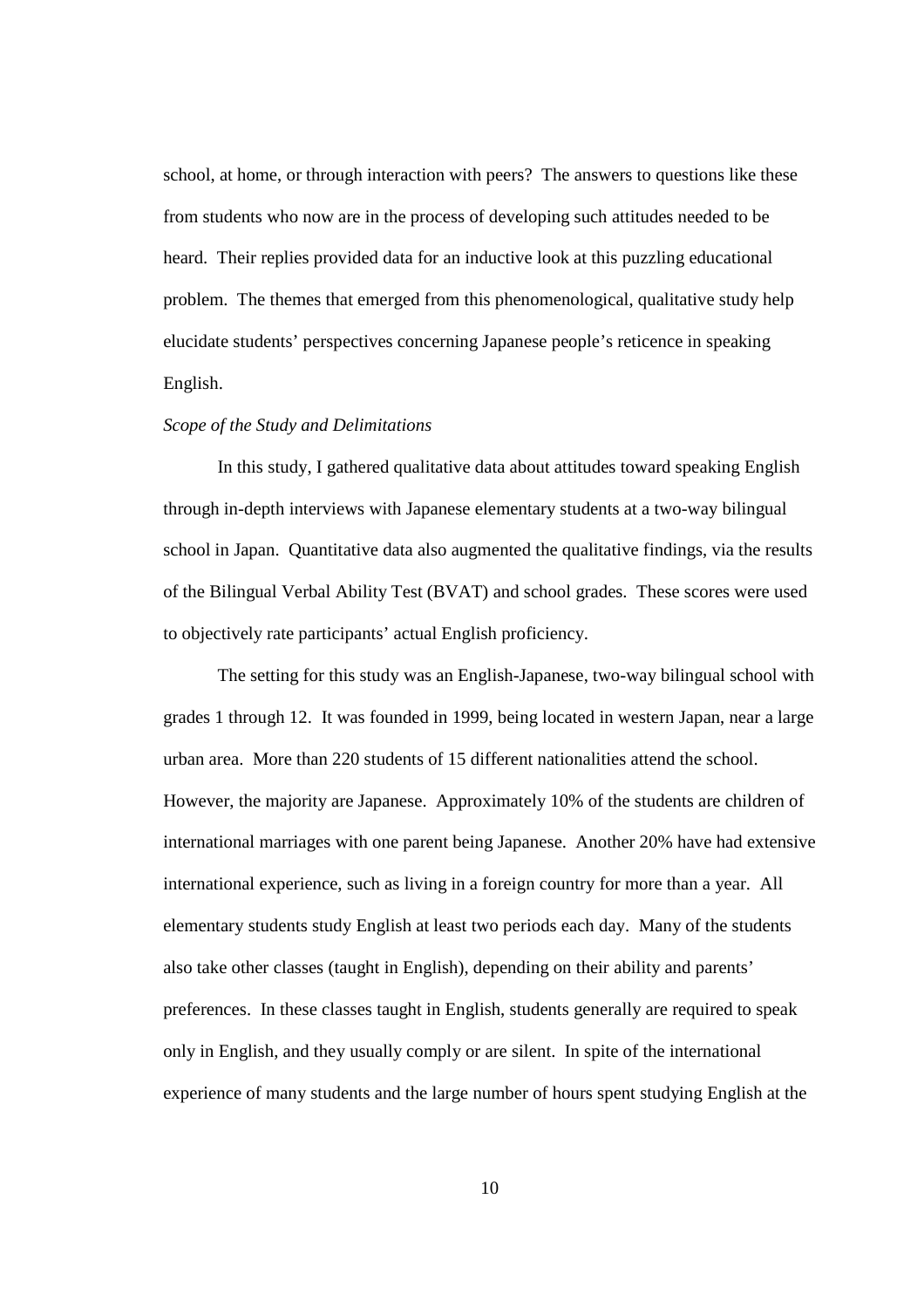school, at home, or through interaction with peers? The answers to questions like these from students who now are in the process of developing such attitudes needed to be heard. Their replies provided data for an inductive look at this puzzling educational problem. The themes that emerged from this phenomenological, qualitative study help elucidate students' perspectives concerning Japanese people's reticence in speaking English.

*Scope of the Study and Delimitations*

In this study, I gathered qualitative data about attitudes toward speaking English through in-depth interviews with Japanese elementary students at a two-way bilingual school in Japan. Quantitative data also augmented the qualitative findings, via the results of the Bilingual Verbal Ability Test (BVAT) and school grades. These scores were used to objectively rate participants' actual English proficiency.

The setting for this study was an English-Japanese, two-way bilingual school with grades 1 through 12. It was founded in 1999, being located in western Japan, near a large urban area. More than 220 students of 15 different nationalities attend the school. However, the majority are Japanese. Approximately 10% of the students are children of international marriages with one parent being Japanese. Another 20% have had extensive international experience, such as living in a foreign country for more than a year. All elementary students study English at least two periods each day. Many of the students also take other classes (taught in English), depending on their ability and parents' preferences. In these classes taught in English, students generally are required to speak only in English, and they usually comply or are silent. In spite of the international experience of many students and the large number of hours spent studying English at the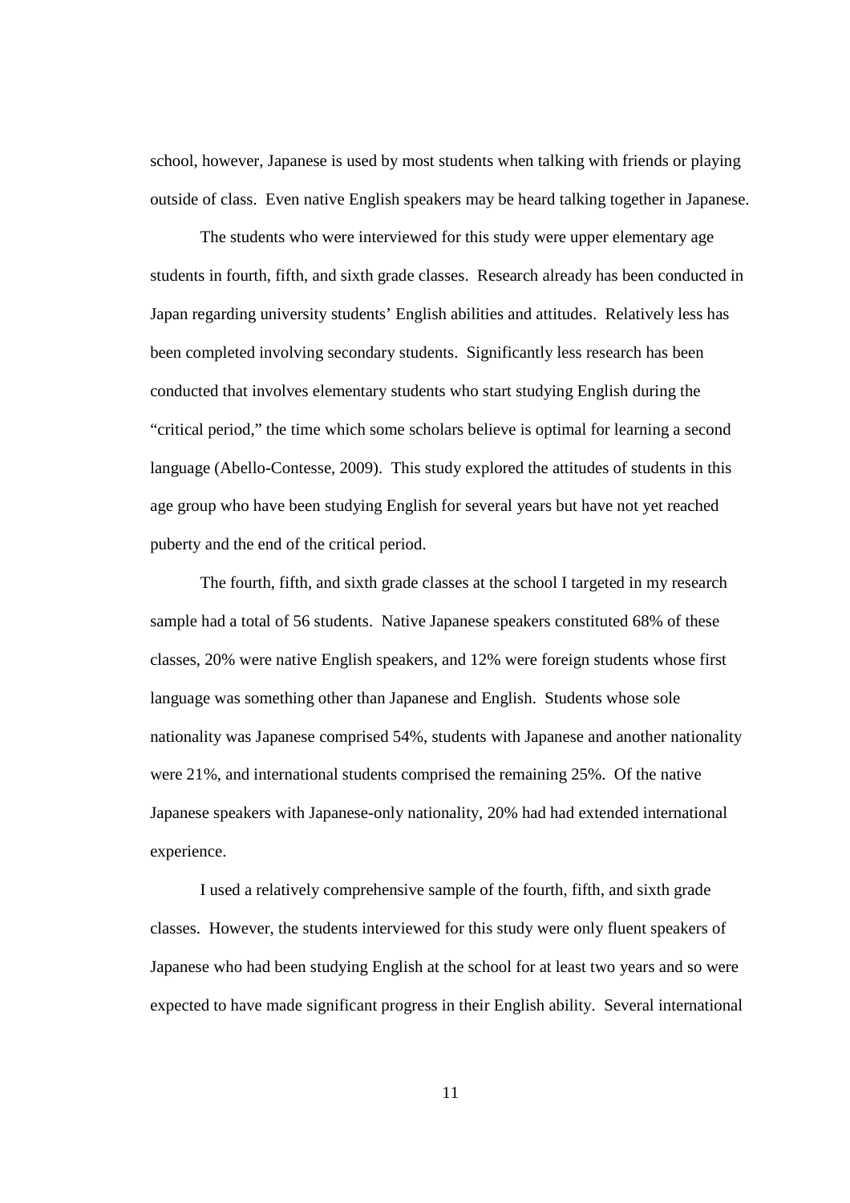school, however, Japanese is used by most students when talking with friends or playing outside of class. Even native English speakers may be heard talking together in Japanese.

The students who were interviewed for this study were upper elementary age students in fourth, fifth, and sixth grade classes. Research already has been conducted in Japan regarding university students' English abilities and attitudes. Relatively less has been completed involving secondary students. Significantly less research has been conducted that involves elementary students who start studying English during the "critical period," the time which some scholars believe is optimal for learning a second language (Abello-Contesse, 2009). This study explored the attitudes of students in this age group who have been studying English for several years but have not yet reached puberty and the end of the critical period.

The fourth, fifth, and sixth grade classes at the school I targeted in my research sample had a total of 56 students. Native Japanese speakers constituted 68% of these classes, 20% were native English speakers, and 12% were foreign students whose first language was something other than Japanese and English. Students whose sole nationality was Japanese comprised 54%, students with Japanese and another nationality were 21%, and international students comprised the remaining 25%. Of the native Japanese speakers with Japanese-only nationality, 20% had had extended international experience.

I used a relatively comprehensive sample of the fourth, fifth, and sixth grade classes. However, the students interviewed for this study were only fluent speakers of Japanese who had been studying English at the school for at least two years and so were expected to have made significant progress in their English ability. Several international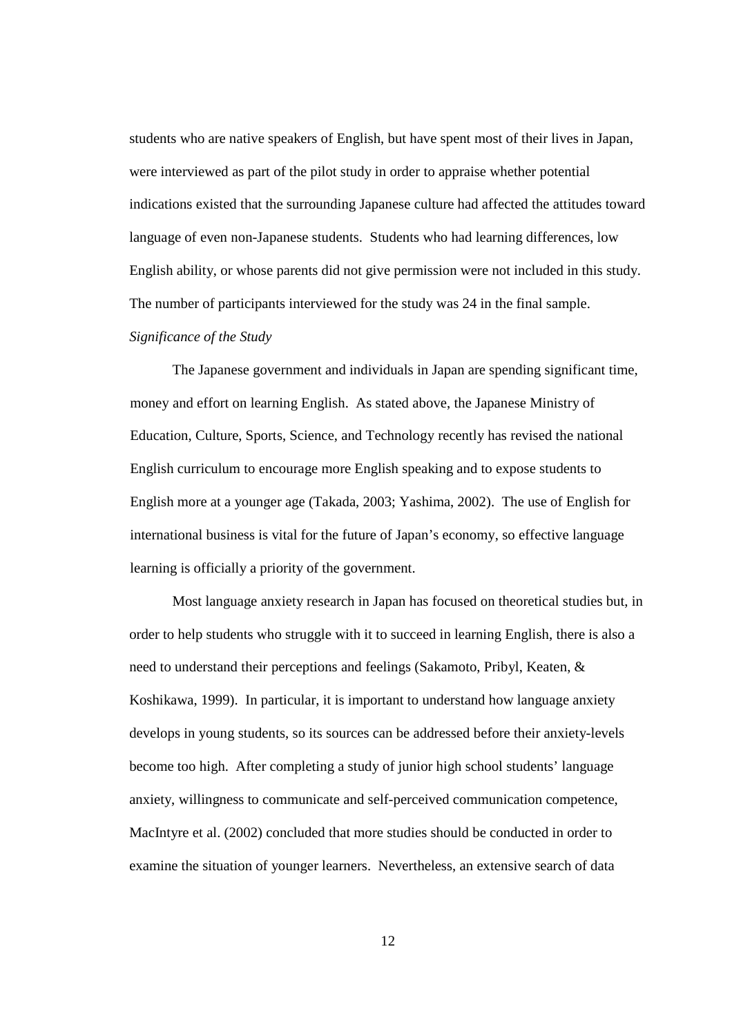students who are native speakers of English, but have spent most of their lives in Japan, were interviewed as part of the pilot study in order to appraise whether potential indications existed that the surrounding Japanese culture had affected the attitudes toward language of even non-Japanese students. Students who had learning differences, low English ability, or whose parents did not give permission were not included in this study. The number of participants interviewed for the study was 24 in the final sample.

*Significance of the Study*

The Japanese government and individuals in Japan are spending significant time, money and effort on learning English. As stated above, the Japanese Ministry of Education, Culture, Sports, Science, and Technology recently has revised the national English curriculum to encourage more English speaking and to expose students to English more at a younger age (Takada, 2003; Yashima, 2002). The use of English for international business is vital for the future of Japan's economy, so effective language learning is officially a priority of the government.

Most language anxiety research in Japan has focused on theoretical studies but, in order to help students who struggle with it to succeed in learning English, there is also a need to understand their perceptions and feelings (Sakamoto, Pribyl, Keaten, & Koshikawa, 1999). In particular, it is important to understand how language anxiety develops in young students, so its sources can be addressed before their anxiety-levels become too high. After completing a study of junior high school students' language anxiety, willingness to communicate and self-perceived communication competence, MacIntyre et al. (2002) concluded that more studies should be conducted in order to examine the situation of younger learners. Nevertheless, an extensive search of data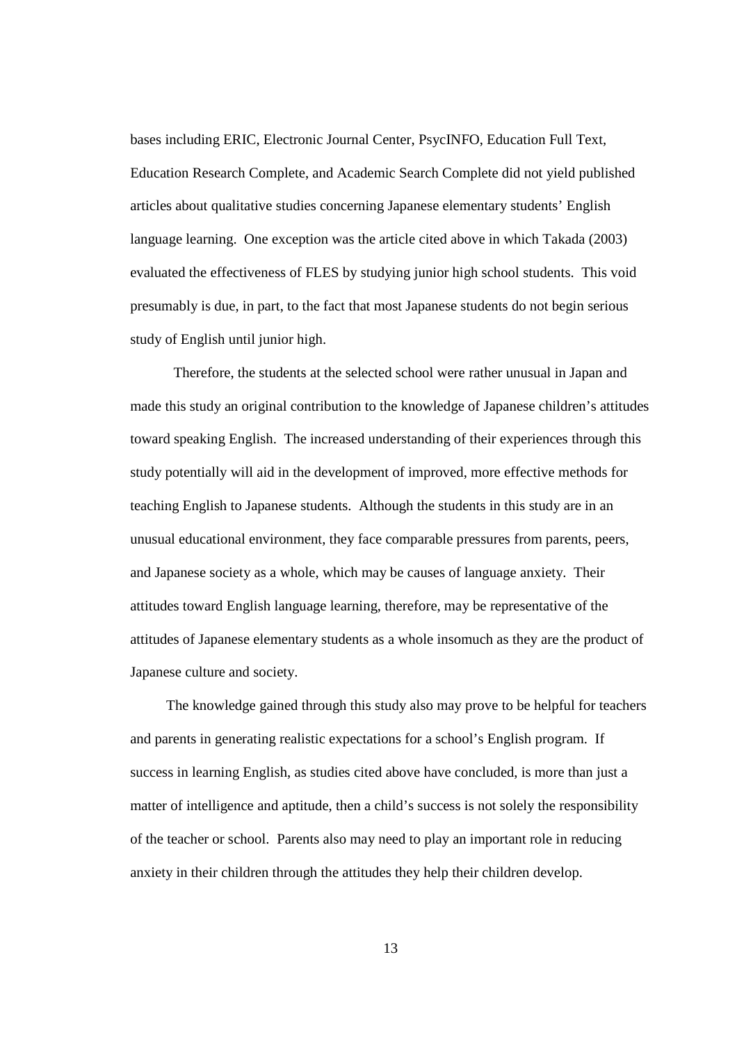bases including ERIC, Electronic Journal Center, PsycINFO, Education Full Text, Education Research Complete, and Academic Search Complete did not yield published articles about qualitative studies concerning Japanese elementary students' English language learning. One exception was the article cited above in which Takada (2003) evaluated the effectiveness of FLES by studying junior high school students. This void presumably is due, in part, to the fact that most Japanese students do not begin serious study of English until junior high.

Therefore, the students at the selected school were rather unusual in Japan and made this study an original contribution to the knowledge of Japanese children's attitudes toward speaking English. The increased understanding of their experiences through this study potentially will aid in the development of improved, more effective methods for teaching English to Japanese students. Although the students in this study are in an unusual educational environment, they face comparable pressures from parents, peers, and Japanese society as a whole, which may be causes of language anxiety. Their attitudes toward English language learning, therefore, may be representative of the attitudes of Japanese elementary students as a whole insomuch as they are the product of Japanese culture and society.

The knowledge gained through this study also may prove to be helpful for teachers and parents in generating realistic expectations for a school's English program. If success in learning English, as studies cited above have concluded, is more than just a matter of intelligence and aptitude, then a child's success is not solely the responsibility of the teacher or school. Parents also may need to play an important role in reducing anxiety in their children through the attitudes they help their children develop.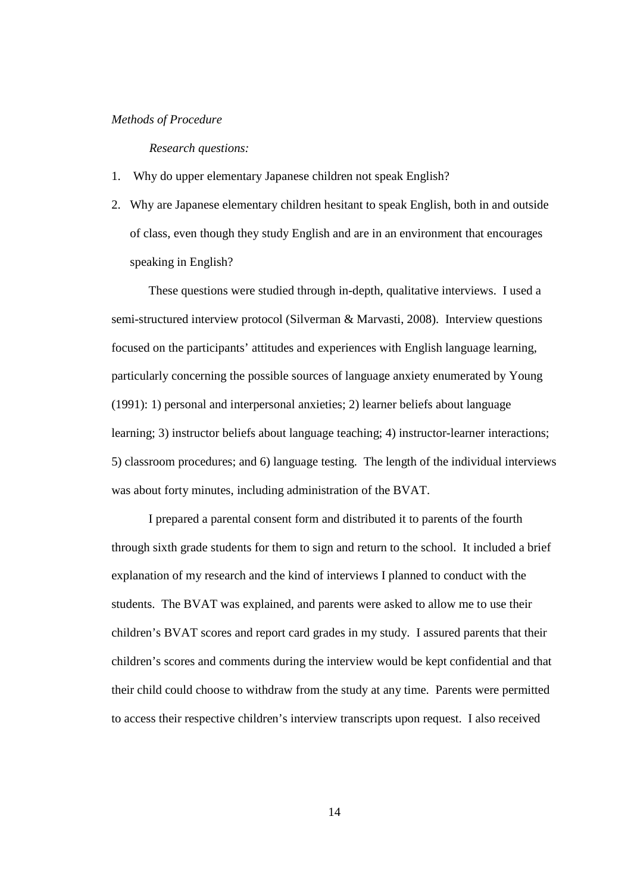*Methods of Procedure*

*Research questions:*

1. Why do upper elementary Japanese children not speak English?
2. Why are Japanese elementary children hesitant to speak English, both in and outside of class, even though they study English and are in an environment that encourages speaking in English?

These questions were studied through in-depth, qualitative interviews. I used a semi-structured interview protocol (Silverman & Marvasti, 2008). Interview questions focused on the participants' attitudes and experiences with English language learning, particularly concerning the possible sources of language anxiety enumerated by Young (1991): 1) personal and interpersonal anxieties; 2) learner beliefs about language learning; 3) instructor beliefs about language teaching; 4) instructor-learner interactions; 5) classroom procedures; and 6) language testing. The length of the individual interviews was about forty minutes, including administration of the BVAT.

I prepared a parental consent form and distributed it to parents of the fourth through sixth grade students for them to sign and return to the school. It included a brief explanation of my research and the kind of interviews I planned to conduct with the students. The BVAT was explained, and parents were asked to allow me to use their children's BVAT scores and report card grades in my study. I assured parents that their children's scores and comments during the interview would be kept confidential and that their child could choose to withdraw from the study at any time. Parents were permitted to access their respective children's interview transcripts upon request. I also received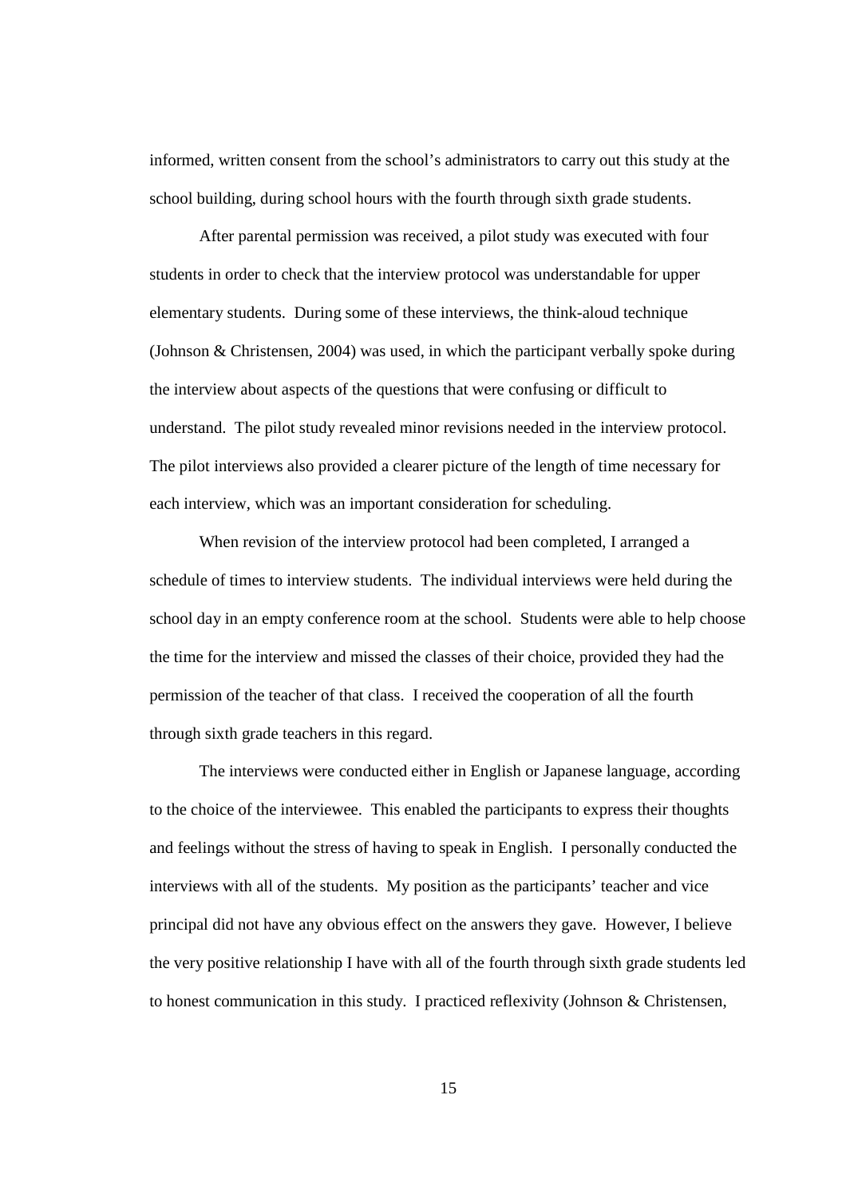informed, written consent from the school's administrators to carry out this study at the school building, during school hours with the fourth through sixth grade students.

After parental permission was received, a pilot study was executed with four students in order to check that the interview protocol was understandable for upper elementary students. During some of these interviews, the think-aloud technique (Johnson & Christensen, 2004) was used, in which the participant verbally spoke during the interview about aspects of the questions that were confusing or difficult to understand. The pilot study revealed minor revisions needed in the interview protocol. The pilot interviews also provided a clearer picture of the length of time necessary for each interview, which was an important consideration for scheduling.

When revision of the interview protocol had been completed, I arranged a schedule of times to interview students. The individual interviews were held during the school day in an empty conference room at the school. Students were able to help choose the time for the interview and missed the classes of their choice, provided they had the permission of the teacher of that class. I received the cooperation of all the fourth through sixth grade teachers in this regard.

The interviews were conducted either in English or Japanese language, according to the choice of the interviewee. This enabled the participants to express their thoughts and feelings without the stress of having to speak in English. I personally conducted the interviews with all of the students. My position as the participants' teacher and vice principal did not have any obvious effect on the answers they gave. However, I believe the very positive relationship I have with all of the fourth through sixth grade students led to honest communication in this study. I practiced reflexivity (Johnson & Christensen,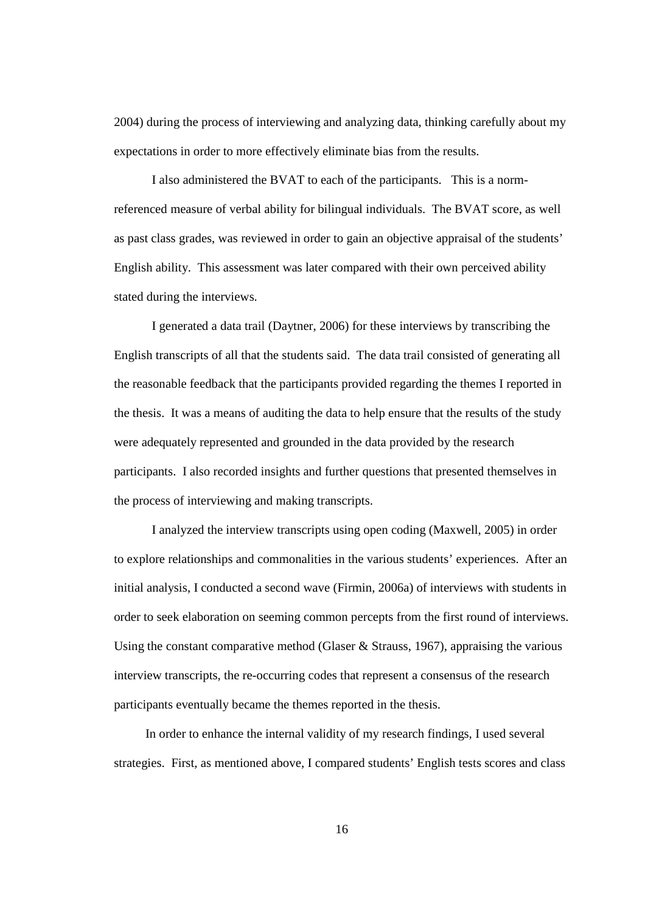2004) during the process of interviewing and analyzing data, thinking carefully about my expectations in order to more effectively eliminate bias from the results.

I also administered the BVAT to each of the participants. This is a norm-referenced measure of verbal ability for bilingual individuals. The BVAT score, as well as past class grades, was reviewed in order to gain an objective appraisal of the students' English ability. This assessment was later compared with their own perceived ability stated during the interviews.

I generated a data trail (Daytner, 2006) for these interviews by transcribing the English transcripts of all that the students said. The data trail consisted of generating all the reasonable feedback that the participants provided regarding the themes I reported in the thesis. It was a means of auditing the data to help ensure that the results of the study were adequately represented and grounded in the data provided by the research participants. I also recorded insights and further questions that presented themselves in the process of interviewing and making transcripts.

I analyzed the interview transcripts using open coding (Maxwell, 2005) in order to explore relationships and commonalities in the various students' experiences. After an initial analysis, I conducted a second wave (Firmin, 2006a) of interviews with students in order to seek elaboration on seeming common percepts from the first round of interviews. Using the constant comparative method (Glaser & Strauss, 1967), appraising the various interview transcripts, the re-occurring codes that represent a consensus of the research participants eventually became the themes reported in the thesis.

In order to enhance the internal validity of my research findings, I used several strategies. First, as mentioned above, I compared students' English tests scores and class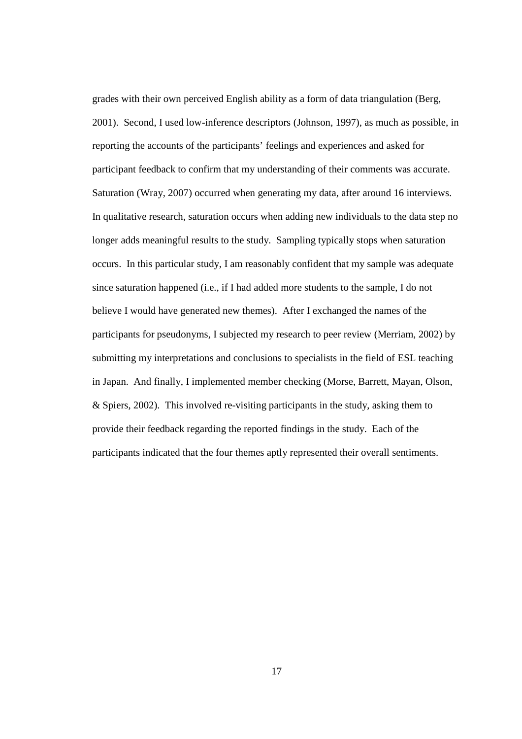grades with their own perceived English ability as a form of data triangulation (Berg, 2001). Second, I used low-inference descriptors (Johnson, 1997), as much as possible, in reporting the accounts of the participants' feelings and experiences and asked for participant feedback to confirm that my understanding of their comments was accurate. Saturation (Wray, 2007) occurred when generating my data, after around 16 interviews. In qualitative research, saturation occurs when adding new individuals to the data step no longer adds meaningful results to the study. Sampling typically stops when saturation occurs. In this particular study, I am reasonably confident that my sample was adequate since saturation happened (i.e., if I had added more students to the sample, I do not believe I would have generated new themes). After I exchanged the names of the participants for pseudonyms, I subjected my research to peer review (Merriam, 2002) by submitting my interpretations and conclusions to specialists in the field of ESL teaching in Japan. And finally, I implemented member checking (Morse, Barrett, Mayan, Olson, & Spiers, 2002). This involved re-visiting participants in the study, asking them to provide their feedback regarding the reported findings in the study. Each of the participants indicated that the four themes aptly represented their overall sentiments.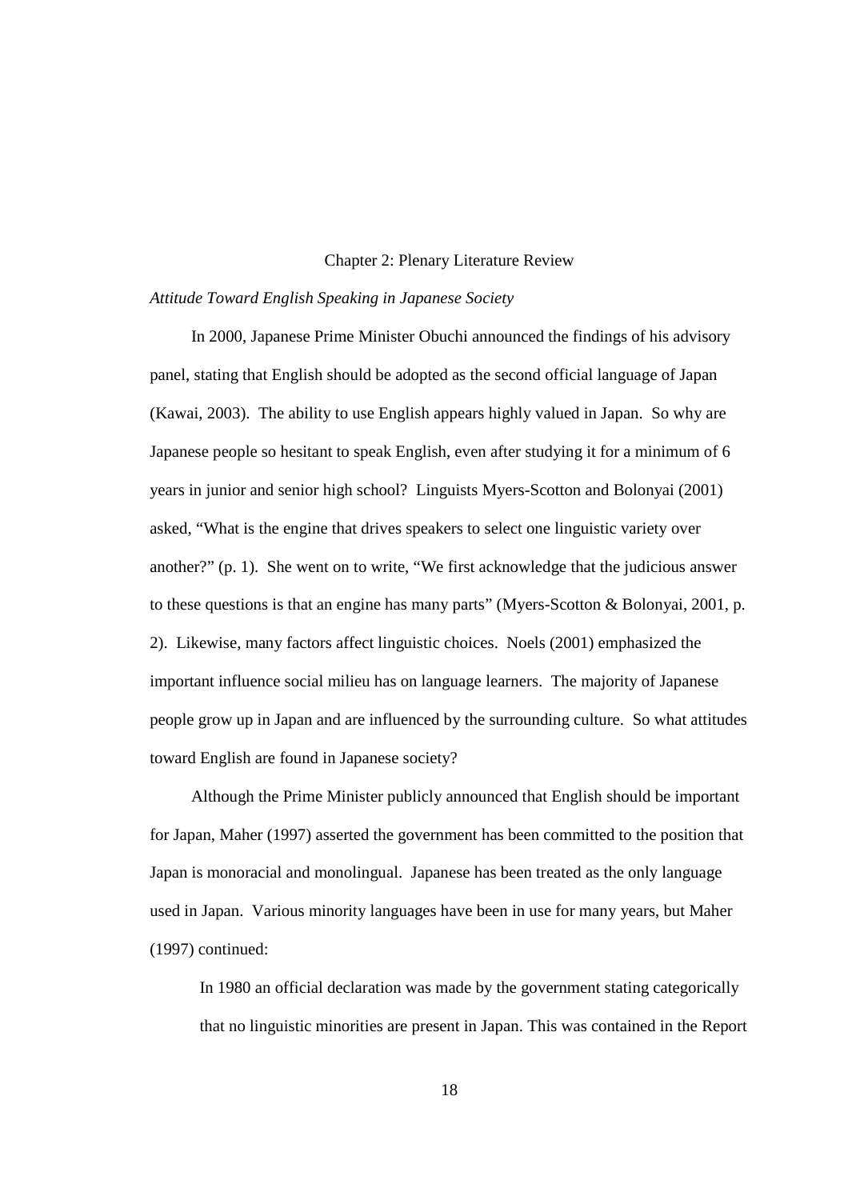# Chapter 2: Plenary Literature Review

*Attitude Toward English Speaking in Japanese Society*

In 2000, Japanese Prime Minister Obuchi announced the findings of his advisory panel, stating that English should be adopted as the second official language of Japan (Kawai, 2003). The ability to use English appears highly valued in Japan. So why are Japanese people so hesitant to speak English, even after studying it for a minimum of 6 years in junior and senior high school? Linguists Myers-Scotton and Bolonyai (2001) asked, "What is the engine that drives speakers to select one linguistic variety over another?" (p. 1). She went on to write, "We first acknowledge that the judicious answer to these questions is that an engine has many parts" (Myers-Scotton & Bolonyai, 2001, p. 2). Likewise, many factors affect linguistic choices. Noels (2001) emphasized the important influence social milieu has on language learners. The majority of Japanese people grow up in Japan and are influenced by the surrounding culture. So what attitudes toward English are found in Japanese society?

Although the Prime Minister publicly announced that English should be important for Japan, Maher (1997) asserted the government has been committed to the position that Japan is monoracial and monolingual. Japanese has been treated as the only language used in Japan. Various minority languages have been in use for many years, but Maher (1997) continued:

> In 1980 an official declaration was made by the government stating categorically that no linguistic minorities are present in Japan. This was contained in the Report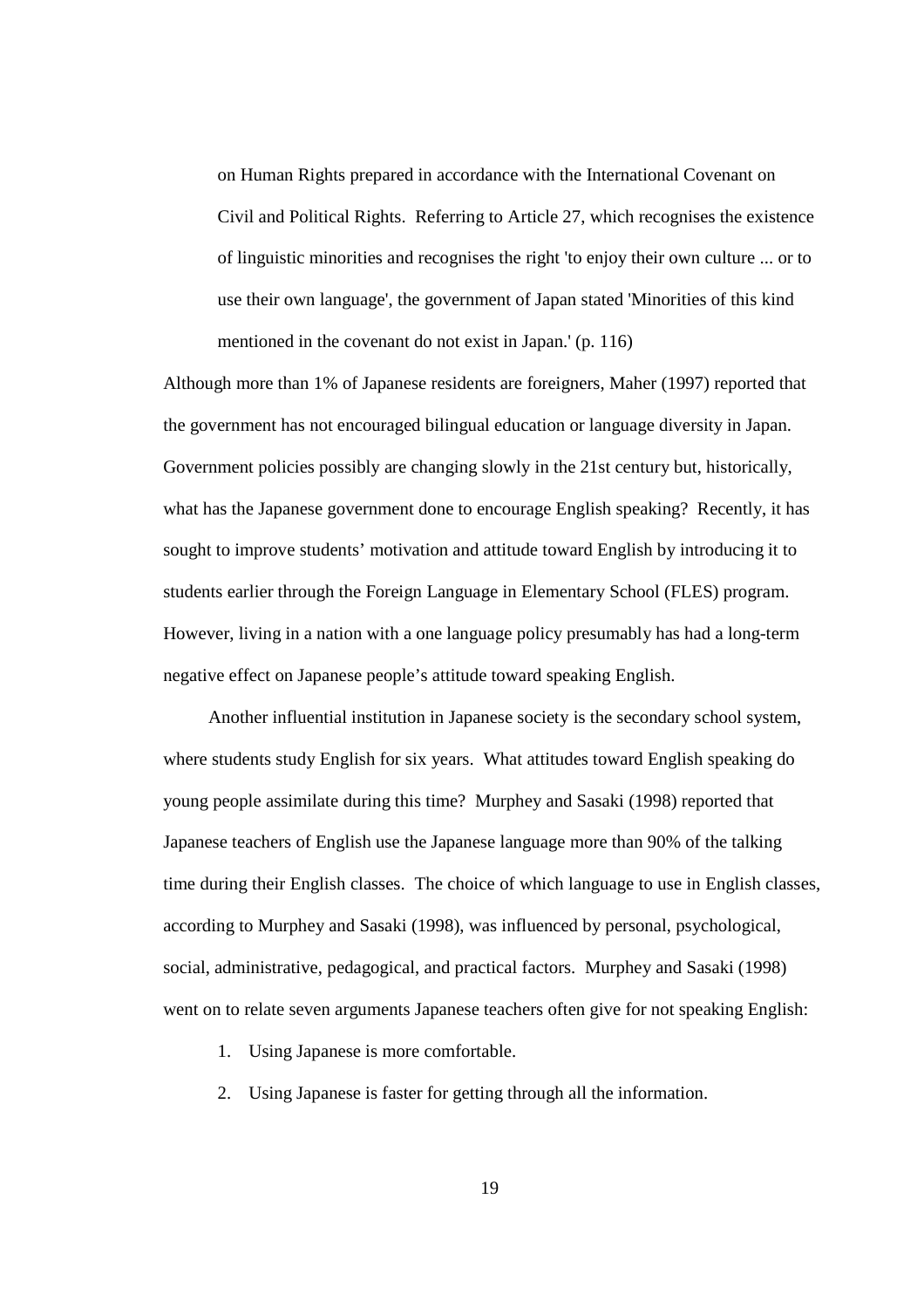> on Human Rights prepared in accordance with the International Covenant on Civil and Political Rights. Referring to Article 27, which recognises the existence of linguistic minorities and recognises the right 'to enjoy their own culture ... or to use their own language', the government of Japan stated 'Minorities of this kind mentioned in the covenant do not exist in Japan.' (p. 116)

Although more than 1% of Japanese residents are foreigners, Maher (1997) reported that the government has not encouraged bilingual education or language diversity in Japan. Government policies possibly are changing slowly in the 21st century but, historically, what has the Japanese government done to encourage English speaking? Recently, it has sought to improve students' motivation and attitude toward English by introducing it to students earlier through the Foreign Language in Elementary School (FLES) program. However, living in a nation with a one language policy presumably has had a long-term negative effect on Japanese people's attitude toward speaking English.

Another influential institution in Japanese society is the secondary school system, where students study English for six years. What attitudes toward English speaking do young people assimilate during this time? Murphey and Sasaki (1998) reported that Japanese teachers of English use the Japanese language more than 90% of the talking time during their English classes. The choice of which language to use in English classes, according to Murphey and Sasaki (1998), was influenced by personal, psychological, social, administrative, pedagogical, and practical factors. Murphey and Sasaki (1998) went on to relate seven arguments Japanese teachers often give for not speaking English:

1. Using Japanese is more comfortable.
2. Using Japanese is faster for getting through all the information.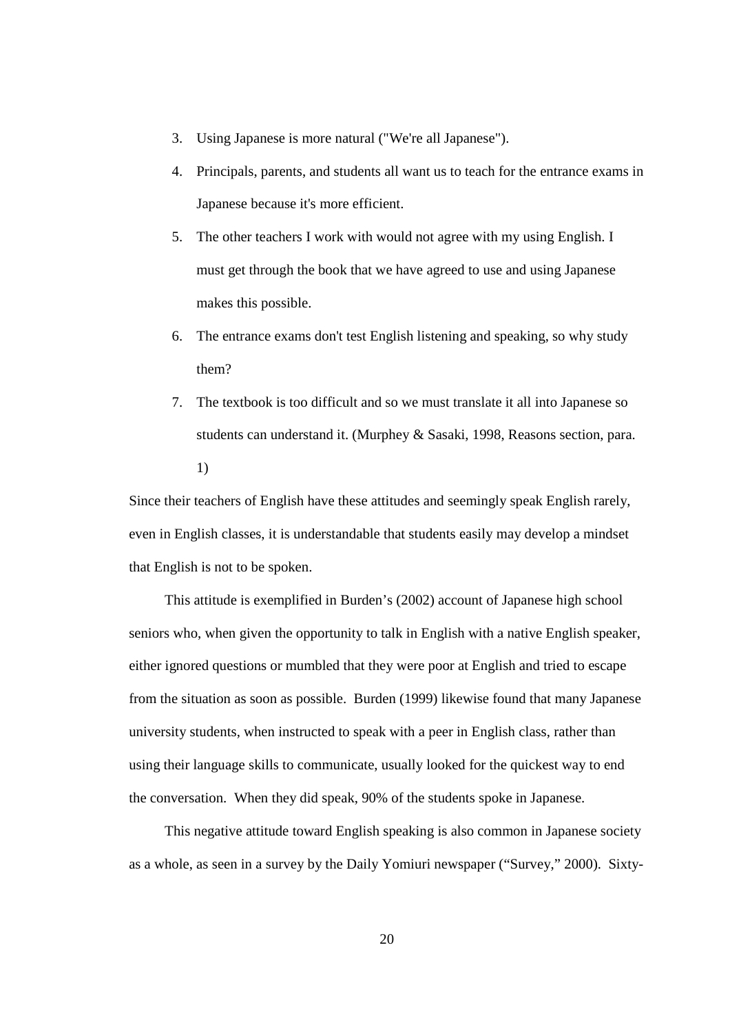3. Using Japanese is more natural ("We're all Japanese").
4. Principals, parents, and students all want us to teach for the entrance exams in Japanese because it's more efficient.
5. The other teachers I work with would not agree with my using English. I must get through the book that we have agreed to use and using Japanese makes this possible.
6. The entrance exams don't test English listening and speaking, so why study them?
7. The textbook is too difficult and so we must translate it all into Japanese so students can understand it. (Murphey & Sasaki, 1998, Reasons section, para. 1)

Since their teachers of English have these attitudes and seemingly speak English rarely, even in English classes, it is understandable that students easily may develop a mindset that English is not to be spoken.

This attitude is exemplified in Burden's (2002) account of Japanese high school seniors who, when given the opportunity to talk in English with a native English speaker, either ignored questions or mumbled that they were poor at English and tried to escape from the situation as soon as possible. Burden (1999) likewise found that many Japanese university students, when instructed to speak with a peer in English class, rather than using their language skills to communicate, usually looked for the quickest way to end the conversation. When they did speak, 90% of the students spoke in Japanese.

This negative attitude toward English speaking is also common in Japanese society as a whole, as seen in a survey by the Daily Yomiuri newspaper ("Survey," 2000). Sixty-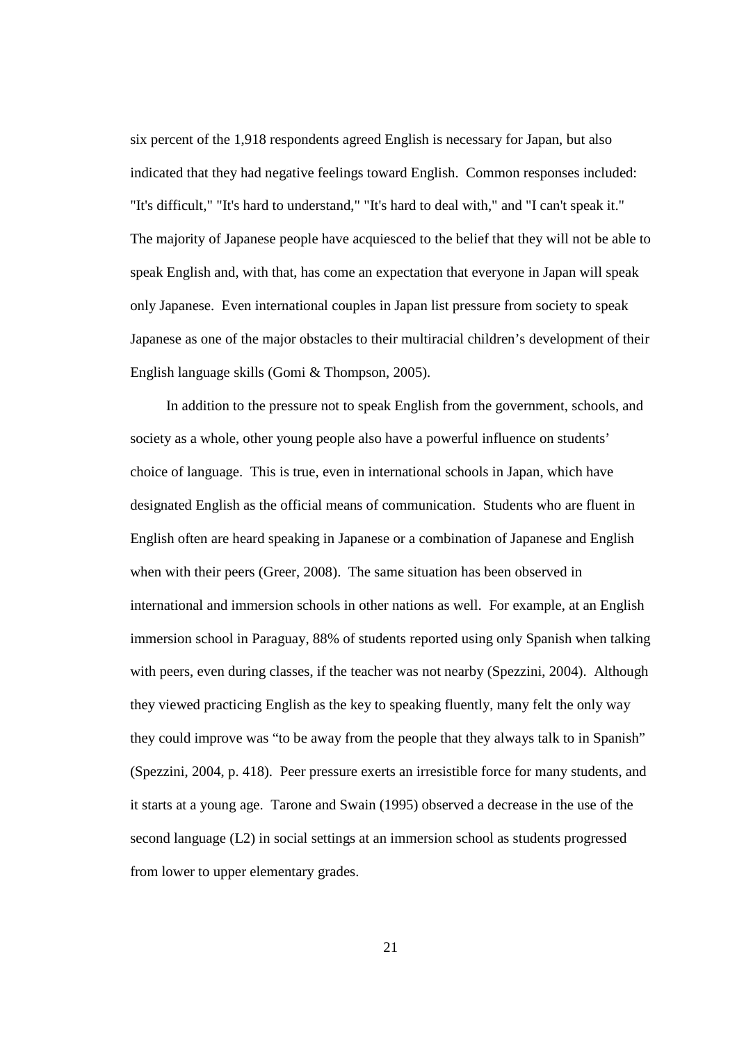six percent of the 1,918 respondents agreed English is necessary for Japan, but also indicated that they had negative feelings toward English. Common responses included: "It's difficult," "It's hard to understand," "It's hard to deal with," and "I can't speak it." The majority of Japanese people have acquiesced to the belief that they will not be able to speak English and, with that, has come an expectation that everyone in Japan will speak only Japanese. Even international couples in Japan list pressure from society to speak Japanese as one of the major obstacles to their multiracial children's development of their English language skills (Gomi & Thompson, 2005).

In addition to the pressure not to speak English from the government, schools, and society as a whole, other young people also have a powerful influence on students' choice of language. This is true, even in international schools in Japan, which have designated English as the official means of communication. Students who are fluent in English often are heard speaking in Japanese or a combination of Japanese and English when with their peers (Greer, 2008). The same situation has been observed in international and immersion schools in other nations as well. For example, at an English immersion school in Paraguay, 88% of students reported using only Spanish when talking with peers, even during classes, if the teacher was not nearby (Spezzini, 2004). Although they viewed practicing English as the key to speaking fluently, many felt the only way they could improve was "to be away from the people that they always talk to in Spanish" (Spezzini, 2004, p. 418). Peer pressure exerts an irresistible force for many students, and it starts at a young age. Tarone and Swain (1995) observed a decrease in the use of the second language (L2) in social settings at an immersion school as students progressed from lower to upper elementary grades.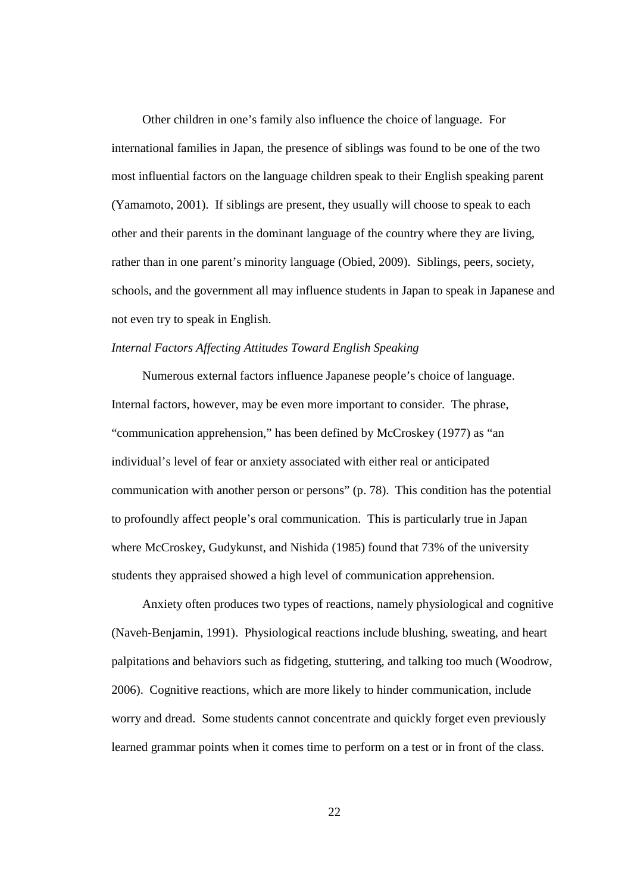Other children in one's family also influence the choice of language. For international families in Japan, the presence of siblings was found to be one of the two most influential factors on the language children speak to their English speaking parent (Yamamoto, 2001). If siblings are present, they usually will choose to speak to each other and their parents in the dominant language of the country where they are living, rather than in one parent's minority language (Obied, 2009). Siblings, peers, society, schools, and the government all may influence students in Japan to speak in Japanese and not even try to speak in English.

*Internal Factors Affecting Attitudes Toward English Speaking*

Numerous external factors influence Japanese people's choice of language. Internal factors, however, may be even more important to consider. The phrase, "communication apprehension," has been defined by McCroskey (1977) as "an individual's level of fear or anxiety associated with either real or anticipated communication with another person or persons" (p. 78). This condition has the potential to profoundly affect people's oral communication. This is particularly true in Japan where McCroskey, Gudykunst, and Nishida (1985) found that 73% of the university students they appraised showed a high level of communication apprehension.

Anxiety often produces two types of reactions, namely physiological and cognitive (Naveh-Benjamin, 1991). Physiological reactions include blushing, sweating, and heart palpitations and behaviors such as fidgeting, stuttering, and talking too much (Woodrow, 2006). Cognitive reactions, which are more likely to hinder communication, include worry and dread. Some students cannot concentrate and quickly forget even previously learned grammar points when it comes time to perform on a test or in front of the class.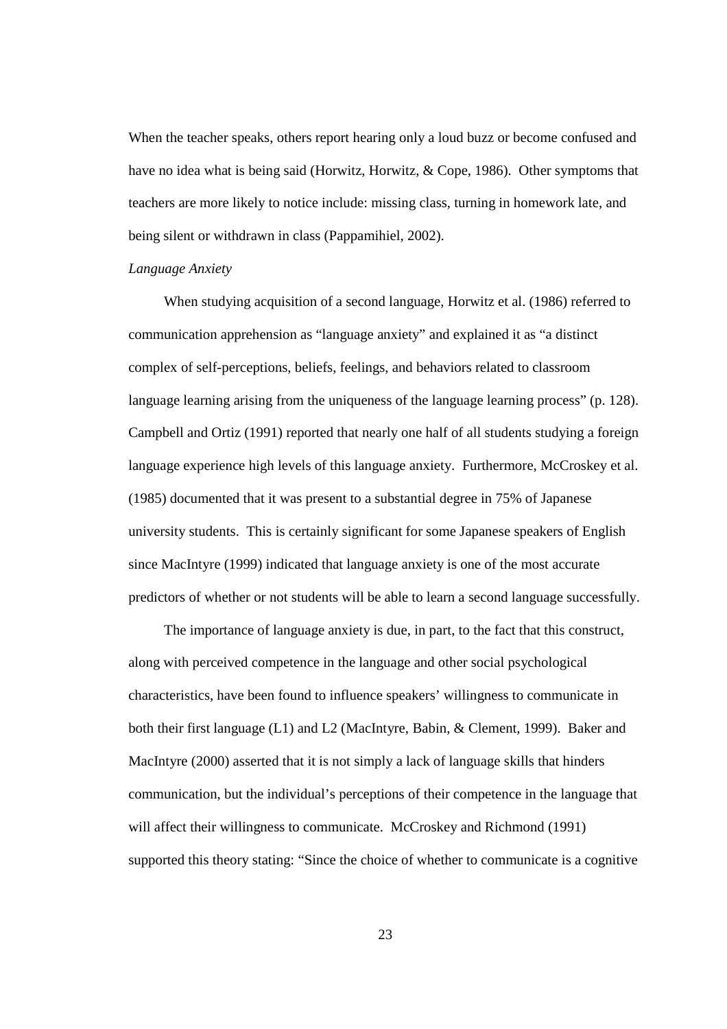When the teacher speaks, others report hearing only a loud buzz or become confused and have no idea what is being said (Horwitz, Horwitz, & Cope, 1986). Other symptoms that teachers are more likely to notice include: missing class, turning in homework late, and being silent or withdrawn in class (Pappamihiel, 2002).

*Language Anxiety*

When studying acquisition of a second language, Horwitz et al. (1986) referred to communication apprehension as "language anxiety" and explained it as "a distinct complex of self-perceptions, beliefs, feelings, and behaviors related to classroom language learning arising from the uniqueness of the language learning process" (p. 128). Campbell and Ortiz (1991) reported that nearly one half of all students studying a foreign language experience high levels of this language anxiety. Furthermore, McCroskey et al. (1985) documented that it was present to a substantial degree in 75% of Japanese university students. This is certainly significant for some Japanese speakers of English since MacIntyre (1999) indicated that language anxiety is one of the most accurate predictors of whether or not students will be able to learn a second language successfully.

The importance of language anxiety is due, in part, to the fact that this construct, along with perceived competence in the language and other social psychological characteristics, have been found to influence speakers' willingness to communicate in both their first language (L1) and L2 (MacIntyre, Babin, & Clement, 1999). Baker and MacIntyre (2000) asserted that it is not simply a lack of language skills that hinders communication, but the individual's perceptions of their competence in the language that will affect their willingness to communicate. McCroskey and Richmond (1991) supported this theory stating: "Since the choice of whether to communicate is a cognitive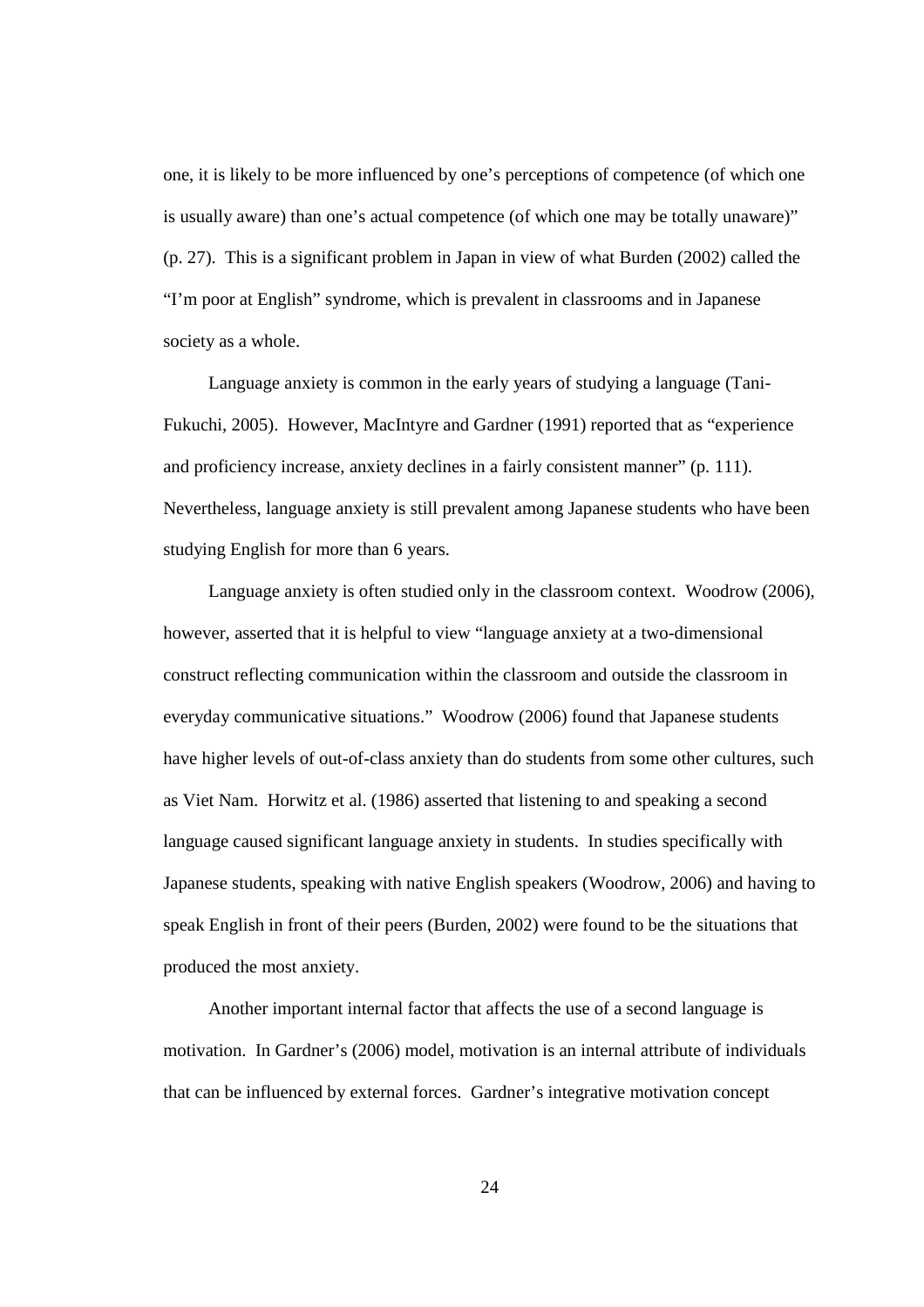one, it is likely to be more influenced by one's perceptions of competence (of which one is usually aware) than one's actual competence (of which one may be totally unaware)" (p. 27). This is a significant problem in Japan in view of what Burden (2002) called the "I'm poor at English" syndrome, which is prevalent in classrooms and in Japanese society as a whole.

Language anxiety is common in the early years of studying a language (Tani-Fukuchi, 2005). However, MacIntyre and Gardner (1991) reported that as "experience and proficiency increase, anxiety declines in a fairly consistent manner" (p. 111). Nevertheless, language anxiety is still prevalent among Japanese students who have been studying English for more than 6 years.

Language anxiety is often studied only in the classroom context. Woodrow (2006), however, asserted that it is helpful to view "language anxiety at a two-dimensional construct reflecting communication within the classroom and outside the classroom in everyday communicative situations." Woodrow (2006) found that Japanese students have higher levels of out-of-class anxiety than do students from some other cultures, such as Viet Nam. Horwitz et al. (1986) asserted that listening to and speaking a second language caused significant language anxiety in students. In studies specifically with Japanese students, speaking with native English speakers (Woodrow, 2006) and having to speak English in front of their peers (Burden, 2002) were found to be the situations that produced the most anxiety.

Another important internal factor that affects the use of a second language is motivation. In Gardner's (2006) model, motivation is an internal attribute of individuals that can be influenced by external forces. Gardner's integrative motivation concept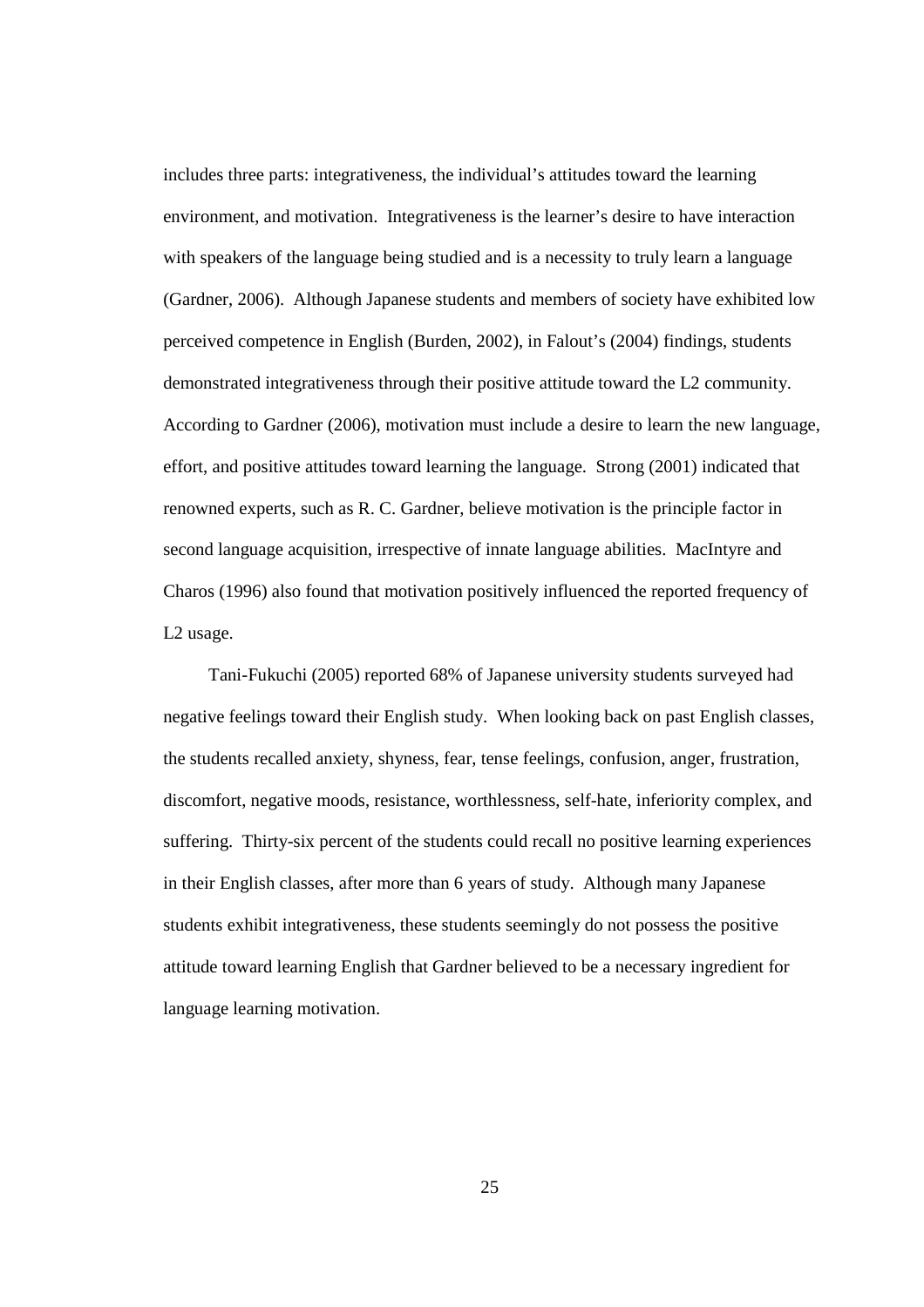includes three parts: integrativeness, the individual's attitudes toward the learning environment, and motivation. Integrativeness is the learner's desire to have interaction with speakers of the language being studied and is a necessity to truly learn a language (Gardner, 2006). Although Japanese students and members of society have exhibited low perceived competence in English (Burden, 2002), in Falout's (2004) findings, students demonstrated integrativeness through their positive attitude toward the L2 community. According to Gardner (2006), motivation must include a desire to learn the new language, effort, and positive attitudes toward learning the language. Strong (2001) indicated that renowned experts, such as R. C. Gardner, believe motivation is the principle factor in second language acquisition, irrespective of innate language abilities. MacIntyre and Charos (1996) also found that motivation positively influenced the reported frequency of L2 usage.

Tani-Fukuchi (2005) reported 68% of Japanese university students surveyed had negative feelings toward their English study. When looking back on past English classes, the students recalled anxiety, shyness, fear, tense feelings, confusion, anger, frustration, discomfort, negative moods, resistance, worthlessness, self-hate, inferiority complex, and suffering. Thirty-six percent of the students could recall no positive learning experiences in their English classes, after more than 6 years of study. Although many Japanese students exhibit integrativeness, these students seemingly do not possess the positive attitude toward learning English that Gardner believed to be a necessary ingredient for language learning motivation.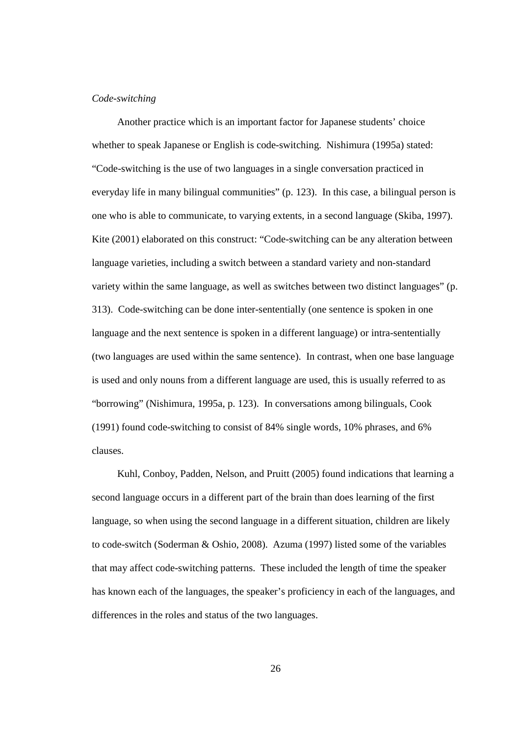*Code-switching*

Another practice which is an important factor for Japanese students' choice whether to speak Japanese or English is code-switching. Nishimura (1995a) stated: "Code-switching is the use of two languages in a single conversation practiced in everyday life in many bilingual communities" (p. 123). In this case, a bilingual person is one who is able to communicate, to varying extents, in a second language (Skiba, 1997). Kite (2001) elaborated on this construct: "Code-switching can be any alteration between language varieties, including a switch between a standard variety and non-standard variety within the same language, as well as switches between two distinct languages" (p. 313). Code-switching can be done inter-sententially (one sentence is spoken in one language and the next sentence is spoken in a different language) or intra-sententially (two languages are used within the same sentence). In contrast, when one base language is used and only nouns from a different language are used, this is usually referred to as "borrowing" (Nishimura, 1995a, p. 123). In conversations among bilinguals, Cook (1991) found code-switching to consist of 84% single words, 10% phrases, and 6% clauses.

Kuhl, Conboy, Padden, Nelson, and Pruitt (2005) found indications that learning a second language occurs in a different part of the brain than does learning of the first language, so when using the second language in a different situation, children are likely to code-switch (Soderman & Oshio, 2008). Azuma (1997) listed some of the variables that may affect code-switching patterns. These included the length of time the speaker has known each of the languages, the speaker's proficiency in each of the languages, and differences in the roles and status of the two languages.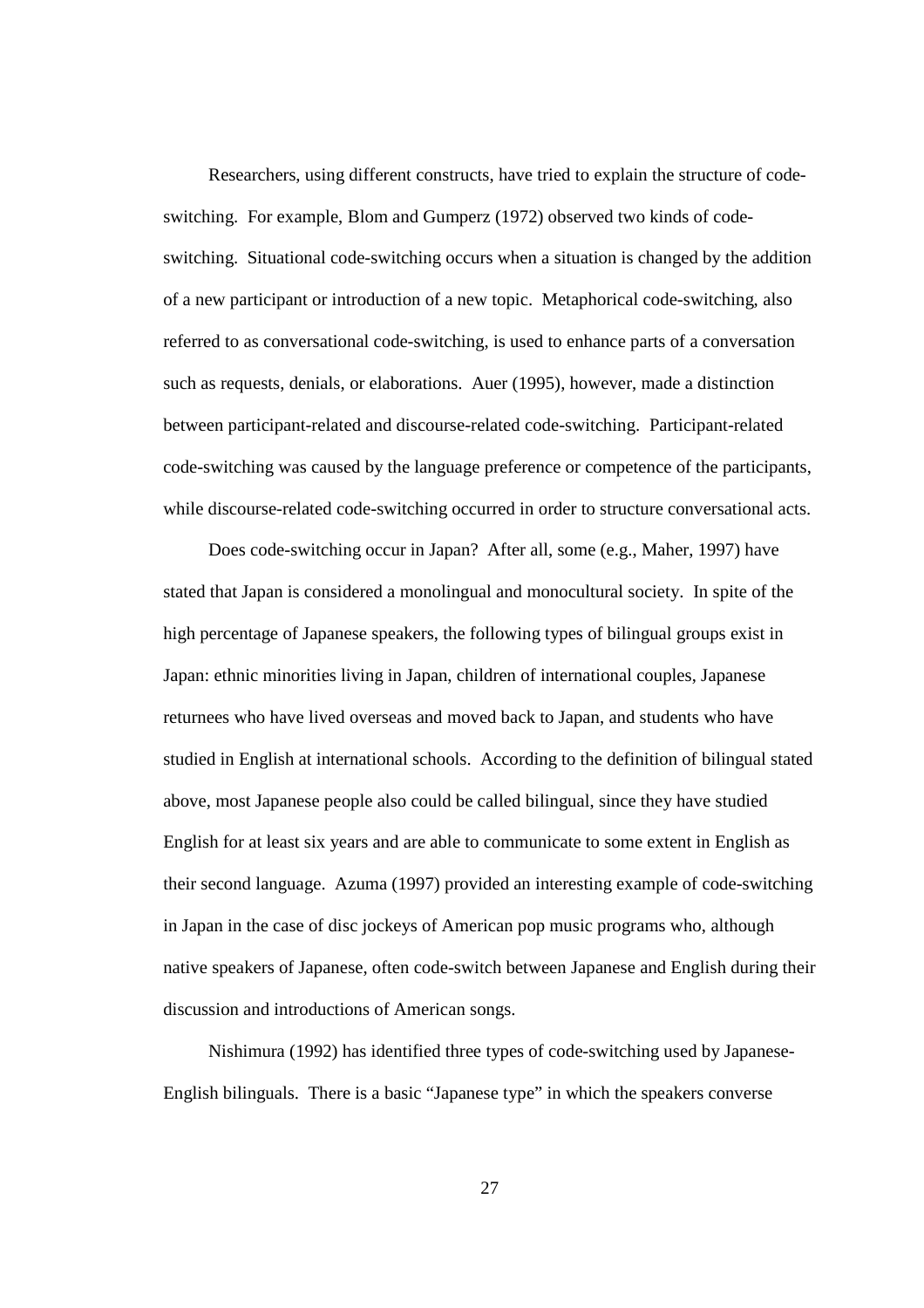Researchers, using different constructs, have tried to explain the structure of code-switching. For example, Blom and Gumperz (1972) observed two kinds of code-switching. Situational code-switching occurs when a situation is changed by the addition of a new participant or introduction of a new topic. Metaphorical code-switching, also referred to as conversational code-switching, is used to enhance parts of a conversation such as requests, denials, or elaborations. Auer (1995), however, made a distinction between participant-related and discourse-related code-switching. Participant-related code-switching was caused by the language preference or competence of the participants, while discourse-related code-switching occurred in order to structure conversational acts.

Does code-switching occur in Japan? After all, some (e.g., Maher, 1997) have stated that Japan is considered a monolingual and monocultural society. In spite of the high percentage of Japanese speakers, the following types of bilingual groups exist in Japan: ethnic minorities living in Japan, children of international couples, Japanese returnees who have lived overseas and moved back to Japan, and students who have studied in English at international schools. According to the definition of bilingual stated above, most Japanese people also could be called bilingual, since they have studied English for at least six years and are able to communicate to some extent in English as their second language. Azuma (1997) provided an interesting example of code-switching in Japan in the case of disc jockeys of American pop music programs who, although native speakers of Japanese, often code-switch between Japanese and English during their discussion and introductions of American songs.

Nishimura (1992) has identified three types of code-switching used by Japanese-English bilinguals. There is a basic "Japanese type" in which the speakers converse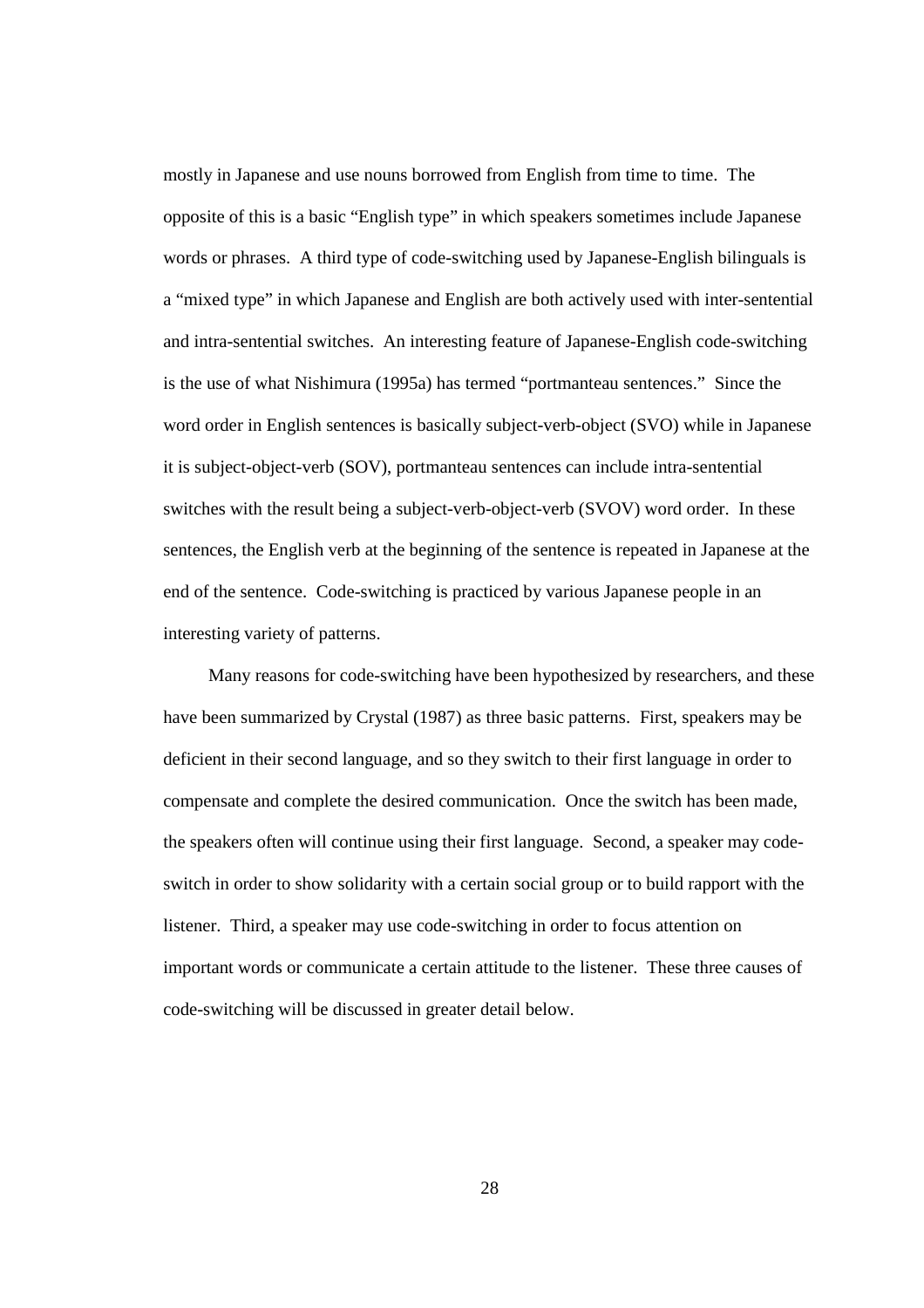mostly in Japanese and use nouns borrowed from English from time to time. The opposite of this is a basic "English type" in which speakers sometimes include Japanese words or phrases. A third type of code-switching used by Japanese-English bilinguals is a "mixed type" in which Japanese and English are both actively used with inter-sentential and intra-sentential switches. An interesting feature of Japanese-English code-switching is the use of what Nishimura (1995a) has termed "portmanteau sentences." Since the word order in English sentences is basically subject-verb-object (SVO) while in Japanese it is subject-object-verb (SOV), portmanteau sentences can include intra-sentential switches with the result being a subject-verb-object-verb (SVOV) word order. In these sentences, the English verb at the beginning of the sentence is repeated in Japanese at the end of the sentence. Code-switching is practiced by various Japanese people in an interesting variety of patterns.

Many reasons for code-switching have been hypothesized by researchers, and these have been summarized by Crystal (1987) as three basic patterns. First, speakers may be deficient in their second language, and so they switch to their first language in order to compensate and complete the desired communication. Once the switch has been made, the speakers often will continue using their first language. Second, a speaker may code-switch in order to show solidarity with a certain social group or to build rapport with the listener. Third, a speaker may use code-switching in order to focus attention on important words or communicate a certain attitude to the listener. These three causes of code-switching will be discussed in greater detail below.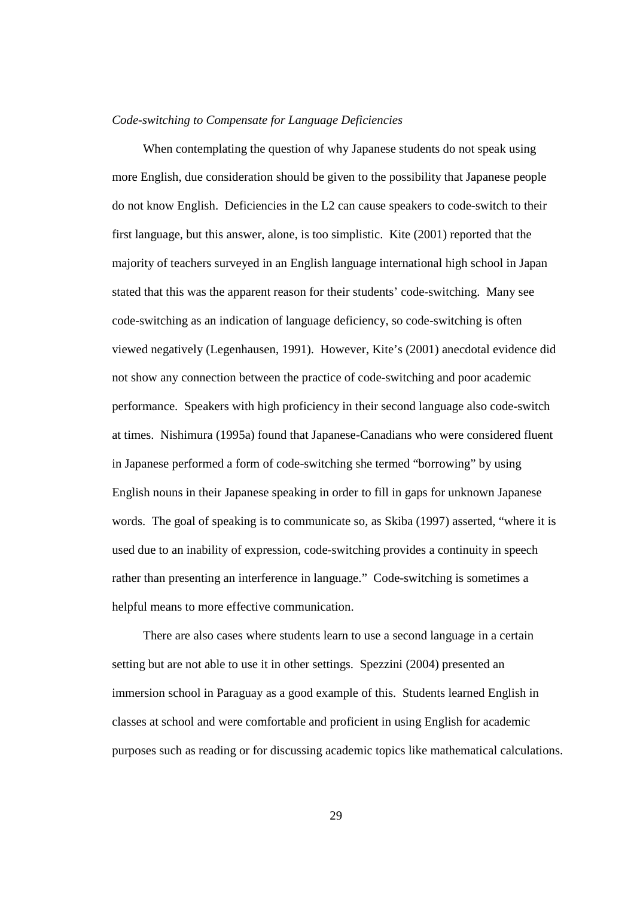*Code-switching to Compensate for Language Deficiencies*

When contemplating the question of why Japanese students do not speak using more English, due consideration should be given to the possibility that Japanese people do not know English. Deficiencies in the L2 can cause speakers to code-switch to their first language, but this answer, alone, is too simplistic. Kite (2001) reported that the majority of teachers surveyed in an English language international high school in Japan stated that this was the apparent reason for their students' code-switching. Many see code-switching as an indication of language deficiency, so code-switching is often viewed negatively (Legenhausen, 1991). However, Kite's (2001) anecdotal evidence did not show any connection between the practice of code-switching and poor academic performance. Speakers with high proficiency in their second language also code-switch at times. Nishimura (1995a) found that Japanese-Canadians who were considered fluent in Japanese performed a form of code-switching she termed "borrowing" by using English nouns in their Japanese speaking in order to fill in gaps for unknown Japanese words. The goal of speaking is to communicate so, as Skiba (1997) asserted, "where it is used due to an inability of expression, code-switching provides a continuity in speech rather than presenting an interference in language." Code-switching is sometimes a helpful means to more effective communication.

There are also cases where students learn to use a second language in a certain setting but are not able to use it in other settings. Spezzini (2004) presented an immersion school in Paraguay as a good example of this. Students learned English in classes at school and were comfortable and proficient in using English for academic purposes such as reading or for discussing academic topics like mathematical calculations.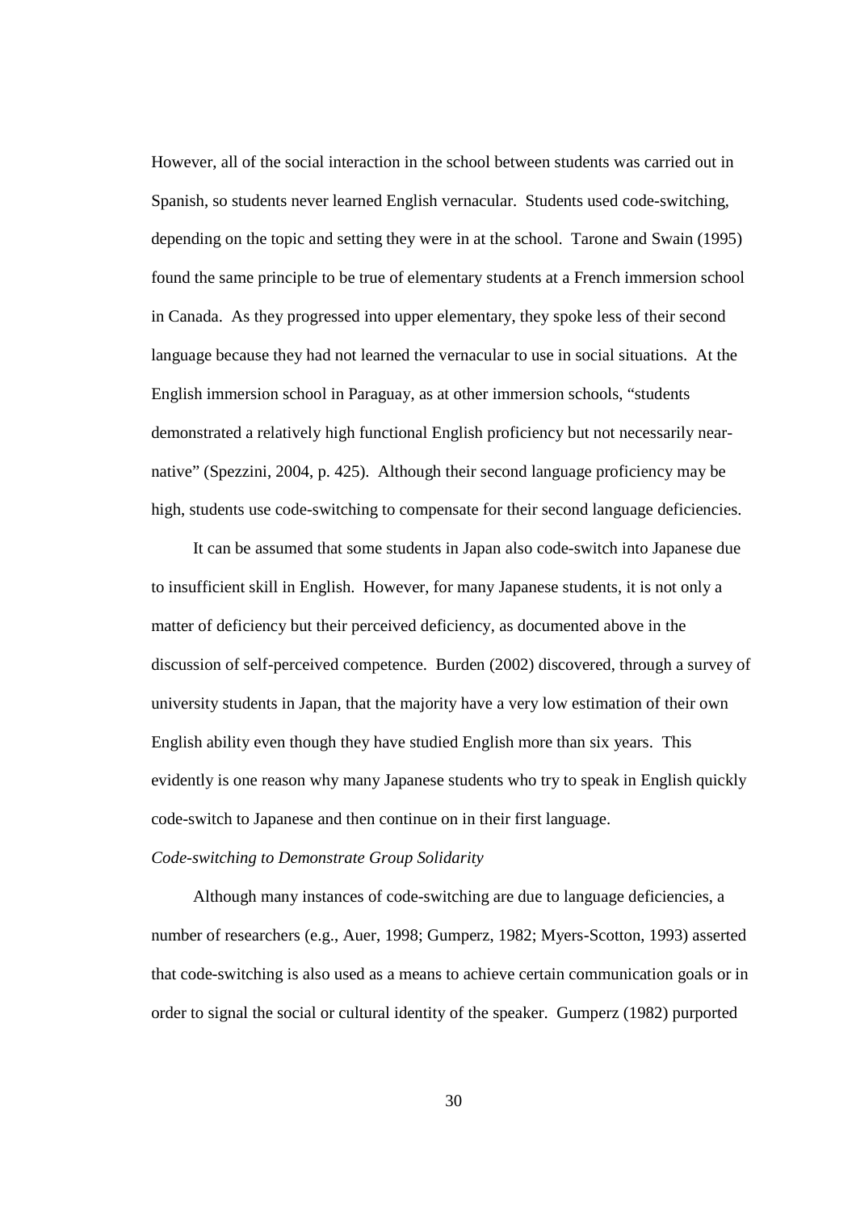However, all of the social interaction in the school between students was carried out in Spanish, so students never learned English vernacular. Students used code-switching, depending on the topic and setting they were in at the school. Tarone and Swain (1995) found the same principle to be true of elementary students at a French immersion school in Canada. As they progressed into upper elementary, they spoke less of their second language because they had not learned the vernacular to use in social situations. At the English immersion school in Paraguay, as at other immersion schools, "students demonstrated a relatively high functional English proficiency but not necessarily near-native" (Spezzini, 2004, p. 425). Although their second language proficiency may be high, students use code-switching to compensate for their second language deficiencies.

It can be assumed that some students in Japan also code-switch into Japanese due to insufficient skill in English. However, for many Japanese students, it is not only a matter of deficiency but their perceived deficiency, as documented above in the discussion of self-perceived competence. Burden (2002) discovered, through a survey of university students in Japan, that the majority have a very low estimation of their own English ability even though they have studied English more than six years. This evidently is one reason why many Japanese students who try to speak in English quickly code-switch to Japanese and then continue on in their first language.

*Code-switching to Demonstrate Group Solidarity*

Although many instances of code-switching are due to language deficiencies, a number of researchers (e.g., Auer, 1998; Gumperz, 1982; Myers-Scotton, 1993) asserted that code-switching is also used as a means to achieve certain communication goals or in order to signal the social or cultural identity of the speaker. Gumperz (1982) purported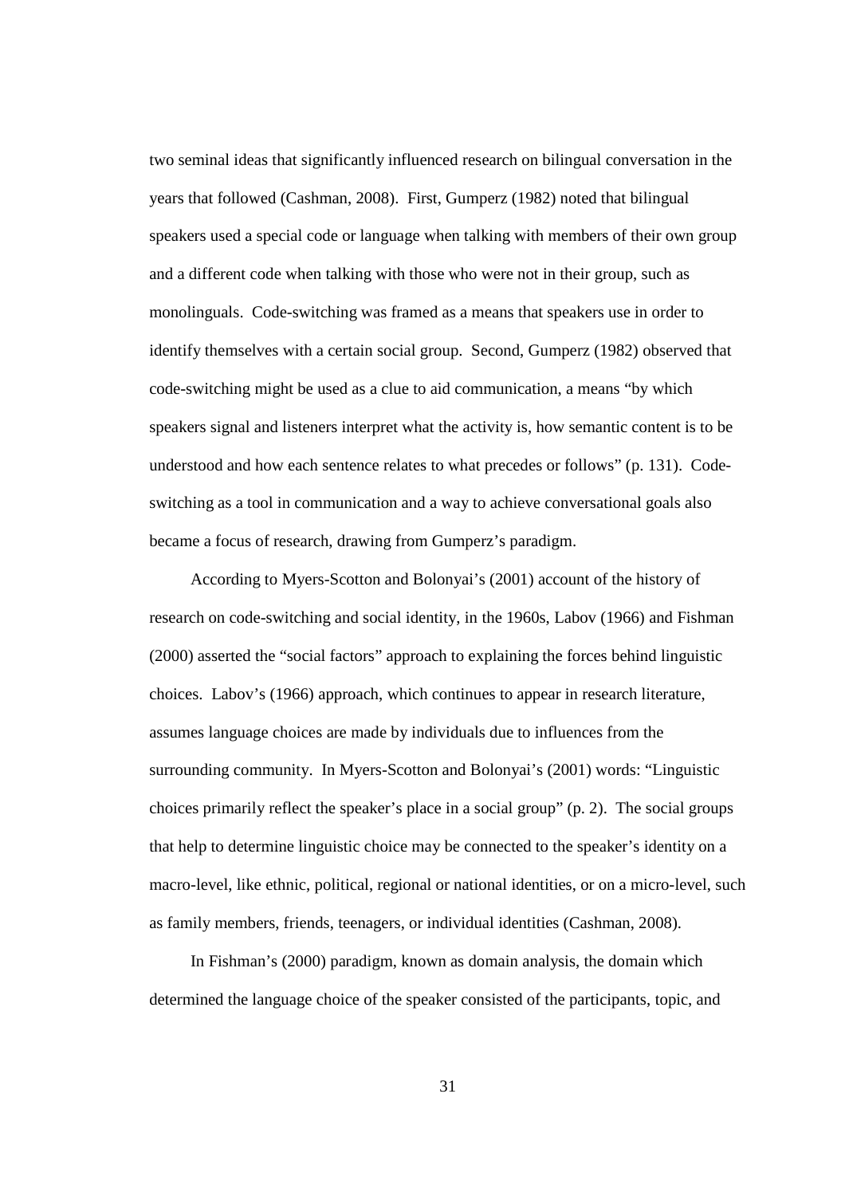two seminal ideas that significantly influenced research on bilingual conversation in the years that followed (Cashman, 2008). First, Gumperz (1982) noted that bilingual speakers used a special code or language when talking with members of their own group and a different code when talking with those who were not in their group, such as monolinguals. Code-switching was framed as a means that speakers use in order to identify themselves with a certain social group. Second, Gumperz (1982) observed that code-switching might be used as a clue to aid communication, a means "by which speakers signal and listeners interpret what the activity is, how semantic content is to be understood and how each sentence relates to what precedes or follows" (p. 131). Code-switching as a tool in communication and a way to achieve conversational goals also became a focus of research, drawing from Gumperz's paradigm.

According to Myers-Scotton and Bolonyai's (2001) account of the history of research on code-switching and social identity, in the 1960s, Labov (1966) and Fishman (2000) asserted the "social factors" approach to explaining the forces behind linguistic choices. Labov's (1966) approach, which continues to appear in research literature, assumes language choices are made by individuals due to influences from the surrounding community. In Myers-Scotton and Bolonyai's (2001) words: "Linguistic choices primarily reflect the speaker's place in a social group" (p. 2). The social groups that help to determine linguistic choice may be connected to the speaker's identity on a macro-level, like ethnic, political, regional or national identities, or on a micro-level, such as family members, friends, teenagers, or individual identities (Cashman, 2008).

In Fishman's (2000) paradigm, known as domain analysis, the domain which determined the language choice of the speaker consisted of the participants, topic, and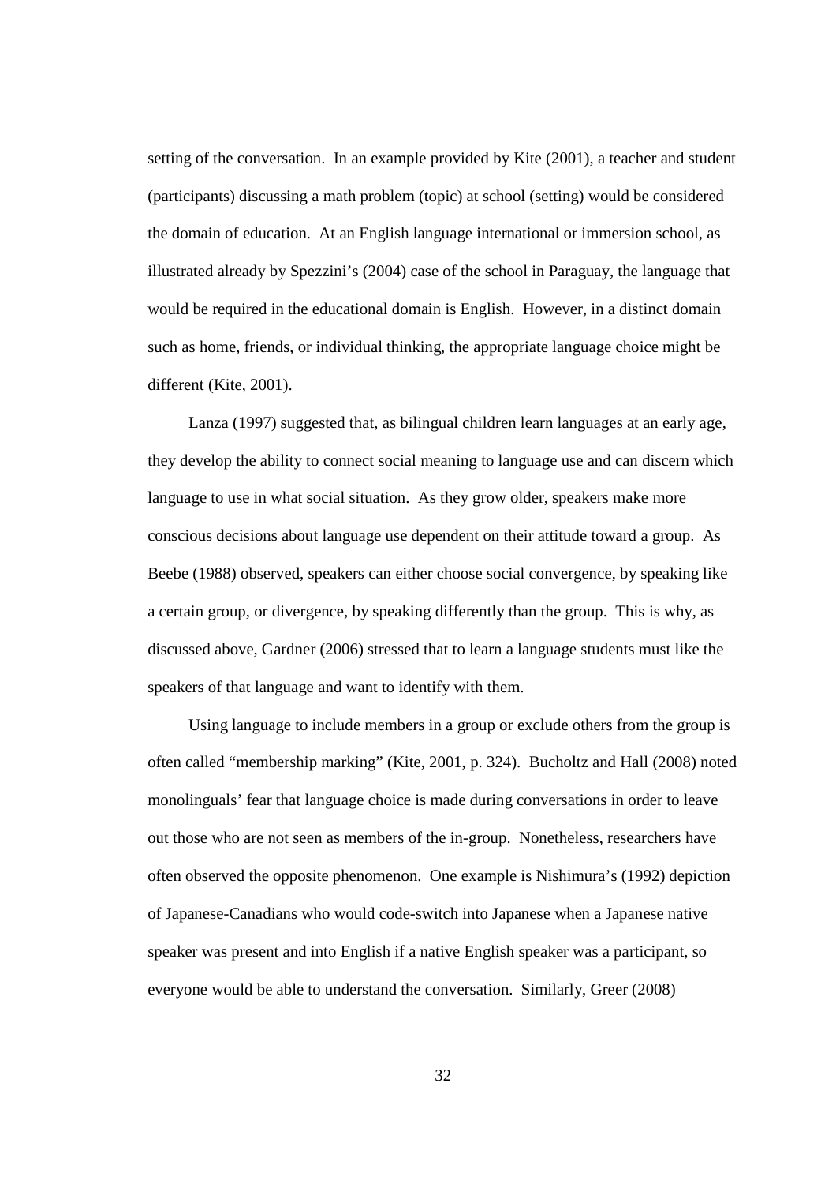setting of the conversation. In an example provided by Kite (2001), a teacher and student (participants) discussing a math problem (topic) at school (setting) would be considered the domain of education. At an English language international or immersion school, as illustrated already by Spezzini's (2004) case of the school in Paraguay, the language that would be required in the educational domain is English. However, in a distinct domain such as home, friends, or individual thinking, the appropriate language choice might be different (Kite, 2001).

Lanza (1997) suggested that, as bilingual children learn languages at an early age, they develop the ability to connect social meaning to language use and can discern which language to use in what social situation. As they grow older, speakers make more conscious decisions about language use dependent on their attitude toward a group. As Beebe (1988) observed, speakers can either choose social convergence, by speaking like a certain group, or divergence, by speaking differently than the group. This is why, as discussed above, Gardner (2006) stressed that to learn a language students must like the speakers of that language and want to identify with them.

Using language to include members in a group or exclude others from the group is often called "membership marking" (Kite, 2001, p. 324). Bucholtz and Hall (2008) noted monolinguals' fear that language choice is made during conversations in order to leave out those who are not seen as members of the in-group. Nonetheless, researchers have often observed the opposite phenomenon. One example is Nishimura's (1992) depiction of Japanese-Canadians who would code-switch into Japanese when a Japanese native speaker was present and into English if a native English speaker was a participant, so everyone would be able to understand the conversation. Similarly, Greer (2008)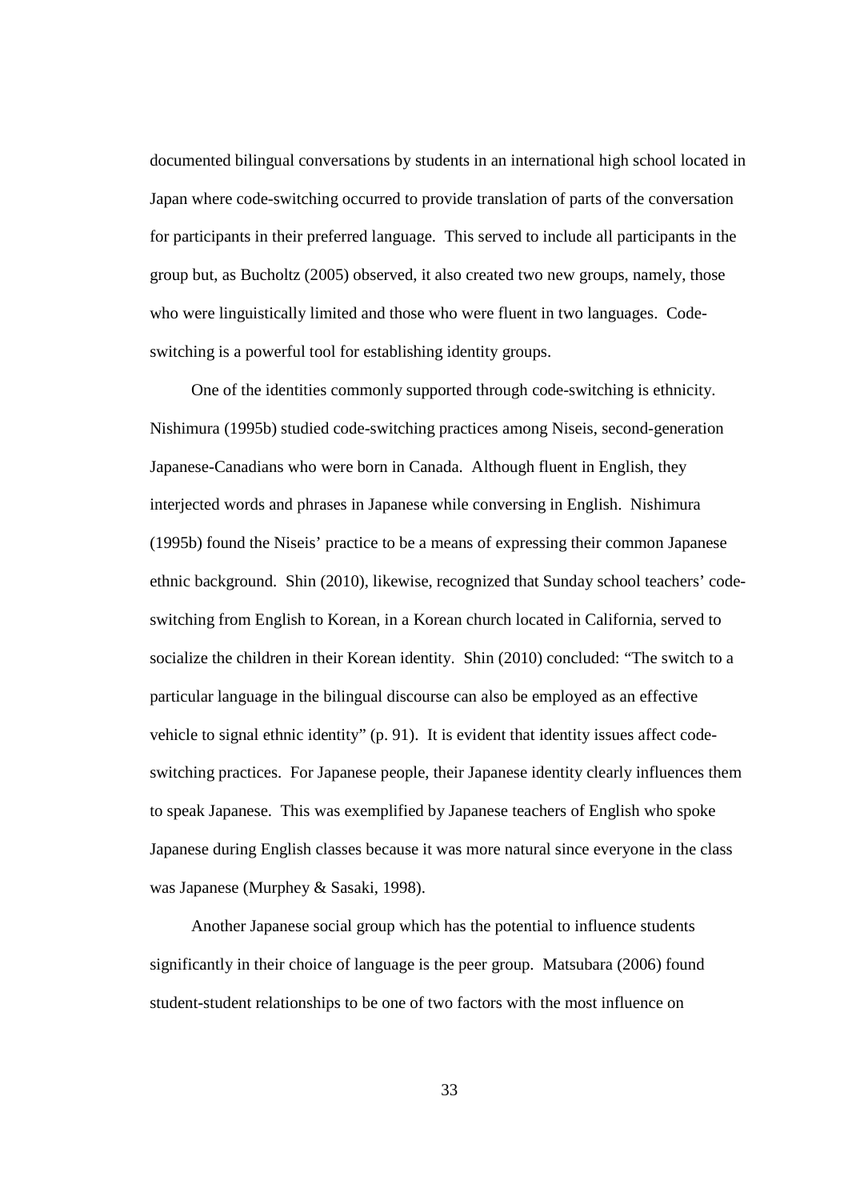documented bilingual conversations by students in an international high school located in Japan where code-switching occurred to provide translation of parts of the conversation for participants in their preferred language. This served to include all participants in the group but, as Bucholtz (2005) observed, it also created two new groups, namely, those who were linguistically limited and those who were fluent in two languages. Code-switching is a powerful tool for establishing identity groups.

One of the identities commonly supported through code-switching is ethnicity. Nishimura (1995b) studied code-switching practices among Niseis, second-generation Japanese-Canadians who were born in Canada. Although fluent in English, they interjected words and phrases in Japanese while conversing in English. Nishimura (1995b) found the Niseis' practice to be a means of expressing their common Japanese ethnic background. Shin (2010), likewise, recognized that Sunday school teachers' code-switching from English to Korean, in a Korean church located in California, served to socialize the children in their Korean identity. Shin (2010) concluded: "The switch to a particular language in the bilingual discourse can also be employed as an effective vehicle to signal ethnic identity" (p. 91). It is evident that identity issues affect code-switching practices. For Japanese people, their Japanese identity clearly influences them to speak Japanese. This was exemplified by Japanese teachers of English who spoke Japanese during English classes because it was more natural since everyone in the class was Japanese (Murphey & Sasaki, 1998).

Another Japanese social group which has the potential to influence students significantly in their choice of language is the peer group. Matsubara (2006) found student-student relationships to be one of two factors with the most influence on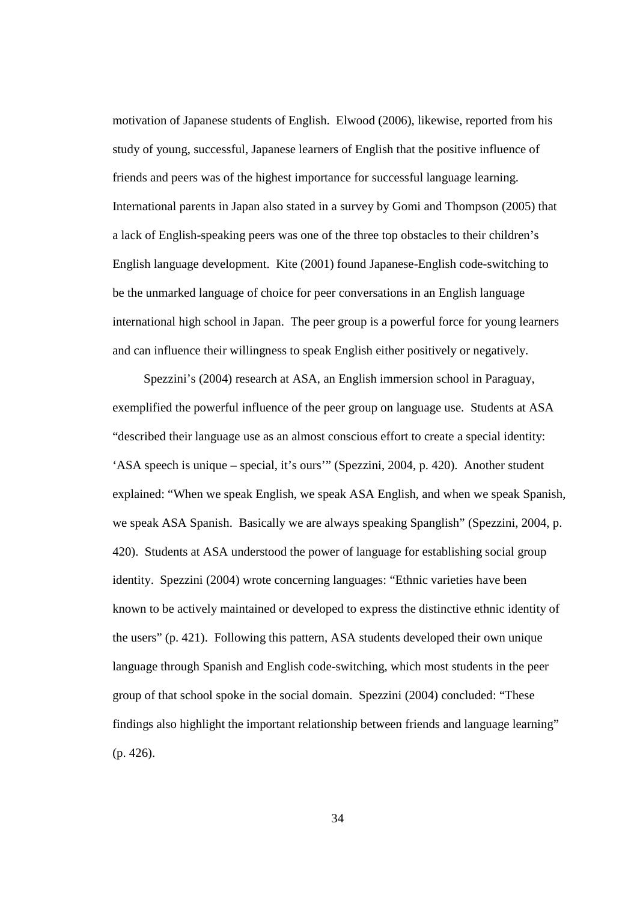motivation of Japanese students of English. Elwood (2006), likewise, reported from his study of young, successful, Japanese learners of English that the positive influence of friends and peers was of the highest importance for successful language learning. International parents in Japan also stated in a survey by Gomi and Thompson (2005) that a lack of English-speaking peers was one of the three top obstacles to their children's English language development. Kite (2001) found Japanese-English code-switching to be the unmarked language of choice for peer conversations in an English language international high school in Japan. The peer group is a powerful force for young learners and can influence their willingness to speak English either positively or negatively.

Spezzini's (2004) research at ASA, an English immersion school in Paraguay, exemplified the powerful influence of the peer group on language use. Students at ASA "described their language use as an almost conscious effort to create a special identity: 'ASA speech is unique – special, it's ours'" (Spezzini, 2004, p. 420). Another student explained: "When we speak English, we speak ASA English, and when we speak Spanish, we speak ASA Spanish. Basically we are always speaking Spanglish" (Spezzini, 2004, p. 420). Students at ASA understood the power of language for establishing social group identity. Spezzini (2004) wrote concerning languages: "Ethnic varieties have been known to be actively maintained or developed to express the distinctive ethnic identity of the users" (p. 421). Following this pattern, ASA students developed their own unique language through Spanish and English code-switching, which most students in the peer group of that school spoke in the social domain. Spezzini (2004) concluded: "These findings also highlight the important relationship between friends and language learning" (p. 426).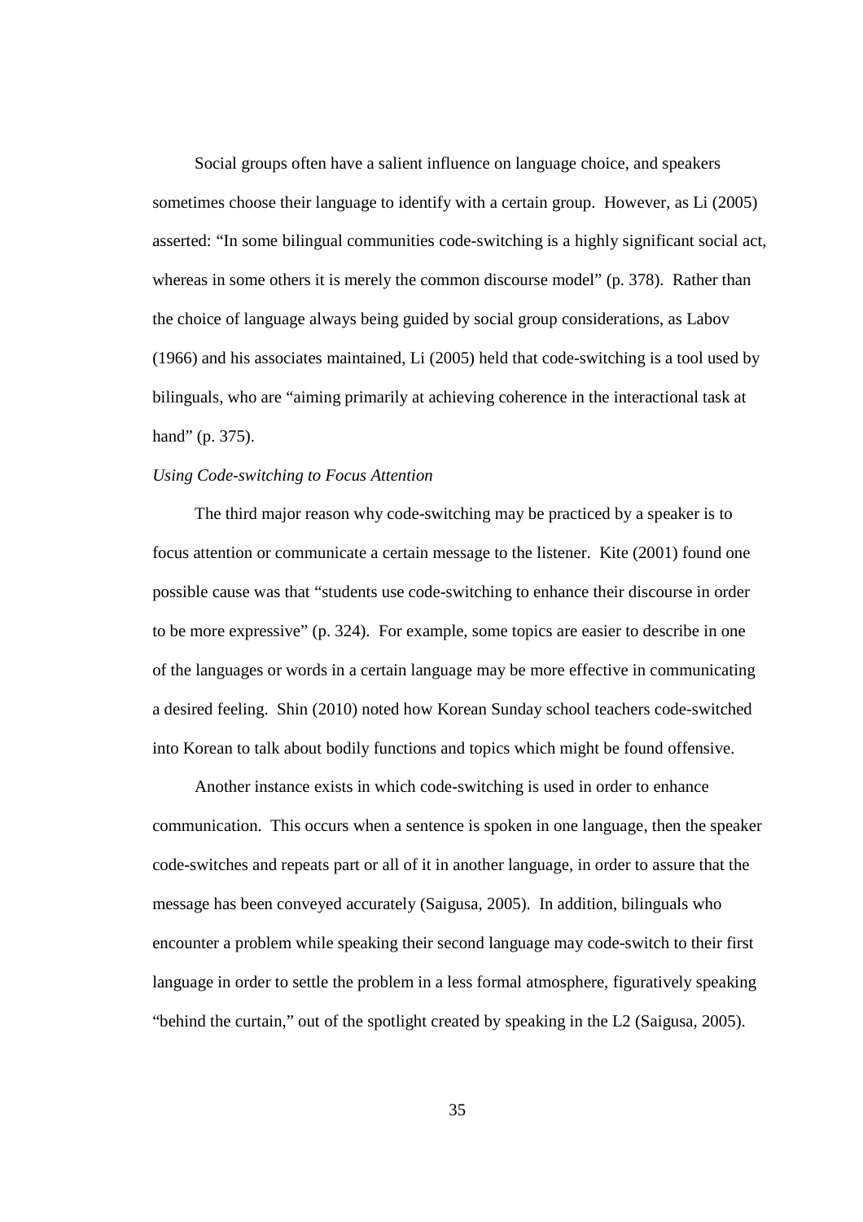Social groups often have a salient influence on language choice, and speakers sometimes choose their language to identify with a certain group. However, as Li (2005) asserted: "In some bilingual communities code-switching is a highly significant social act, whereas in some others it is merely the common discourse model" (p. 378). Rather than the choice of language always being guided by social group considerations, as Labov (1966) and his associates maintained, Li (2005) held that code-switching is a tool used by bilinguals, who are "aiming primarily at achieving coherence in the interactional task at hand" (p. 375).

*Using Code-switching to Focus Attention*

The third major reason why code-switching may be practiced by a speaker is to focus attention or communicate a certain message to the listener. Kite (2001) found one possible cause was that "students use code-switching to enhance their discourse in order to be more expressive" (p. 324). For example, some topics are easier to describe in one of the languages or words in a certain language may be more effective in communicating a desired feeling. Shin (2010) noted how Korean Sunday school teachers code-switched into Korean to talk about bodily functions and topics which might be found offensive.

Another instance exists in which code-switching is used in order to enhance communication. This occurs when a sentence is spoken in one language, then the speaker code-switches and repeats part or all of it in another language, in order to assure that the message has been conveyed accurately (Saigusa, 2005). In addition, bilinguals who encounter a problem while speaking their second language may code-switch to their first language in order to settle the problem in a less formal atmosphere, figuratively speaking "behind the curtain," out of the spotlight created by speaking in the L2 (Saigusa, 2005).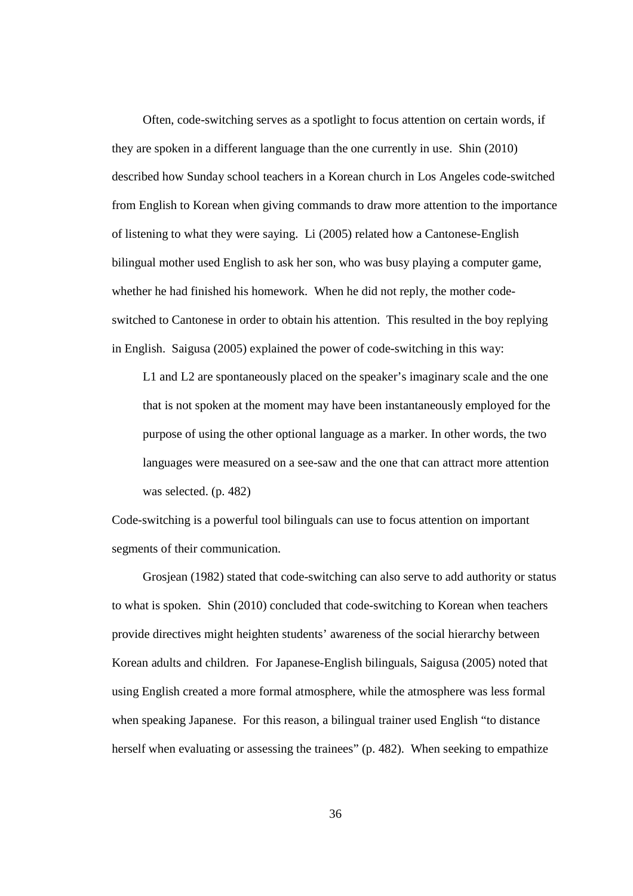Often, code-switching serves as a spotlight to focus attention on certain words, if they are spoken in a different language than the one currently in use. Shin (2010) described how Sunday school teachers in a Korean church in Los Angeles code-switched from English to Korean when giving commands to draw more attention to the importance of listening to what they were saying. Li (2005) related how a Cantonese-English bilingual mother used English to ask her son, who was busy playing a computer game, whether he had finished his homework. When he did not reply, the mother code-switched to Cantonese in order to obtain his attention. This resulted in the boy replying in English. Saigusa (2005) explained the power of code-switching in this way:

> L1 and L2 are spontaneously placed on the speaker's imaginary scale and the one that is not spoken at the moment may have been instantaneously employed for the purpose of using the other optional language as a marker. In other words, the two languages were measured on a see-saw and the one that can attract more attention was selected. (p. 482)

Code-switching is a powerful tool bilinguals can use to focus attention on important segments of their communication.

Grosjean (1982) stated that code-switching can also serve to add authority or status to what is spoken. Shin (2010) concluded that code-switching to Korean when teachers provide directives might heighten students' awareness of the social hierarchy between Korean adults and children. For Japanese-English bilinguals, Saigusa (2005) noted that using English created a more formal atmosphere, while the atmosphere was less formal when speaking Japanese. For this reason, a bilingual trainer used English "to distance herself when evaluating or assessing the trainees" (p. 482). When seeking to empathize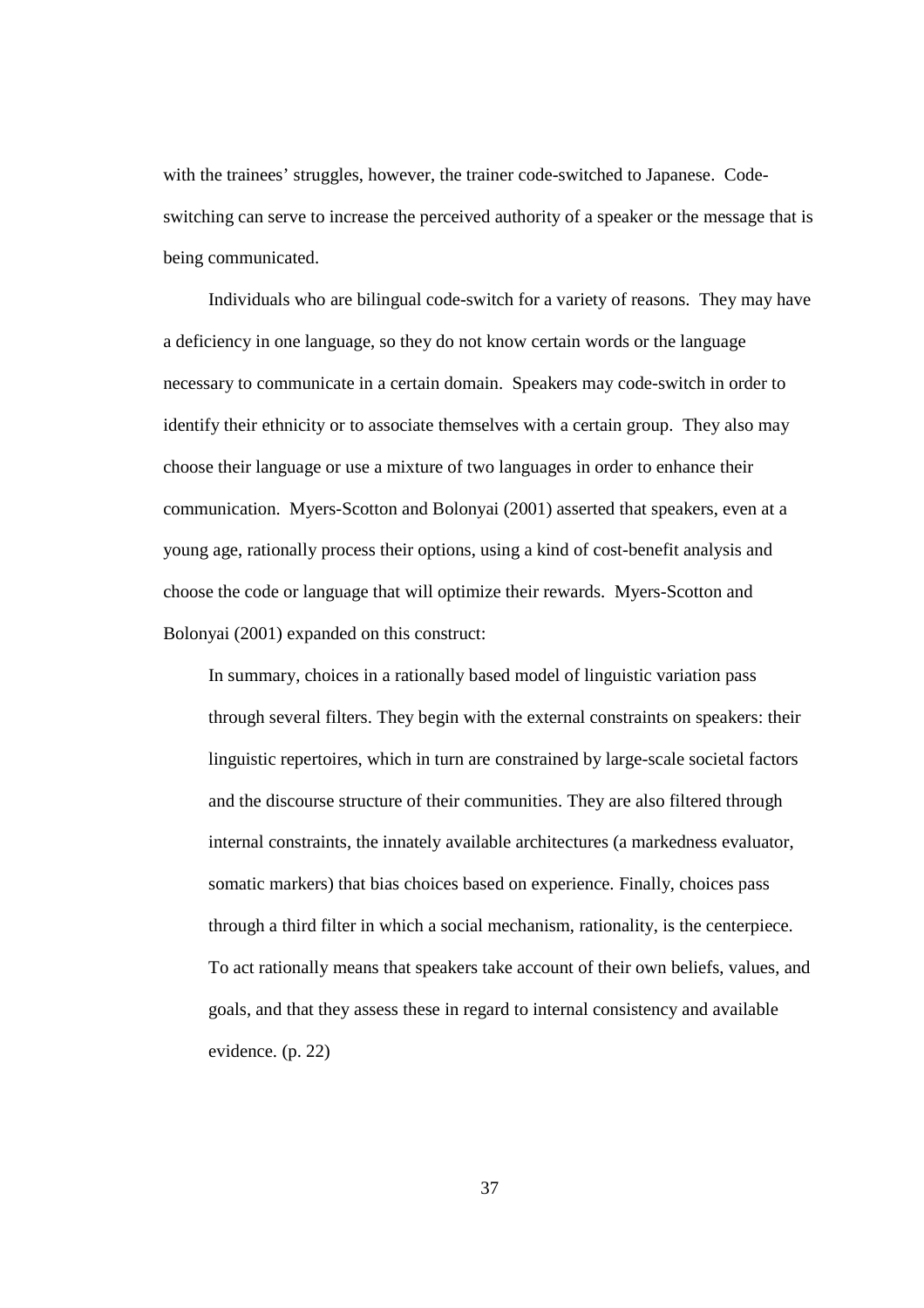with the trainees' struggles, however, the trainer code-switched to Japanese. Code-switching can serve to increase the perceived authority of a speaker or the message that is being communicated.

Individuals who are bilingual code-switch for a variety of reasons. They may have a deficiency in one language, so they do not know certain words or the language necessary to communicate in a certain domain. Speakers may code-switch in order to identify their ethnicity or to associate themselves with a certain group. They also may choose their language or use a mixture of two languages in order to enhance their communication. Myers-Scotton and Bolonyai (2001) asserted that speakers, even at a young age, rationally process their options, using a kind of cost-benefit analysis and choose the code or language that will optimize their rewards. Myers-Scotton and Bolonyai (2001) expanded on this construct:

> In summary, choices in a rationally based model of linguistic variation pass through several filters. They begin with the external constraints on speakers: their linguistic repertoires, which in turn are constrained by large-scale societal factors and the discourse structure of their communities. They are also filtered through internal constraints, the innately available architectures (a markedness evaluator, somatic markers) that bias choices based on experience. Finally, choices pass through a third filter in which a social mechanism, rationality, is the centerpiece. To act rationally means that speakers take account of their own beliefs, values, and goals, and that they assess these in regard to internal consistency and available evidence. (p. 22)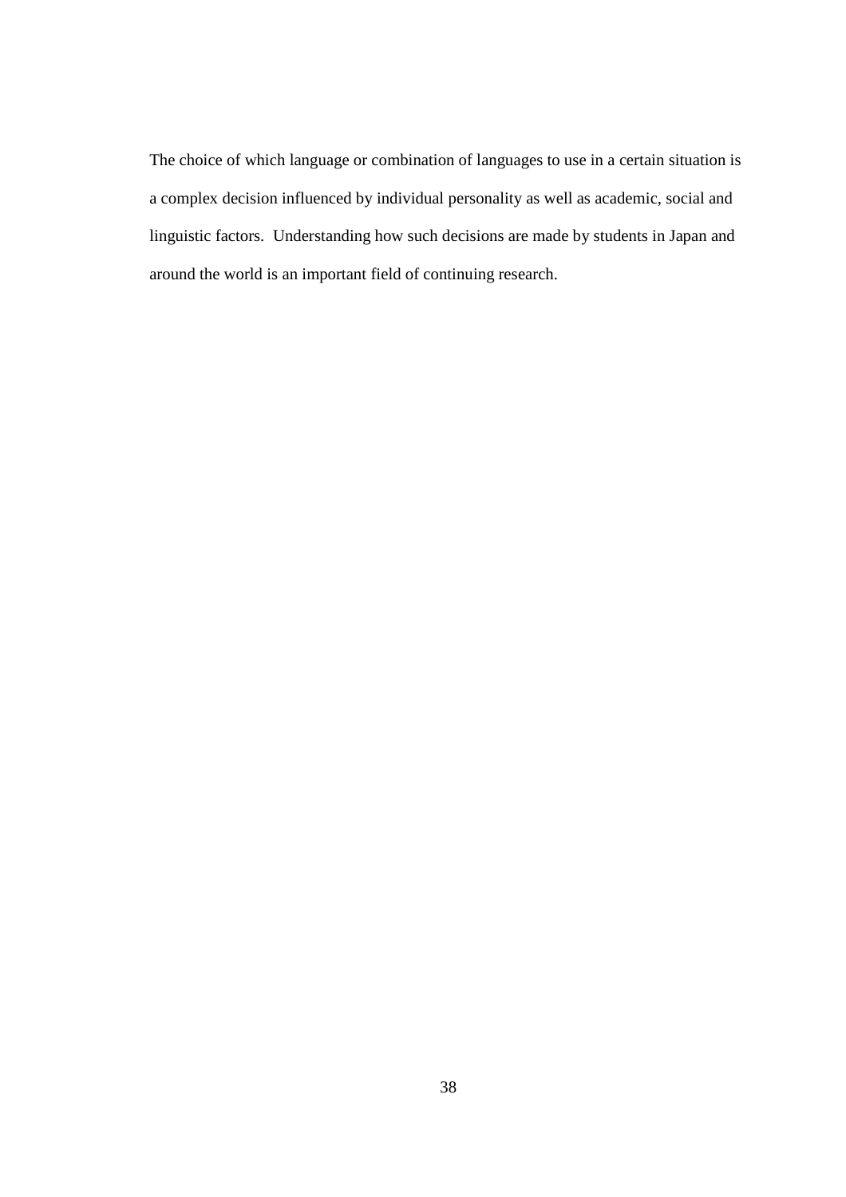The choice of which language or combination of languages to use in a certain situation is a complex decision influenced by individual personality as well as academic, social and linguistic factors. Understanding how such decisions are made by students in Japan and around the world is an important field of continuing research.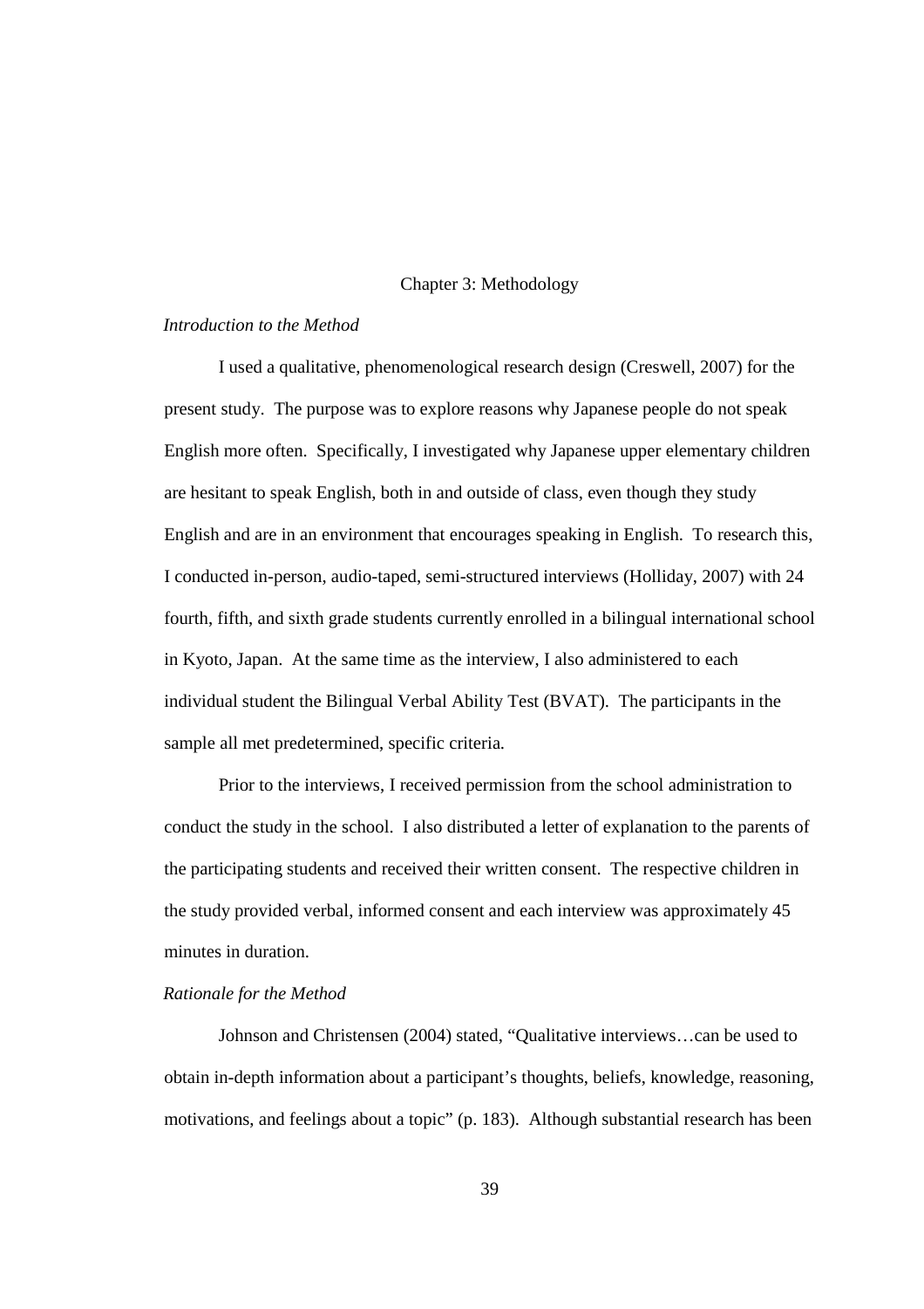# Chapter 3: Methodology

### *Introduction to the Method*

I used a qualitative, phenomenological research design (Creswell, 2007) for the present study. The purpose was to explore reasons why Japanese people do not speak English more often. Specifically, I investigated why Japanese upper elementary children are hesitant to speak English, both in and outside of class, even though they study English and are in an environment that encourages speaking in English. To research this, I conducted in-person, audio-taped, semi-structured interviews (Holliday, 2007) with 24 fourth, fifth, and sixth grade students currently enrolled in a bilingual international school in Kyoto, Japan. At the same time as the interview, I also administered to each individual student the Bilingual Verbal Ability Test (BVAT). The participants in the sample all met predetermined, specific criteria.

Prior to the interviews, I received permission from the school administration to conduct the study in the school. I also distributed a letter of explanation to the parents of the participating students and received their written consent. The respective children in the study provided verbal, informed consent and each interview was approximately 45 minutes in duration.

### *Rationale for the Method*

Johnson and Christensen (2004) stated, "Qualitative interviews…can be used to obtain in-depth information about a participant's thoughts, beliefs, knowledge, reasoning, motivations, and feelings about a topic" (p. 183). Although substantial research has been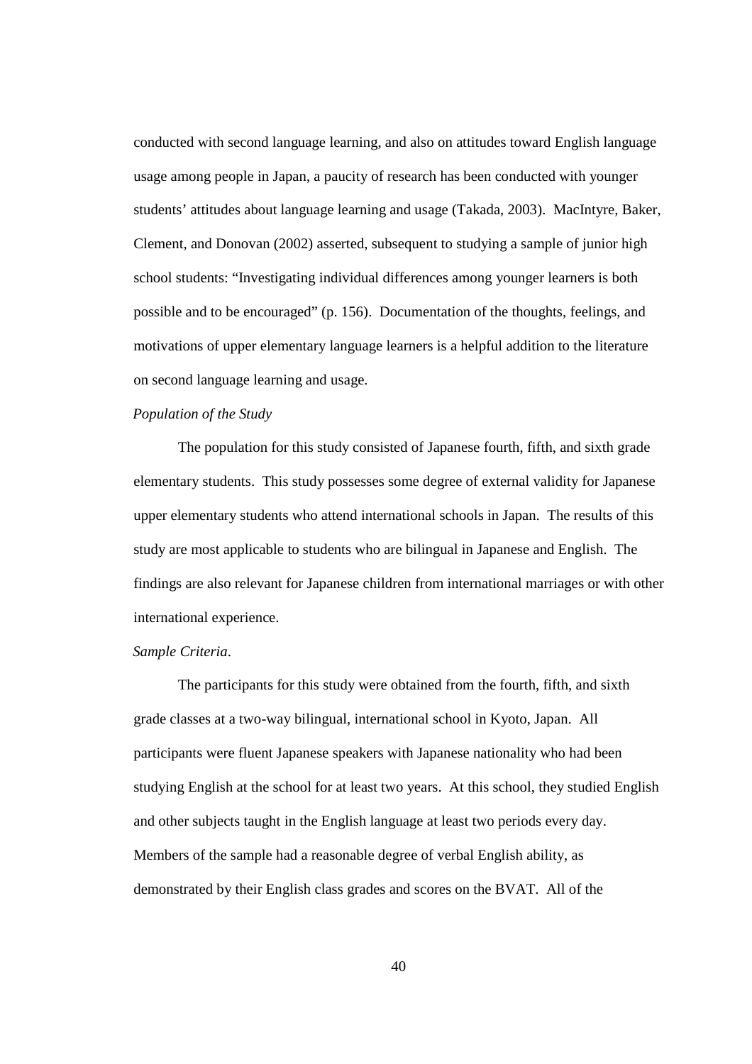conducted with second language learning, and also on attitudes toward English language usage among people in Japan, a paucity of research has been conducted with younger students' attitudes about language learning and usage (Takada, 2003). MacIntyre, Baker, Clement, and Donovan (2002) asserted, subsequent to studying a sample of junior high school students: "Investigating individual differences among younger learners is both possible and to be encouraged" (p. 156). Documentation of the thoughts, feelings, and motivations of upper elementary language learners is a helpful addition to the literature on second language learning and usage.

*Population of the Study*

The population for this study consisted of Japanese fourth, fifth, and sixth grade elementary students. This study possesses some degree of external validity for Japanese upper elementary students who attend international schools in Japan. The results of this study are most applicable to students who are bilingual in Japanese and English. The findings are also relevant for Japanese children from international marriages or with other international experience.

*Sample Criteria*.

The participants for this study were obtained from the fourth, fifth, and sixth grade classes at a two-way bilingual, international school in Kyoto, Japan. All participants were fluent Japanese speakers with Japanese nationality who had been studying English at the school for at least two years. At this school, they studied English and other subjects taught in the English language at least two periods every day. Members of the sample had a reasonable degree of verbal English ability, as demonstrated by their English class grades and scores on the BVAT. All of the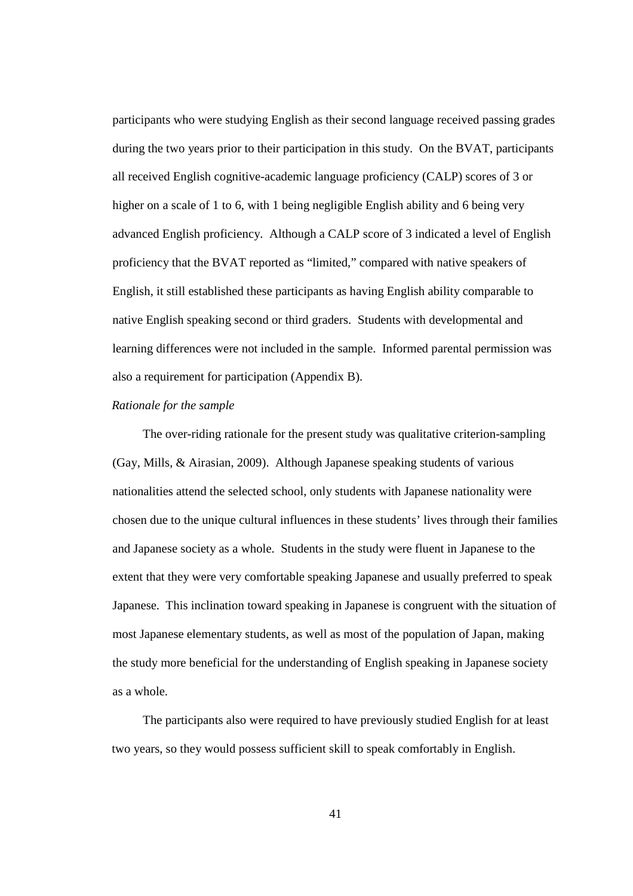participants who were studying English as their second language received passing grades during the two years prior to their participation in this study. On the BVAT, participants all received English cognitive-academic language proficiency (CALP) scores of 3 or higher on a scale of 1 to 6, with 1 being negligible English ability and 6 being very advanced English proficiency. Although a CALP score of 3 indicated a level of English proficiency that the BVAT reported as "limited," compared with native speakers of English, it still established these participants as having English ability comparable to native English speaking second or third graders. Students with developmental and learning differences were not included in the sample. Informed parental permission was also a requirement for participation (Appendix B).

*Rationale for the sample*

The over-riding rationale for the present study was qualitative criterion-sampling (Gay, Mills, & Airasian, 2009). Although Japanese speaking students of various nationalities attend the selected school, only students with Japanese nationality were chosen due to the unique cultural influences in these students' lives through their families and Japanese society as a whole. Students in the study were fluent in Japanese to the extent that they were very comfortable speaking Japanese and usually preferred to speak Japanese. This inclination toward speaking in Japanese is congruent with the situation of most Japanese elementary students, as well as most of the population of Japan, making the study more beneficial for the understanding of English speaking in Japanese society as a whole.

The participants also were required to have previously studied English for at least two years, so they would possess sufficient skill to speak comfortably in English.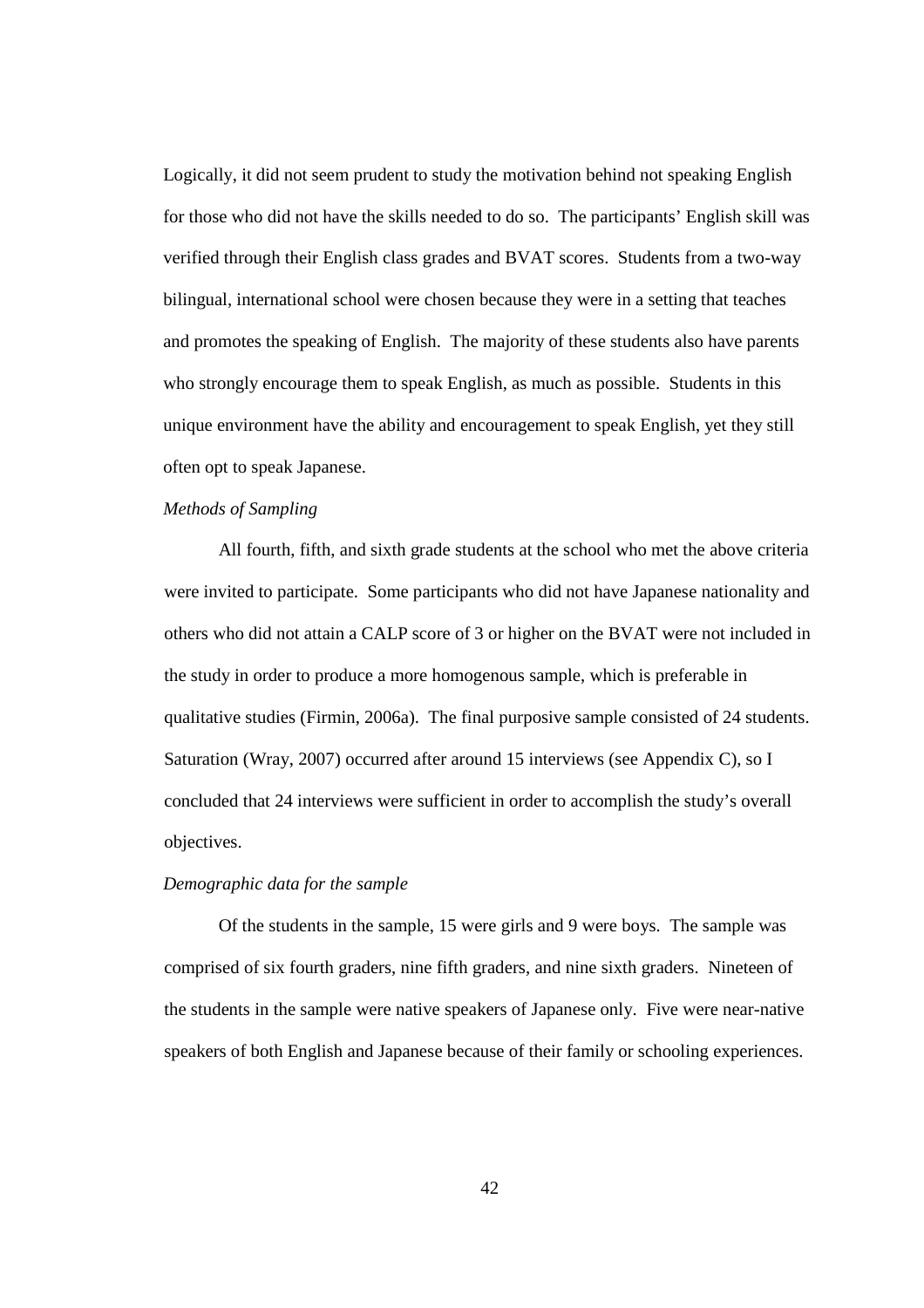Logically, it did not seem prudent to study the motivation behind not speaking English for those who did not have the skills needed to do so. The participants' English skill was verified through their English class grades and BVAT scores. Students from a two-way bilingual, international school were chosen because they were in a setting that teaches and promotes the speaking of English. The majority of these students also have parents who strongly encourage them to speak English, as much as possible. Students in this unique environment have the ability and encouragement to speak English, yet they still often opt to speak Japanese.

*Methods of Sampling*

All fourth, fifth, and sixth grade students at the school who met the above criteria were invited to participate. Some participants who did not have Japanese nationality and others who did not attain a CALP score of 3 or higher on the BVAT were not included in the study in order to produce a more homogenous sample, which is preferable in qualitative studies (Firmin, 2006a). The final purposive sample consisted of 24 students. Saturation (Wray, 2007) occurred after around 15 interviews (see Appendix C), so I concluded that 24 interviews were sufficient in order to accomplish the study's overall objectives.

*Demographic data for the sample*

Of the students in the sample, 15 were girls and 9 were boys. The sample was comprised of six fourth graders, nine fifth graders, and nine sixth graders. Nineteen of the students in the sample were native speakers of Japanese only. Five were near-native speakers of both English and Japanese because of their family or schooling experiences.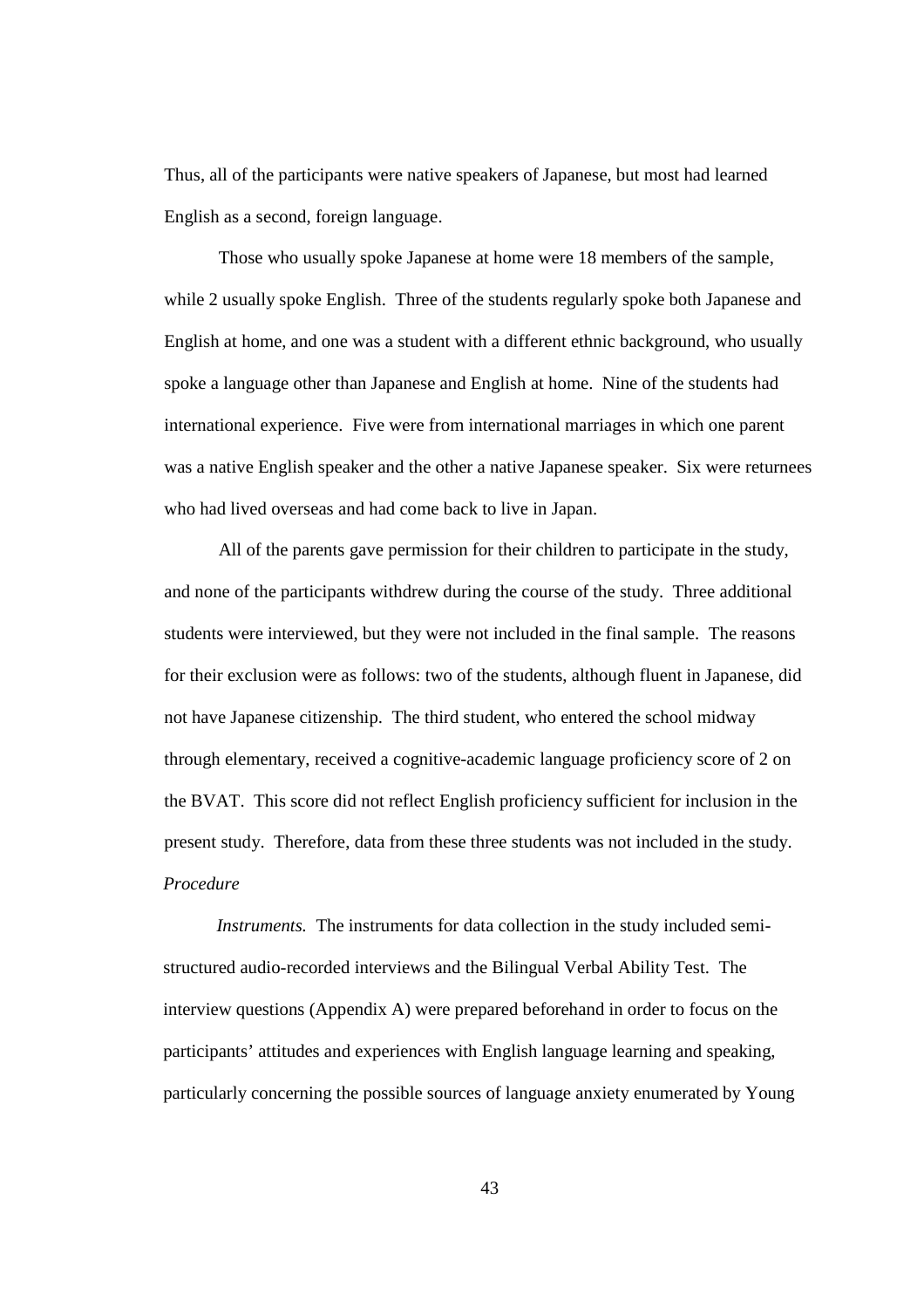Thus, all of the participants were native speakers of Japanese, but most had learned English as a second, foreign language.

Those who usually spoke Japanese at home were 18 members of the sample, while 2 usually spoke English. Three of the students regularly spoke both Japanese and English at home, and one was a student with a different ethnic background, who usually spoke a language other than Japanese and English at home. Nine of the students had international experience. Five were from international marriages in which one parent was a native English speaker and the other a native Japanese speaker. Six were returnees who had lived overseas and had come back to live in Japan.

All of the parents gave permission for their children to participate in the study, and none of the participants withdrew during the course of the study. Three additional students were interviewed, but they were not included in the final sample. The reasons for their exclusion were as follows: two of the students, although fluent in Japanese, did not have Japanese citizenship. The third student, who entered the school midway through elementary, received a cognitive-academic language proficiency score of 2 on the BVAT. This score did not reflect English proficiency sufficient for inclusion in the present study. Therefore, data from these three students was not included in the study.

*Procedure*

*Instruments.* The instruments for data collection in the study included semi-structured audio-recorded interviews and the Bilingual Verbal Ability Test. The interview questions (Appendix A) were prepared beforehand in order to focus on the participants' attitudes and experiences with English language learning and speaking, particularly concerning the possible sources of language anxiety enumerated by Young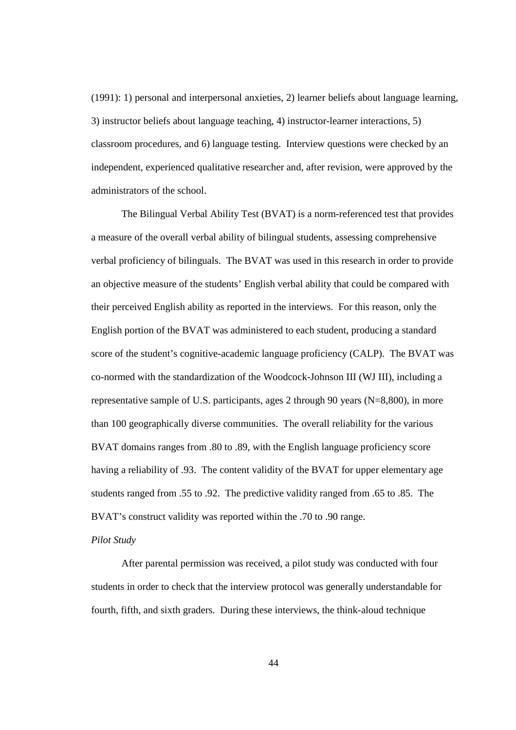(1991): 1) personal and interpersonal anxieties, 2) learner beliefs about language learning, 3) instructor beliefs about language teaching, 4) instructor-learner interactions, 5) classroom procedures, and 6) language testing. Interview questions were checked by an independent, experienced qualitative researcher and, after revision, were approved by the administrators of the school.

The Bilingual Verbal Ability Test (BVAT) is a norm-referenced test that provides a measure of the overall verbal ability of bilingual students, assessing comprehensive verbal proficiency of bilinguals. The BVAT was used in this research in order to provide an objective measure of the students' English verbal ability that could be compared with their perceived English ability as reported in the interviews. For this reason, only the English portion of the BVAT was administered to each student, producing a standard score of the student's cognitive-academic language proficiency (CALP). The BVAT was co-normed with the standardization of the Woodcock-Johnson III (WJ III), including a representative sample of U.S. participants, ages 2 through 90 years (N=8,800), in more than 100 geographically diverse communities. The overall reliability for the various BVAT domains ranges from .80 to .89, with the English language proficiency score having a reliability of .93. The content validity of the BVAT for upper elementary age students ranged from .55 to .92. The predictive validity ranged from .65 to .85. The BVAT's construct validity was reported within the .70 to .90 range.

*Pilot Study*

After parental permission was received, a pilot study was conducted with four students in order to check that the interview protocol was generally understandable for fourth, fifth, and sixth graders. During these interviews, the think-aloud technique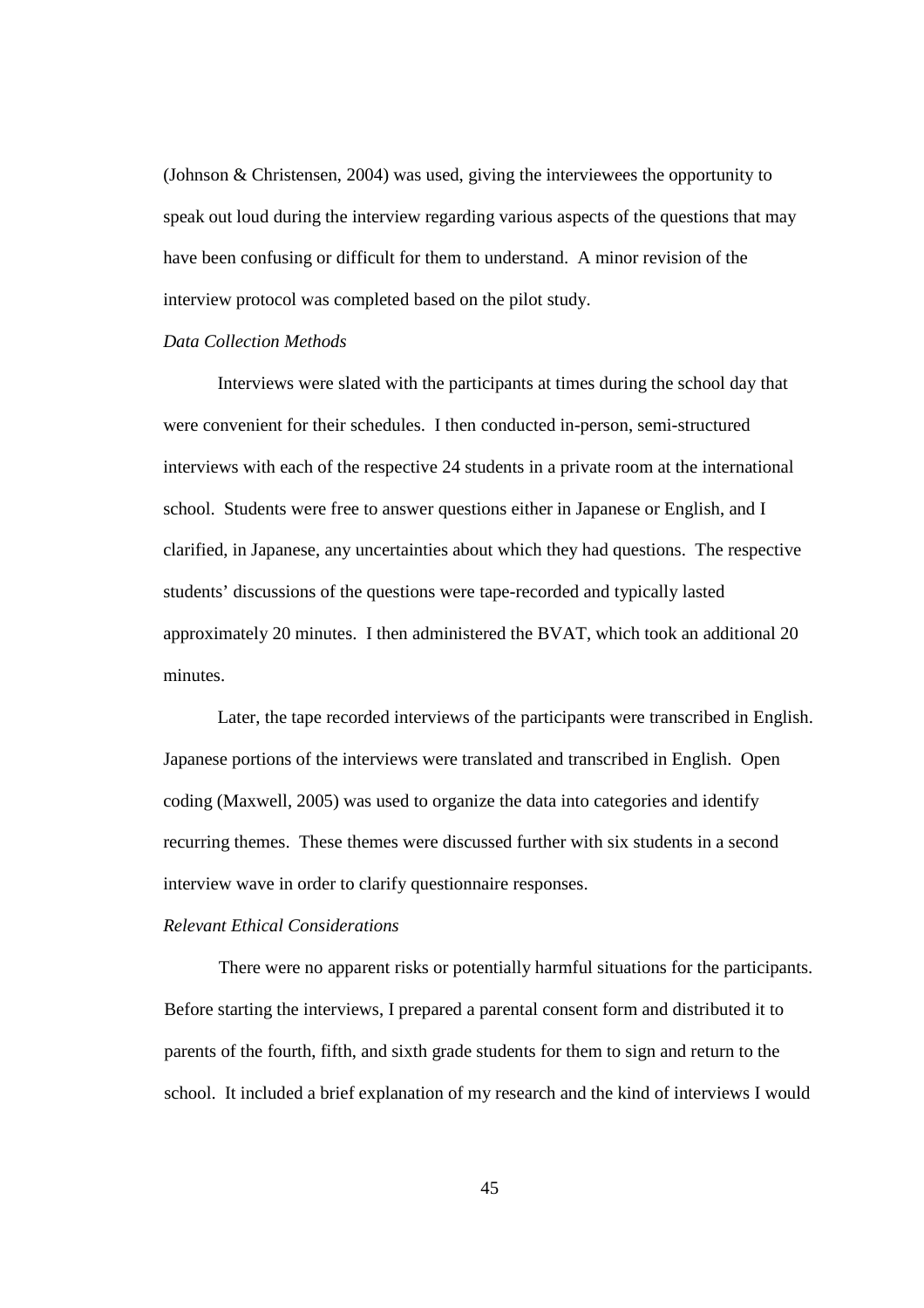(Johnson & Christensen, 2004) was used, giving the interviewees the opportunity to speak out loud during the interview regarding various aspects of the questions that may have been confusing or difficult for them to understand. A minor revision of the interview protocol was completed based on the pilot study.

*Data Collection Methods*

Interviews were slated with the participants at times during the school day that were convenient for their schedules. I then conducted in-person, semi-structured interviews with each of the respective 24 students in a private room at the international school. Students were free to answer questions either in Japanese or English, and I clarified, in Japanese, any uncertainties about which they had questions. The respective students' discussions of the questions were tape-recorded and typically lasted approximately 20 minutes. I then administered the BVAT, which took an additional 20 minutes.

Later, the tape recorded interviews of the participants were transcribed in English. Japanese portions of the interviews were translated and transcribed in English. Open coding (Maxwell, 2005) was used to organize the data into categories and identify recurring themes. These themes were discussed further with six students in a second interview wave in order to clarify questionnaire responses.

*Relevant Ethical Considerations*

There were no apparent risks or potentially harmful situations for the participants. Before starting the interviews, I prepared a parental consent form and distributed it to parents of the fourth, fifth, and sixth grade students for them to sign and return to the school. It included a brief explanation of my research and the kind of interviews I would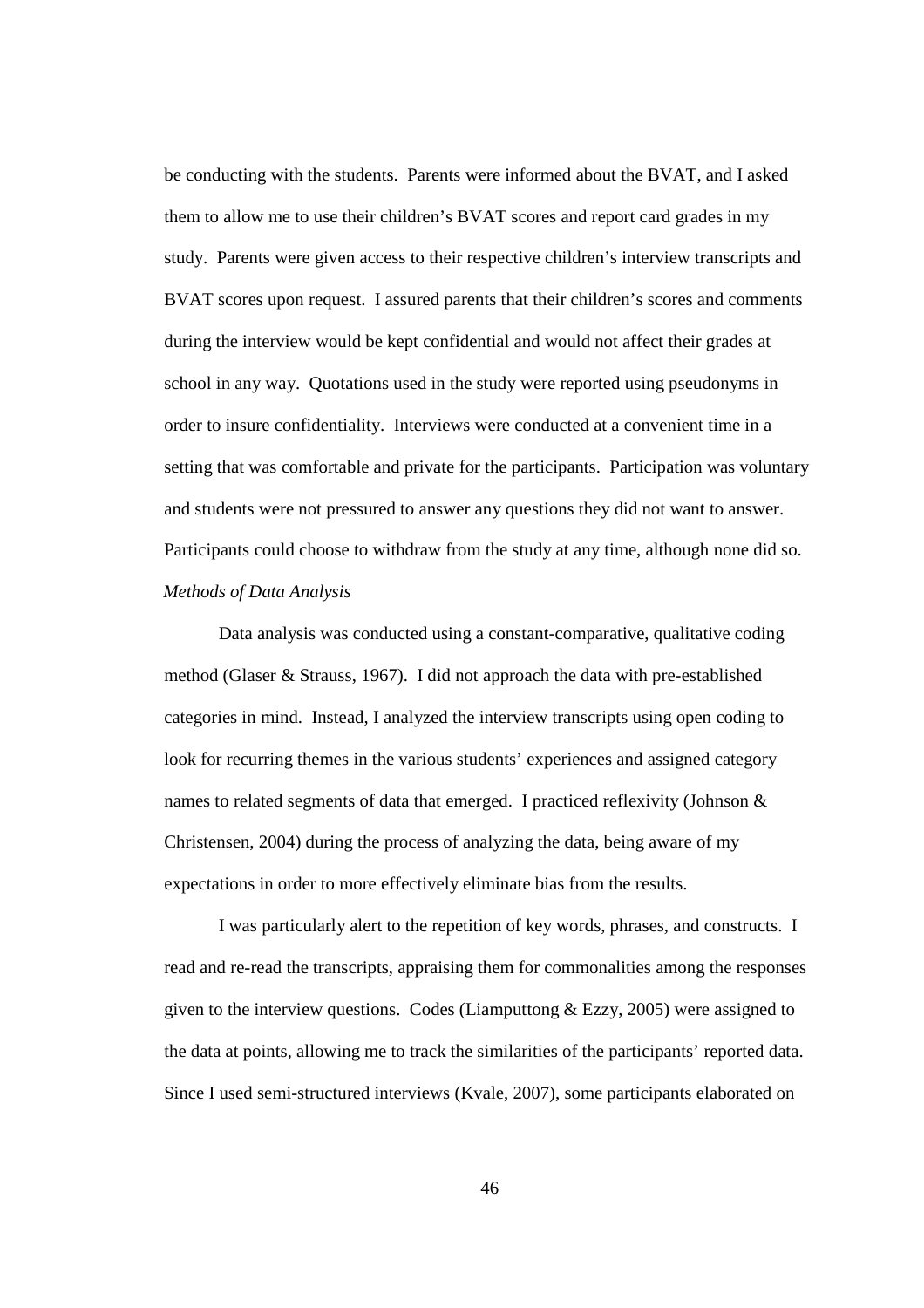be conducting with the students. Parents were informed about the BVAT, and I asked them to allow me to use their children's BVAT scores and report card grades in my study. Parents were given access to their respective children's interview transcripts and BVAT scores upon request. I assured parents that their children's scores and comments during the interview would be kept confidential and would not affect their grades at school in any way. Quotations used in the study were reported using pseudonyms in order to insure confidentiality. Interviews were conducted at a convenient time in a setting that was comfortable and private for the participants. Participation was voluntary and students were not pressured to answer any questions they did not want to answer. Participants could choose to withdraw from the study at any time, although none did so.

*Methods of Data Analysis*

Data analysis was conducted using a constant-comparative, qualitative coding method (Glaser & Strauss, 1967). I did not approach the data with pre-established categories in mind. Instead, I analyzed the interview transcripts using open coding to look for recurring themes in the various students' experiences and assigned category names to related segments of data that emerged. I practiced reflexivity (Johnson & Christensen, 2004) during the process of analyzing the data, being aware of my expectations in order to more effectively eliminate bias from the results.

I was particularly alert to the repetition of key words, phrases, and constructs. I read and re-read the transcripts, appraising them for commonalities among the responses given to the interview questions. Codes (Liamputtong & Ezzy, 2005) were assigned to the data at points, allowing me to track the similarities of the participants' reported data. Since I used semi-structured interviews (Kvale, 2007), some participants elaborated on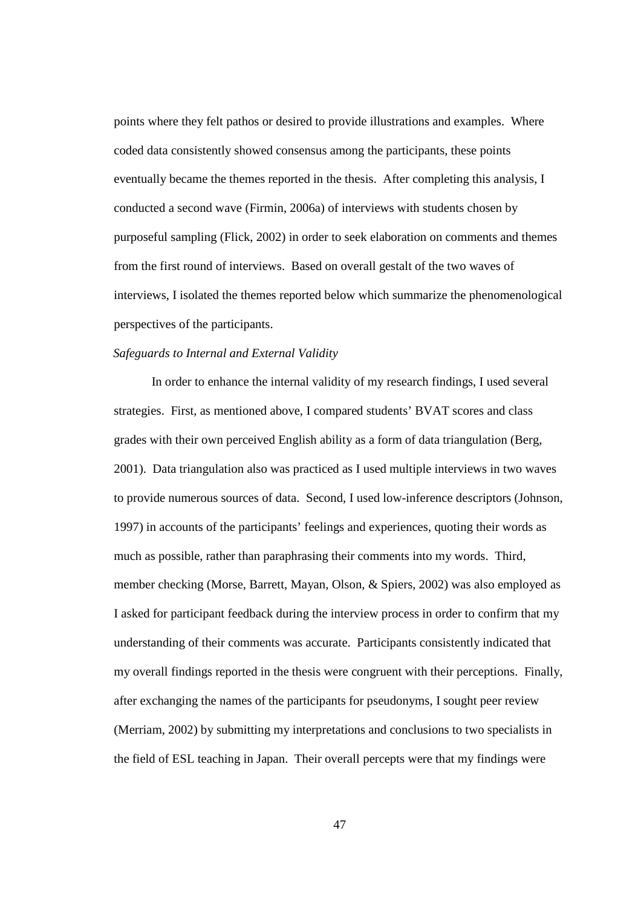points where they felt pathos or desired to provide illustrations and examples. Where coded data consistently showed consensus among the participants, these points eventually became the themes reported in the thesis. After completing this analysis, I conducted a second wave (Firmin, 2006a) of interviews with students chosen by purposeful sampling (Flick, 2002) in order to seek elaboration on comments and themes from the first round of interviews. Based on overall gestalt of the two waves of interviews, I isolated the themes reported below which summarize the phenomenological perspectives of the participants.

*Safeguards to Internal and External Validity*

In order to enhance the internal validity of my research findings, I used several strategies. First, as mentioned above, I compared students' BVAT scores and class grades with their own perceived English ability as a form of data triangulation (Berg, 2001). Data triangulation also was practiced as I used multiple interviews in two waves to provide numerous sources of data. Second, I used low-inference descriptors (Johnson, 1997) in accounts of the participants' feelings and experiences, quoting their words as much as possible, rather than paraphrasing their comments into my words. Third, member checking (Morse, Barrett, Mayan, Olson, & Spiers, 2002) was also employed as I asked for participant feedback during the interview process in order to confirm that my understanding of their comments was accurate. Participants consistently indicated that my overall findings reported in the thesis were congruent with their perceptions. Finally, after exchanging the names of the participants for pseudonyms, I sought peer review (Merriam, 2002) by submitting my interpretations and conclusions to two specialists in the field of ESL teaching in Japan. Their overall percepts were that my findings were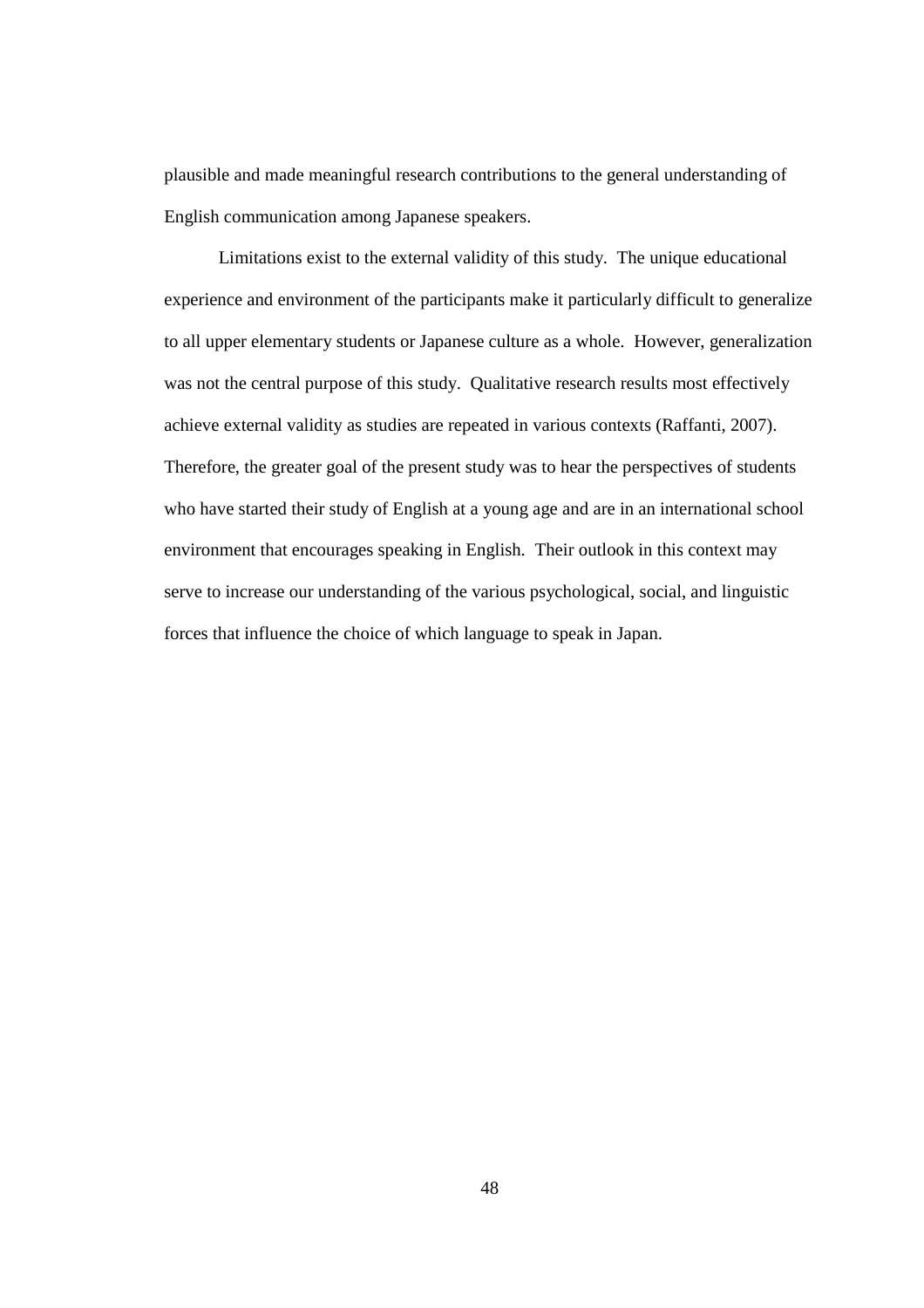plausible and made meaningful research contributions to the general understanding of English communication among Japanese speakers.

Limitations exist to the external validity of this study. The unique educational experience and environment of the participants make it particularly difficult to generalize to all upper elementary students or Japanese culture as a whole. However, generalization was not the central purpose of this study. Qualitative research results most effectively achieve external validity as studies are repeated in various contexts (Raffanti, 2007). Therefore, the greater goal of the present study was to hear the perspectives of students who have started their study of English at a young age and are in an international school environment that encourages speaking in English. Their outlook in this context may serve to increase our understanding of the various psychological, social, and linguistic forces that influence the choice of which language to speak in Japan.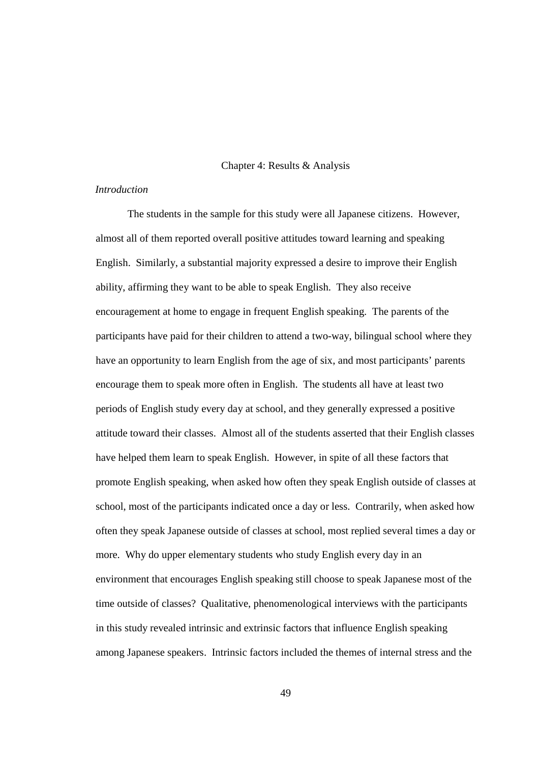# Chapter 4: Results & Analysis

*Introduction*

The students in the sample for this study were all Japanese citizens. However, almost all of them reported overall positive attitudes toward learning and speaking English. Similarly, a substantial majority expressed a desire to improve their English ability, affirming they want to be able to speak English. They also receive encouragement at home to engage in frequent English speaking. The parents of the participants have paid for their children to attend a two-way, bilingual school where they have an opportunity to learn English from the age of six, and most participants' parents encourage them to speak more often in English. The students all have at least two periods of English study every day at school, and they generally expressed a positive attitude toward their classes. Almost all of the students asserted that their English classes have helped them learn to speak English. However, in spite of all these factors that promote English speaking, when asked how often they speak English outside of classes at school, most of the participants indicated once a day or less. Contrarily, when asked how often they speak Japanese outside of classes at school, most replied several times a day or more. Why do upper elementary students who study English every day in an environment that encourages English speaking still choose to speak Japanese most of the time outside of classes? Qualitative, phenomenological interviews with the participants in this study revealed intrinsic and extrinsic factors that influence English speaking among Japanese speakers. Intrinsic factors included the themes of internal stress and the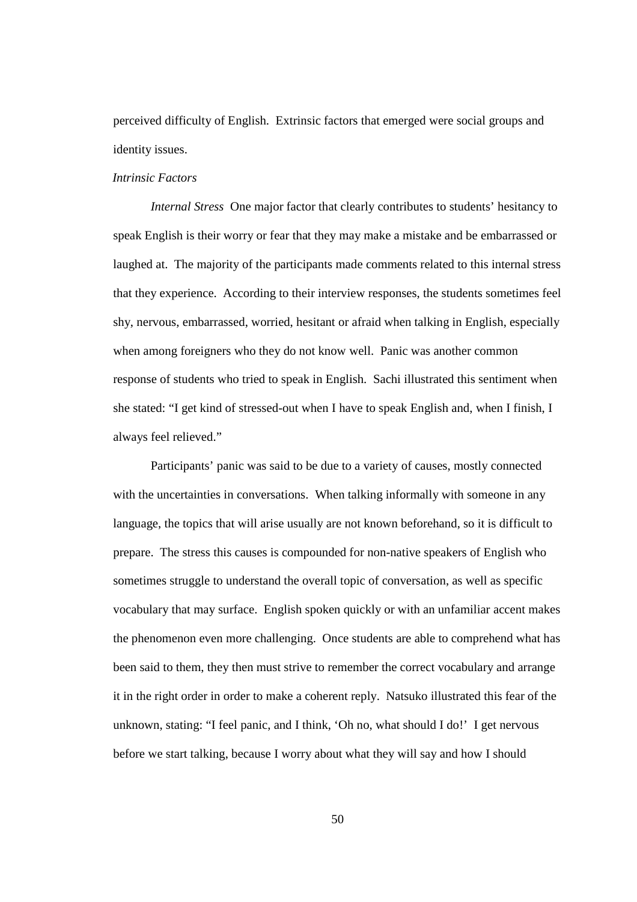perceived difficulty of English. Extrinsic factors that emerged were social groups and identity issues.

### *Intrinsic Factors*

*Internal Stress* One major factor that clearly contributes to students' hesitancy to speak English is their worry or fear that they may make a mistake and be embarrassed or laughed at. The majority of the participants made comments related to this internal stress that they experience. According to their interview responses, the students sometimes feel shy, nervous, embarrassed, worried, hesitant or afraid when talking in English, especially when among foreigners who they do not know well. Panic was another common response of students who tried to speak in English. Sachi illustrated this sentiment when she stated: "I get kind of stressed-out when I have to speak English and, when I finish, I always feel relieved."

Participants' panic was said to be due to a variety of causes, mostly connected with the uncertainties in conversations. When talking informally with someone in any language, the topics that will arise usually are not known beforehand, so it is difficult to prepare. The stress this causes is compounded for non-native speakers of English who sometimes struggle to understand the overall topic of conversation, as well as specific vocabulary that may surface. English spoken quickly or with an unfamiliar accent makes the phenomenon even more challenging. Once students are able to comprehend what has been said to them, they then must strive to remember the correct vocabulary and arrange it in the right order in order to make a coherent reply. Natsuko illustrated this fear of the unknown, stating: "I feel panic, and I think, 'Oh no, what should I do!' I get nervous before we start talking, because I worry about what they will say and how I should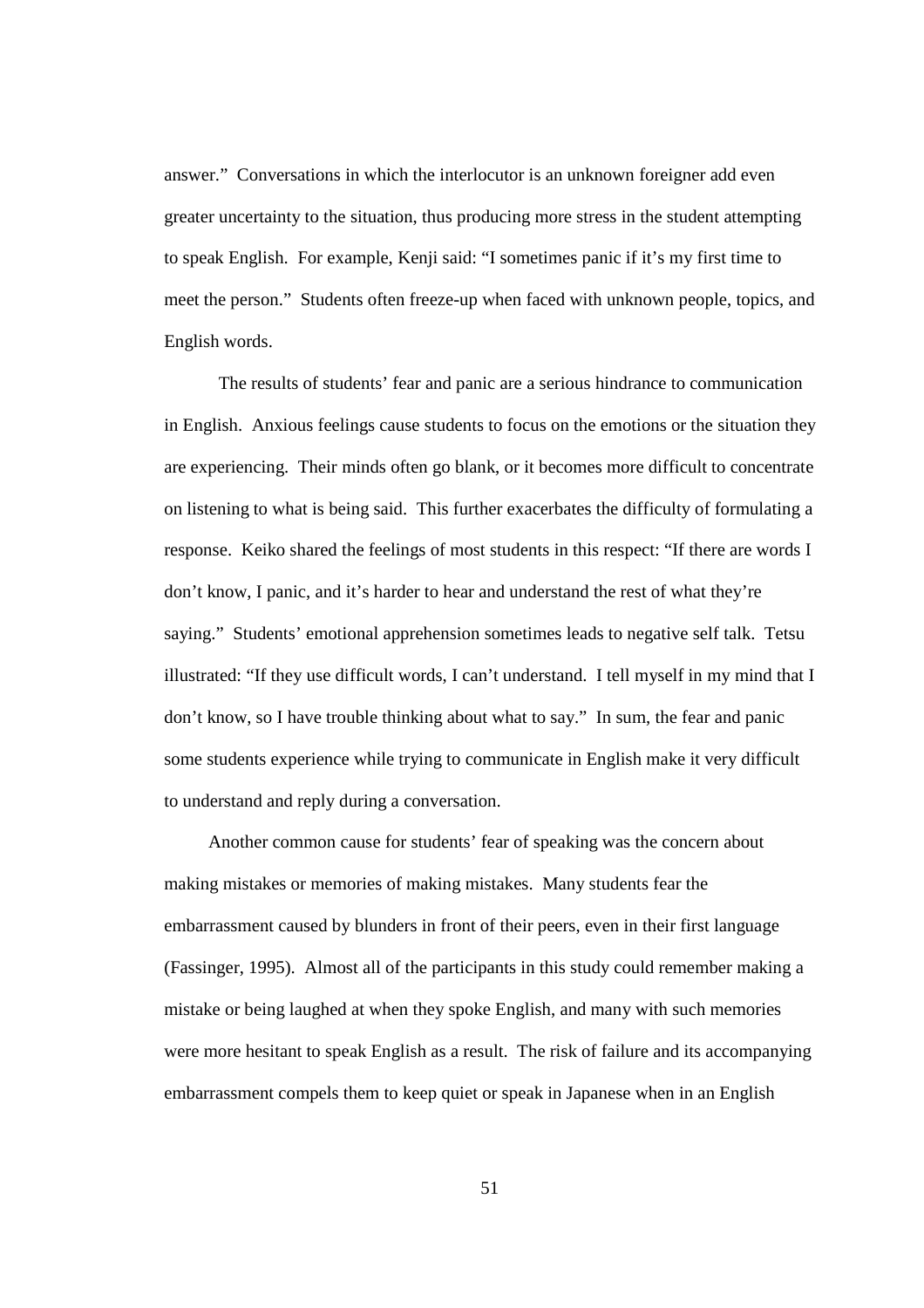answer." Conversations in which the interlocutor is an unknown foreigner add even greater uncertainty to the situation, thus producing more stress in the student attempting to speak English. For example, Kenji said: "I sometimes panic if it's my first time to meet the person." Students often freeze-up when faced with unknown people, topics, and English words.

The results of students' fear and panic are a serious hindrance to communication in English. Anxious feelings cause students to focus on the emotions or the situation they are experiencing. Their minds often go blank, or it becomes more difficult to concentrate on listening to what is being said. This further exacerbates the difficulty of formulating a response. Keiko shared the feelings of most students in this respect: "If there are words I don't know, I panic, and it's harder to hear and understand the rest of what they're saying." Students' emotional apprehension sometimes leads to negative self talk. Tetsu illustrated: "If they use difficult words, I can't understand. I tell myself in my mind that I don't know, so I have trouble thinking about what to say." In sum, the fear and panic some students experience while trying to communicate in English make it very difficult to understand and reply during a conversation.

Another common cause for students' fear of speaking was the concern about making mistakes or memories of making mistakes. Many students fear the embarrassment caused by blunders in front of their peers, even in their first language (Fassinger, 1995). Almost all of the participants in this study could remember making a mistake or being laughed at when they spoke English, and many with such memories were more hesitant to speak English as a result. The risk of failure and its accompanying embarrassment compels them to keep quiet or speak in Japanese when in an English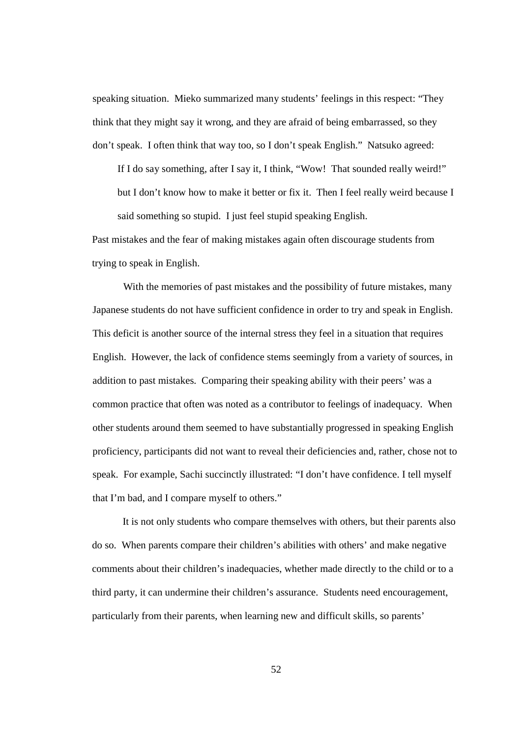speaking situation. Mieko summarized many students' feelings in this respect: "They think that they might say it wrong, and they are afraid of being embarrassed, so they don't speak. I often think that way too, so I don't speak English." Natsuko agreed:

> If I do say something, after I say it, I think, "Wow! That sounded really weird!" but I don't know how to make it better or fix it. Then I feel really weird because I said something so stupid. I just feel stupid speaking English.

Past mistakes and the fear of making mistakes again often discourage students from trying to speak in English.

With the memories of past mistakes and the possibility of future mistakes, many Japanese students do not have sufficient confidence in order to try and speak in English. This deficit is another source of the internal stress they feel in a situation that requires English. However, the lack of confidence stems seemingly from a variety of sources, in addition to past mistakes. Comparing their speaking ability with their peers' was a common practice that often was noted as a contributor to feelings of inadequacy. When other students around them seemed to have substantially progressed in speaking English proficiency, participants did not want to reveal their deficiencies and, rather, chose not to speak. For example, Sachi succinctly illustrated: "I don't have confidence. I tell myself that I'm bad, and I compare myself to others."

It is not only students who compare themselves with others, but their parents also do so. When parents compare their children's abilities with others' and make negative comments about their children's inadequacies, whether made directly to the child or to a third party, it can undermine their children's assurance. Students need encouragement, particularly from their parents, when learning new and difficult skills, so parents'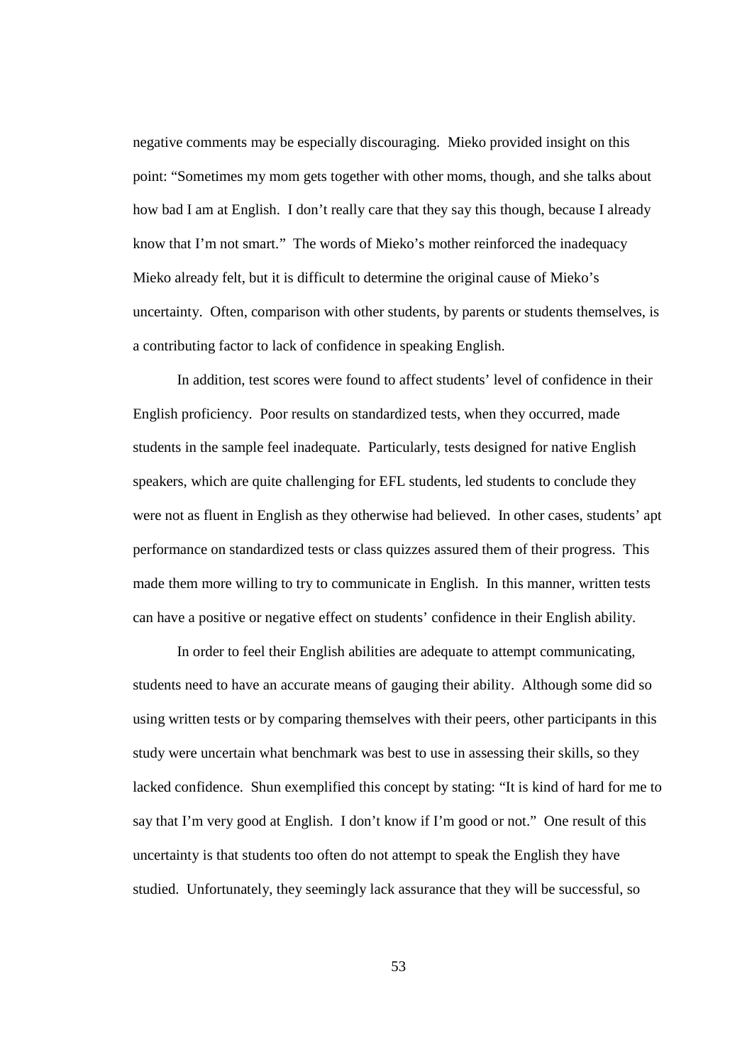negative comments may be especially discouraging. Mieko provided insight on this point: "Sometimes my mom gets together with other moms, though, and she talks about how bad I am at English. I don't really care that they say this though, because I already know that I'm not smart." The words of Mieko's mother reinforced the inadequacy Mieko already felt, but it is difficult to determine the original cause of Mieko's uncertainty. Often, comparison with other students, by parents or students themselves, is a contributing factor to lack of confidence in speaking English.

In addition, test scores were found to affect students' level of confidence in their English proficiency. Poor results on standardized tests, when they occurred, made students in the sample feel inadequate. Particularly, tests designed for native English speakers, which are quite challenging for EFL students, led students to conclude they were not as fluent in English as they otherwise had believed. In other cases, students' apt performance on standardized tests or class quizzes assured them of their progress. This made them more willing to try to communicate in English. In this manner, written tests can have a positive or negative effect on students' confidence in their English ability.

In order to feel their English abilities are adequate to attempt communicating, students need to have an accurate means of gauging their ability. Although some did so using written tests or by comparing themselves with their peers, other participants in this study were uncertain what benchmark was best to use in assessing their skills, so they lacked confidence. Shun exemplified this concept by stating: "It is kind of hard for me to say that I'm very good at English. I don't know if I'm good or not." One result of this uncertainty is that students too often do not attempt to speak the English they have studied. Unfortunately, they seemingly lack assurance that they will be successful, so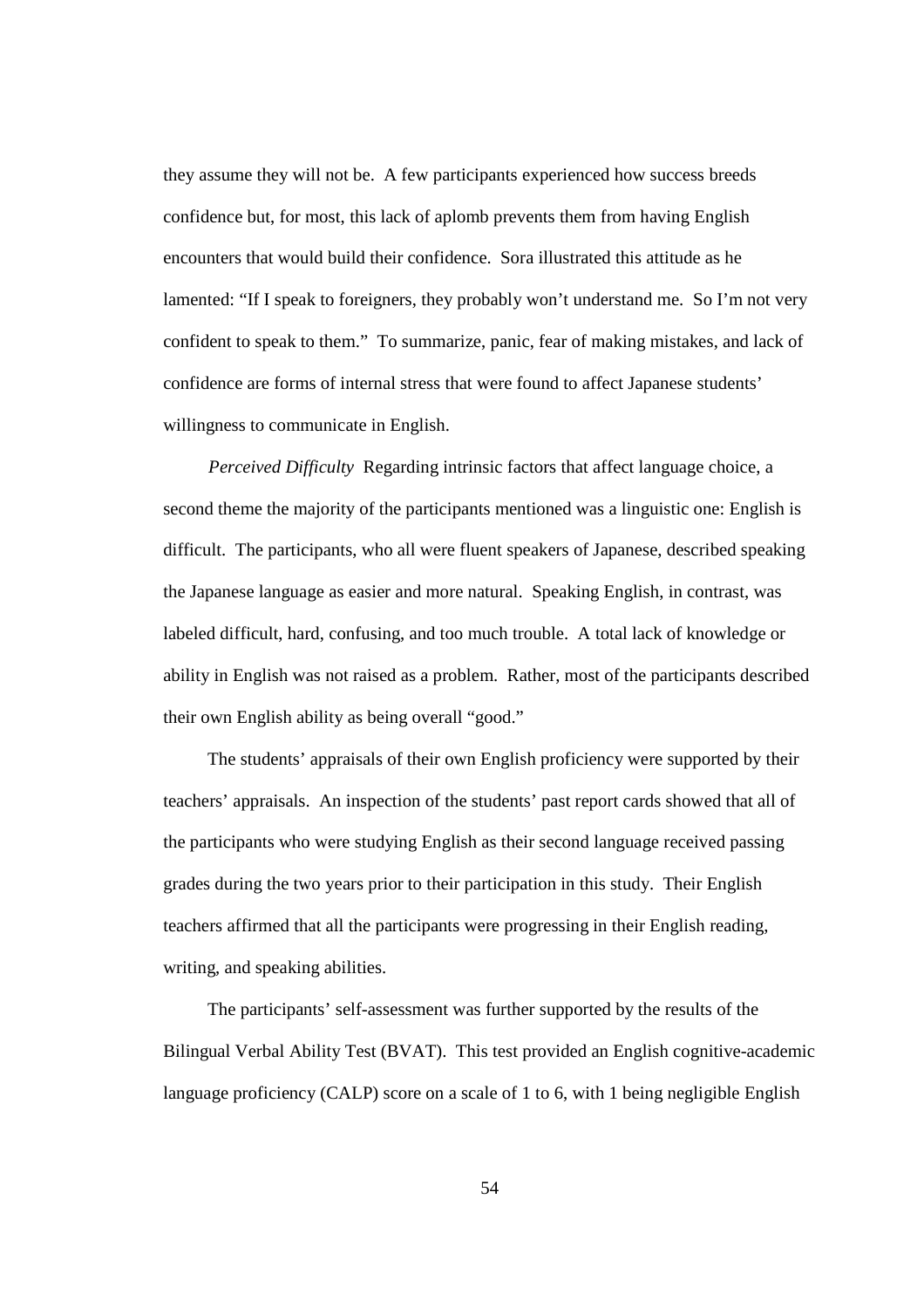they assume they will not be. A few participants experienced how success breeds confidence but, for most, this lack of aplomb prevents them from having English encounters that would build their confidence. Sora illustrated this attitude as he lamented: "If I speak to foreigners, they probably won't understand me. So I'm not very confident to speak to them." To summarize, panic, fear of making mistakes, and lack of confidence are forms of internal stress that were found to affect Japanese students' willingness to communicate in English.

*Perceived Difficulty* Regarding intrinsic factors that affect language choice, a second theme the majority of the participants mentioned was a linguistic one: English is difficult. The participants, who all were fluent speakers of Japanese, described speaking the Japanese language as easier and more natural. Speaking English, in contrast, was labeled difficult, hard, confusing, and too much trouble. A total lack of knowledge or ability in English was not raised as a problem. Rather, most of the participants described their own English ability as being overall "good."

The students' appraisals of their own English proficiency were supported by their teachers' appraisals. An inspection of the students' past report cards showed that all of the participants who were studying English as their second language received passing grades during the two years prior to their participation in this study. Their English teachers affirmed that all the participants were progressing in their English reading, writing, and speaking abilities.

The participants' self-assessment was further supported by the results of the Bilingual Verbal Ability Test (BVAT). This test provided an English cognitive-academic language proficiency (CALP) score on a scale of 1 to 6, with 1 being negligible English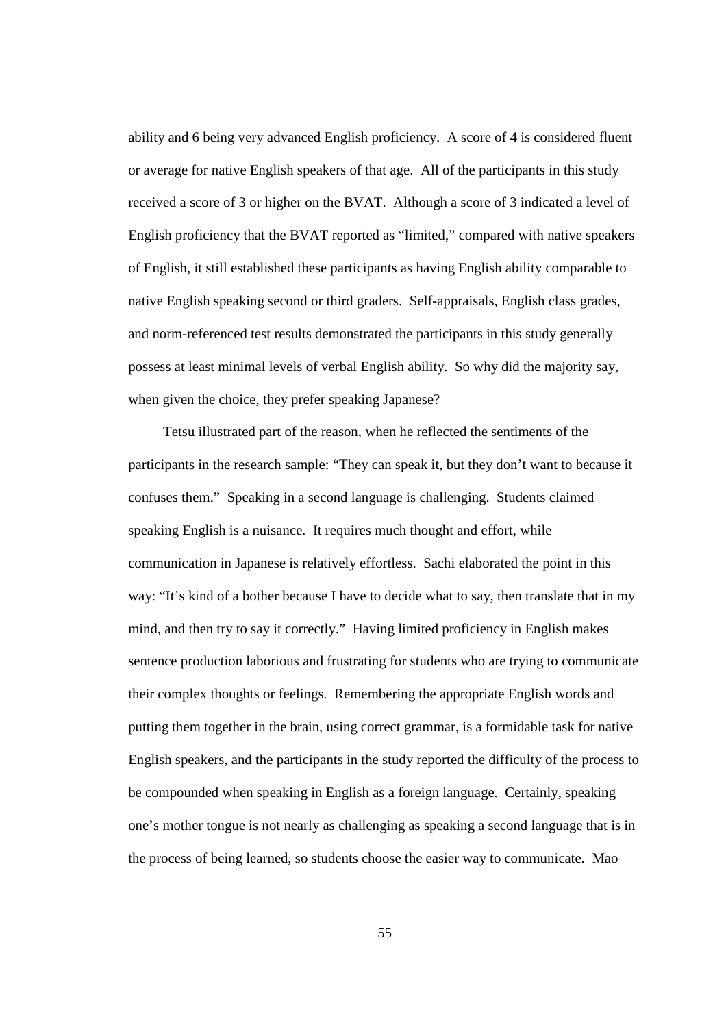ability and 6 being very advanced English proficiency. A score of 4 is considered fluent or average for native English speakers of that age. All of the participants in this study received a score of 3 or higher on the BVAT. Although a score of 3 indicated a level of English proficiency that the BVAT reported as "limited," compared with native speakers of English, it still established these participants as having English ability comparable to native English speaking second or third graders. Self-appraisals, English class grades, and norm-referenced test results demonstrated the participants in this study generally possess at least minimal levels of verbal English ability. So why did the majority say, when given the choice, they prefer speaking Japanese?

Tetsu illustrated part of the reason, when he reflected the sentiments of the participants in the research sample: "They can speak it, but they don't want to because it confuses them." Speaking in a second language is challenging. Students claimed speaking English is a nuisance. It requires much thought and effort, while communication in Japanese is relatively effortless. Sachi elaborated the point in this way: "It's kind of a bother because I have to decide what to say, then translate that in my mind, and then try to say it correctly." Having limited proficiency in English makes sentence production laborious and frustrating for students who are trying to communicate their complex thoughts or feelings. Remembering the appropriate English words and putting them together in the brain, using correct grammar, is a formidable task for native English speakers, and the participants in the study reported the difficulty of the process to be compounded when speaking in English as a foreign language. Certainly, speaking one's mother tongue is not nearly as challenging as speaking a second language that is in the process of being learned, so students choose the easier way to communicate. Mao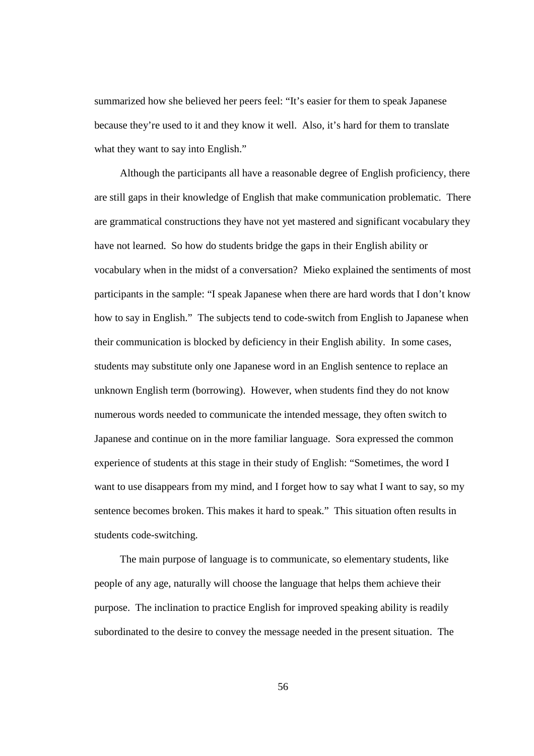summarized how she believed her peers feel: "It's easier for them to speak Japanese because they're used to it and they know it well. Also, it's hard for them to translate what they want to say into English."

Although the participants all have a reasonable degree of English proficiency, there are still gaps in their knowledge of English that make communication problematic. There are grammatical constructions they have not yet mastered and significant vocabulary they have not learned. So how do students bridge the gaps in their English ability or vocabulary when in the midst of a conversation? Mieko explained the sentiments of most participants in the sample: "I speak Japanese when there are hard words that I don't know how to say in English." The subjects tend to code-switch from English to Japanese when their communication is blocked by deficiency in their English ability. In some cases, students may substitute only one Japanese word in an English sentence to replace an unknown English term (borrowing). However, when students find they do not know numerous words needed to communicate the intended message, they often switch to Japanese and continue on in the more familiar language. Sora expressed the common experience of students at this stage in their study of English: "Sometimes, the word I want to use disappears from my mind, and I forget how to say what I want to say, so my sentence becomes broken. This makes it hard to speak." This situation often results in students code-switching.

The main purpose of language is to communicate, so elementary students, like people of any age, naturally will choose the language that helps them achieve their purpose. The inclination to practice English for improved speaking ability is readily subordinated to the desire to convey the message needed in the present situation. The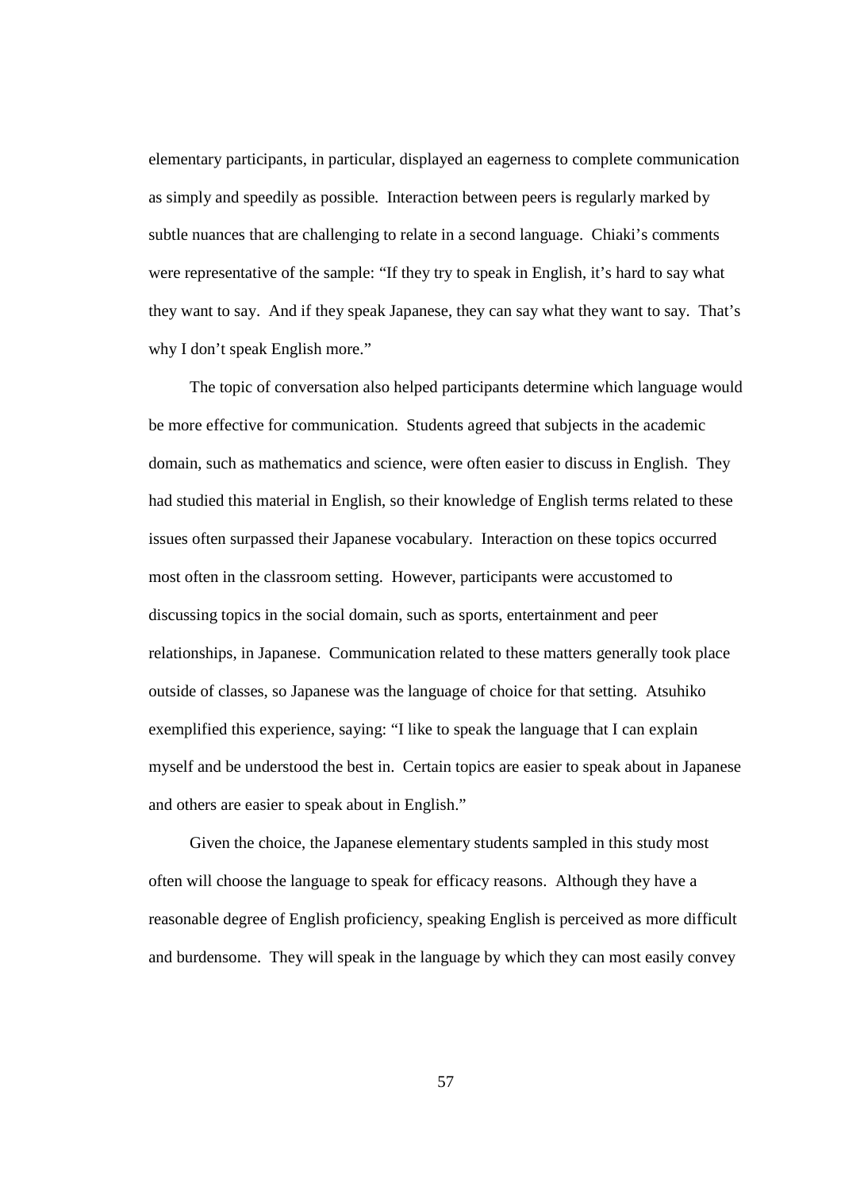elementary participants, in particular, displayed an eagerness to complete communication as simply and speedily as possible. Interaction between peers is regularly marked by subtle nuances that are challenging to relate in a second language. Chiaki's comments were representative of the sample: "If they try to speak in English, it's hard to say what they want to say. And if they speak Japanese, they can say what they want to say. That's why I don't speak English more."

The topic of conversation also helped participants determine which language would be more effective for communication. Students agreed that subjects in the academic domain, such as mathematics and science, were often easier to discuss in English. They had studied this material in English, so their knowledge of English terms related to these issues often surpassed their Japanese vocabulary. Interaction on these topics occurred most often in the classroom setting. However, participants were accustomed to discussing topics in the social domain, such as sports, entertainment and peer relationships, in Japanese. Communication related to these matters generally took place outside of classes, so Japanese was the language of choice for that setting. Atsuhiko exemplified this experience, saying: "I like to speak the language that I can explain myself and be understood the best in. Certain topics are easier to speak about in Japanese and others are easier to speak about in English."

Given the choice, the Japanese elementary students sampled in this study most often will choose the language to speak for efficacy reasons. Although they have a reasonable degree of English proficiency, speaking English is perceived as more difficult and burdensome. They will speak in the language by which they can most easily convey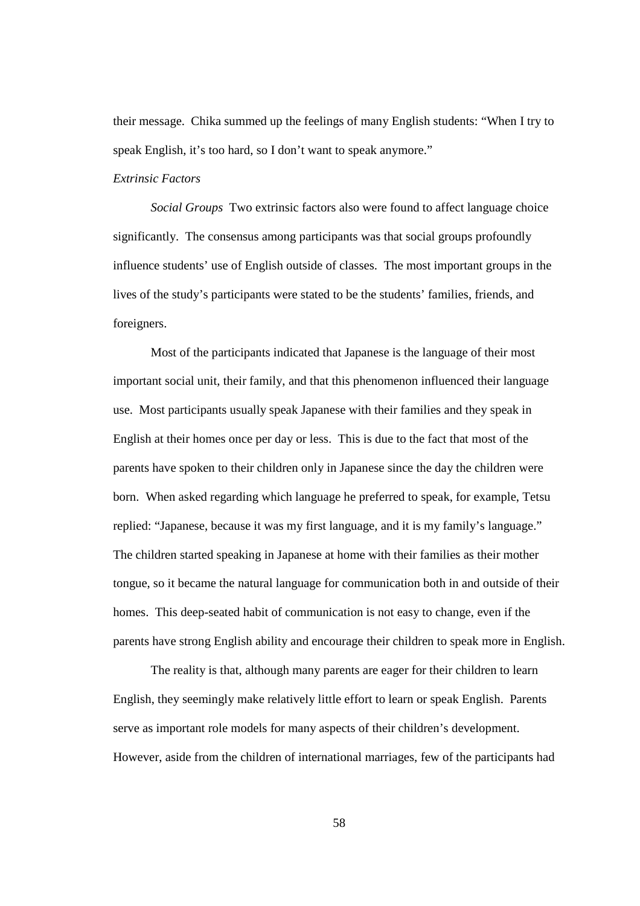their message. Chika summed up the feelings of many English students: "When I try to speak English, it's too hard, so I don't want to speak anymore."

*Extrinsic Factors*

*Social Groups* Two extrinsic factors also were found to affect language choice significantly. The consensus among participants was that social groups profoundly influence students' use of English outside of classes. The most important groups in the lives of the study's participants were stated to be the students' families, friends, and foreigners.

Most of the participants indicated that Japanese is the language of their most important social unit, their family, and that this phenomenon influenced their language use. Most participants usually speak Japanese with their families and they speak in English at their homes once per day or less. This is due to the fact that most of the parents have spoken to their children only in Japanese since the day the children were born. When asked regarding which language he preferred to speak, for example, Tetsu replied: "Japanese, because it was my first language, and it is my family's language." The children started speaking in Japanese at home with their families as their mother tongue, so it became the natural language for communication both in and outside of their homes. This deep-seated habit of communication is not easy to change, even if the parents have strong English ability and encourage their children to speak more in English.

The reality is that, although many parents are eager for their children to learn English, they seemingly make relatively little effort to learn or speak English. Parents serve as important role models for many aspects of their children's development. However, aside from the children of international marriages, few of the participants had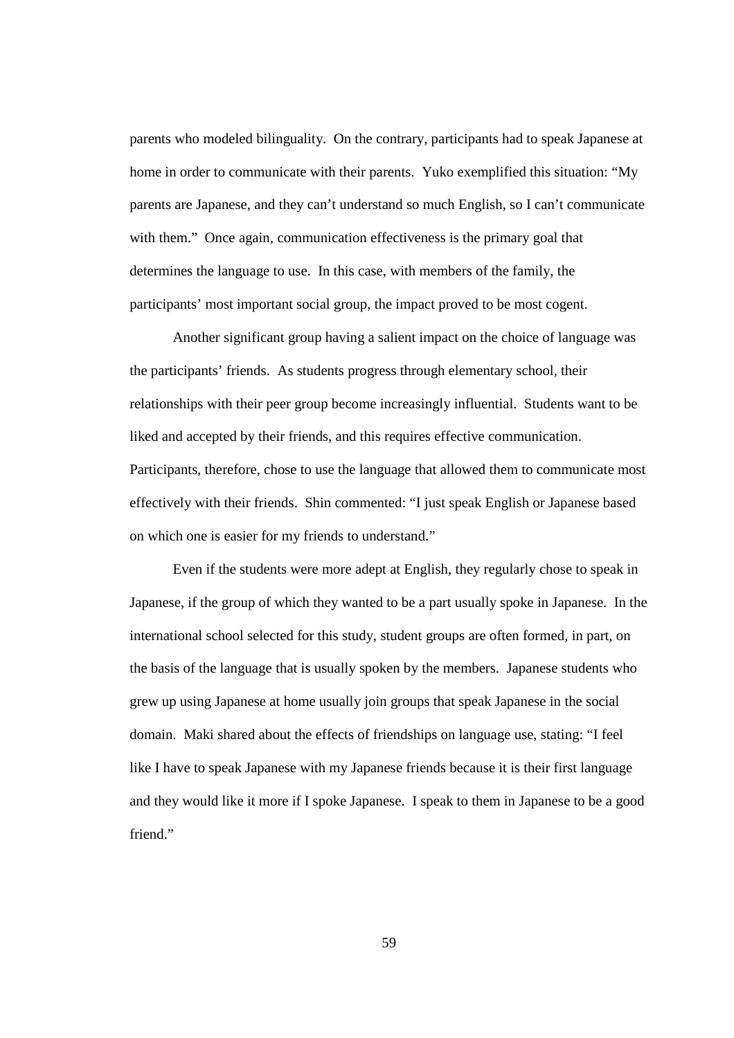parents who modeled bilinguality. On the contrary, participants had to speak Japanese at home in order to communicate with their parents. Yuko exemplified this situation: "My parents are Japanese, and they can't understand so much English, so I can't communicate with them." Once again, communication effectiveness is the primary goal that determines the language to use. In this case, with members of the family, the participants' most important social group, the impact proved to be most cogent.

Another significant group having a salient impact on the choice of language was the participants' friends. As students progress through elementary school, their relationships with their peer group become increasingly influential. Students want to be liked and accepted by their friends, and this requires effective communication. Participants, therefore, chose to use the language that allowed them to communicate most effectively with their friends. Shin commented: "I just speak English or Japanese based on which one is easier for my friends to understand."

Even if the students were more adept at English, they regularly chose to speak in Japanese, if the group of which they wanted to be a part usually spoke in Japanese. In the international school selected for this study, student groups are often formed, in part, on the basis of the language that is usually spoken by the members. Japanese students who grew up using Japanese at home usually join groups that speak Japanese in the social domain. Maki shared about the effects of friendships on language use, stating: "I feel like I have to speak Japanese with my Japanese friends because it is their first language and they would like it more if I spoke Japanese. I speak to them in Japanese to be a good friend."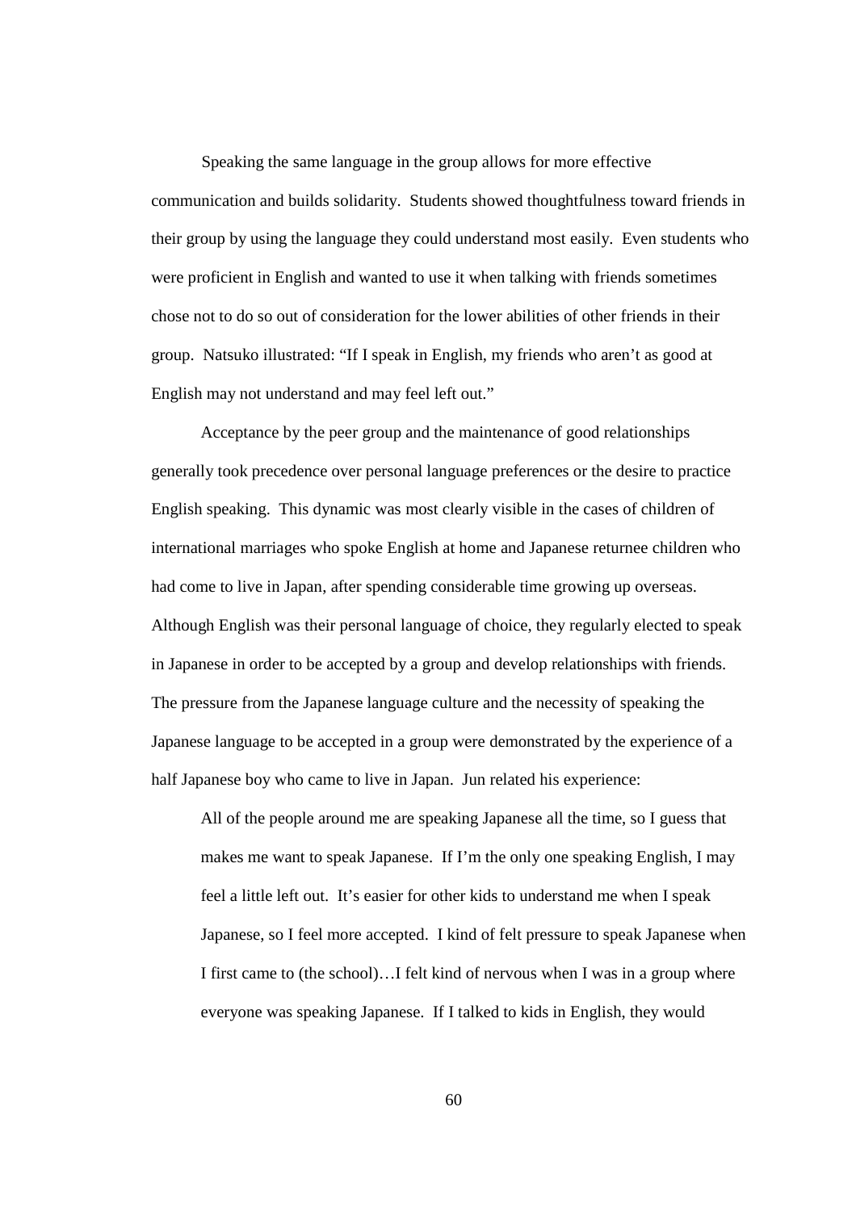Speaking the same language in the group allows for more effective communication and builds solidarity. Students showed thoughtfulness toward friends in their group by using the language they could understand most easily. Even students who were proficient in English and wanted to use it when talking with friends sometimes chose not to do so out of consideration for the lower abilities of other friends in their group. Natsuko illustrated: "If I speak in English, my friends who aren't as good at English may not understand and may feel left out."

Acceptance by the peer group and the maintenance of good relationships generally took precedence over personal language preferences or the desire to practice English speaking. This dynamic was most clearly visible in the cases of children of international marriages who spoke English at home and Japanese returnee children who had come to live in Japan, after spending considerable time growing up overseas. Although English was their personal language of choice, they regularly elected to speak in Japanese in order to be accepted by a group and develop relationships with friends. The pressure from the Japanese language culture and the necessity of speaking the Japanese language to be accepted in a group were demonstrated by the experience of a half Japanese boy who came to live in Japan. Jun related his experience:

> All of the people around me are speaking Japanese all the time, so I guess that makes me want to speak Japanese. If I'm the only one speaking English, I may feel a little left out. It's easier for other kids to understand me when I speak Japanese, so I feel more accepted. I kind of felt pressure to speak Japanese when I first came to (the school)…I felt kind of nervous when I was in a group where everyone was speaking Japanese. If I talked to kids in English, they would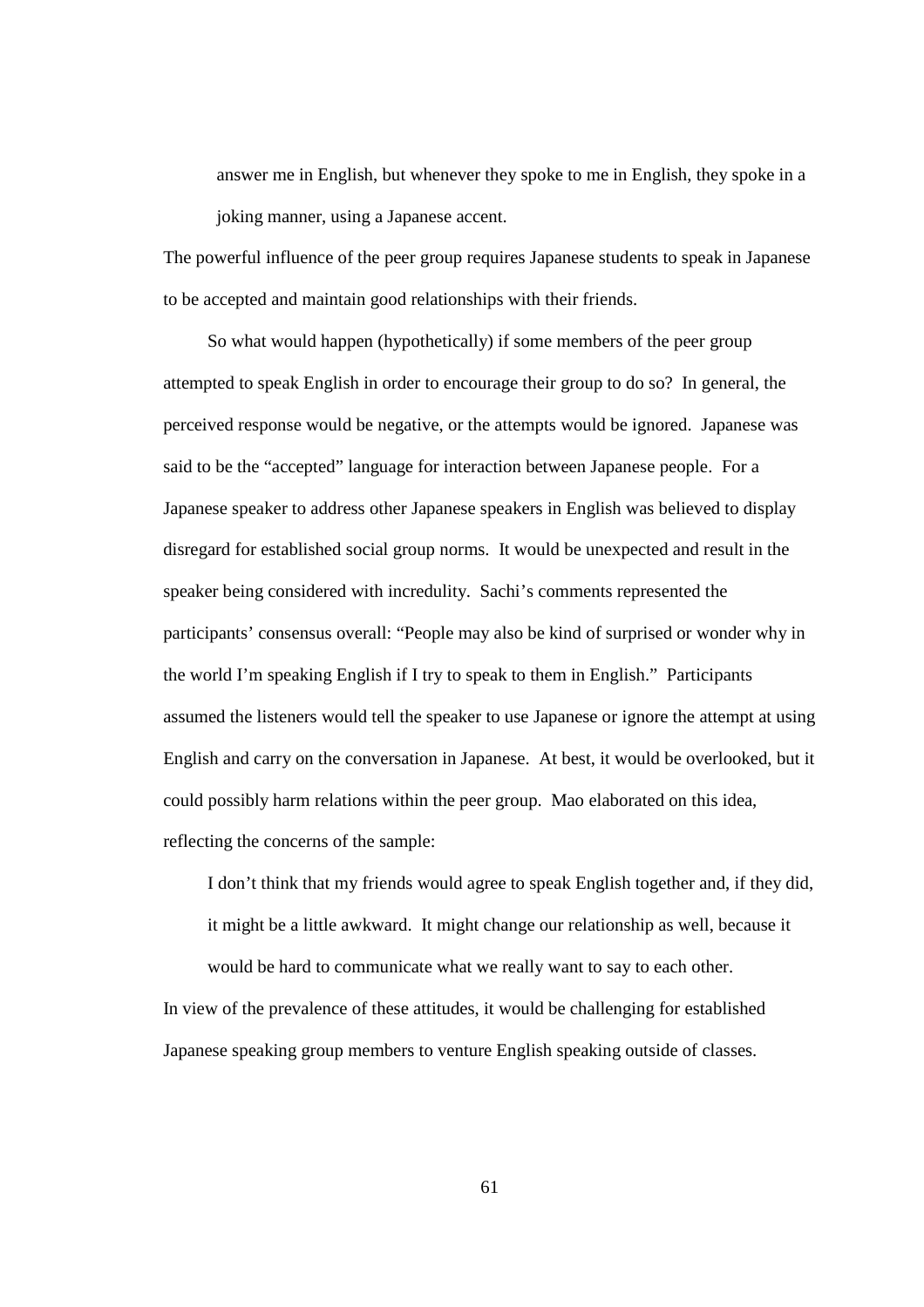> answer me in English, but whenever they spoke to me in English, they spoke in a joking manner, using a Japanese accent.

The powerful influence of the peer group requires Japanese students to speak in Japanese to be accepted and maintain good relationships with their friends.

So what would happen (hypothetically) if some members of the peer group attempted to speak English in order to encourage their group to do so? In general, the perceived response would be negative, or the attempts would be ignored. Japanese was said to be the "accepted" language for interaction between Japanese people. For a Japanese speaker to address other Japanese speakers in English was believed to display disregard for established social group norms. It would be unexpected and result in the speaker being considered with incredulity. Sachi's comments represented the participants' consensus overall: "People may also be kind of surprised or wonder why in the world I'm speaking English if I try to speak to them in English." Participants assumed the listeners would tell the speaker to use Japanese or ignore the attempt at using English and carry on the conversation in Japanese. At best, it would be overlooked, but it could possibly harm relations within the peer group. Mao elaborated on this idea, reflecting the concerns of the sample:

> I don't think that my friends would agree to speak English together and, if they did, it might be a little awkward. It might change our relationship as well, because it would be hard to communicate what we really want to say to each other.

In view of the prevalence of these attitudes, it would be challenging for established Japanese speaking group members to venture English speaking outside of classes.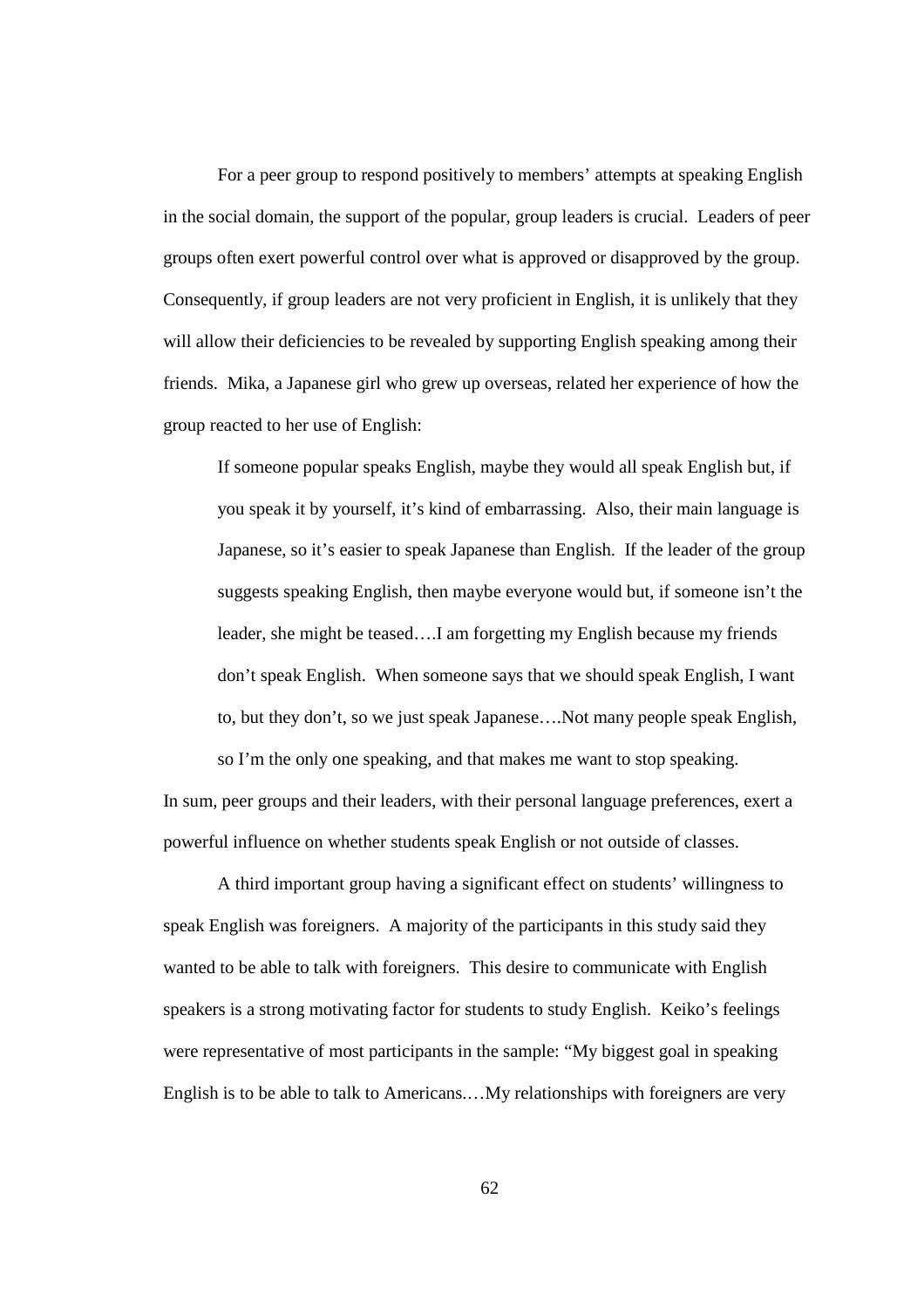For a peer group to respond positively to members' attempts at speaking English in the social domain, the support of the popular, group leaders is crucial. Leaders of peer groups often exert powerful control over what is approved or disapproved by the group. Consequently, if group leaders are not very proficient in English, it is unlikely that they will allow their deficiencies to be revealed by supporting English speaking among their friends. Mika, a Japanese girl who grew up overseas, related her experience of how the group reacted to her use of English:

> If someone popular speaks English, maybe they would all speak English but, if you speak it by yourself, it's kind of embarrassing. Also, their main language is Japanese, so it's easier to speak Japanese than English. If the leader of the group suggests speaking English, then maybe everyone would but, if someone isn't the leader, she might be teased….I am forgetting my English because my friends don't speak English. When someone says that we should speak English, I want to, but they don't, so we just speak Japanese….Not many people speak English, so I'm the only one speaking, and that makes me want to stop speaking.

In sum, peer groups and their leaders, with their personal language preferences, exert a powerful influence on whether students speak English or not outside of classes.

A third important group having a significant effect on students' willingness to speak English was foreigners. A majority of the participants in this study said they wanted to be able to talk with foreigners. This desire to communicate with English speakers is a strong motivating factor for students to study English. Keiko's feelings were representative of most participants in the sample: "My biggest goal in speaking English is to be able to talk to Americans.…My relationships with foreigners are very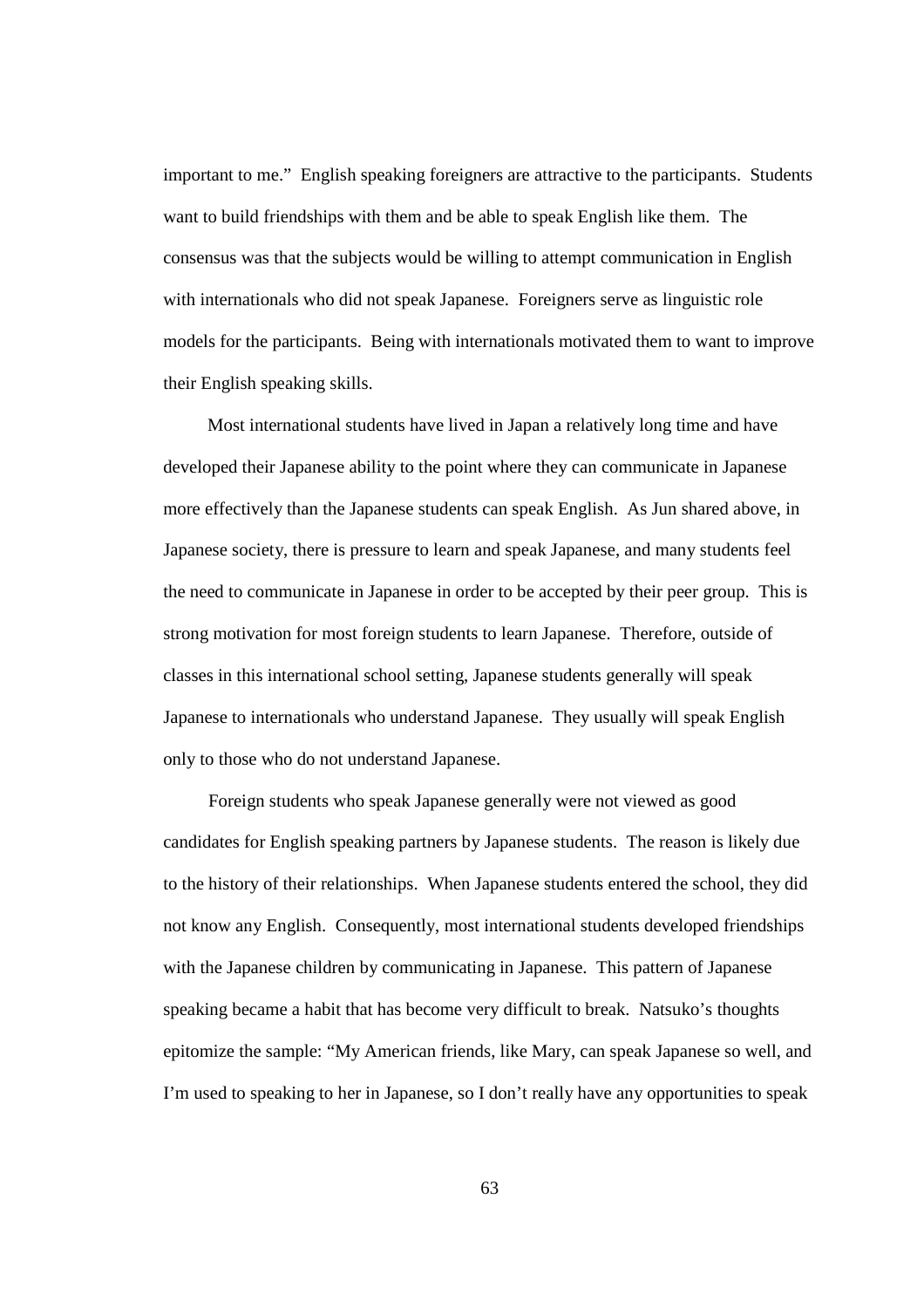important to me." English speaking foreigners are attractive to the participants. Students want to build friendships with them and be able to speak English like them. The consensus was that the subjects would be willing to attempt communication in English with internationals who did not speak Japanese. Foreigners serve as linguistic role models for the participants. Being with internationals motivated them to want to improve their English speaking skills.

Most international students have lived in Japan a relatively long time and have developed their Japanese ability to the point where they can communicate in Japanese more effectively than the Japanese students can speak English. As Jun shared above, in Japanese society, there is pressure to learn and speak Japanese, and many students feel the need to communicate in Japanese in order to be accepted by their peer group. This is strong motivation for most foreign students to learn Japanese. Therefore, outside of classes in this international school setting, Japanese students generally will speak Japanese to internationals who understand Japanese. They usually will speak English only to those who do not understand Japanese.

Foreign students who speak Japanese generally were not viewed as good candidates for English speaking partners by Japanese students. The reason is likely due to the history of their relationships. When Japanese students entered the school, they did not know any English. Consequently, most international students developed friendships with the Japanese children by communicating in Japanese. This pattern of Japanese speaking became a habit that has become very difficult to break. Natsuko's thoughts epitomize the sample: "My American friends, like Mary, can speak Japanese so well, and I'm used to speaking to her in Japanese, so I don't really have any opportunities to speak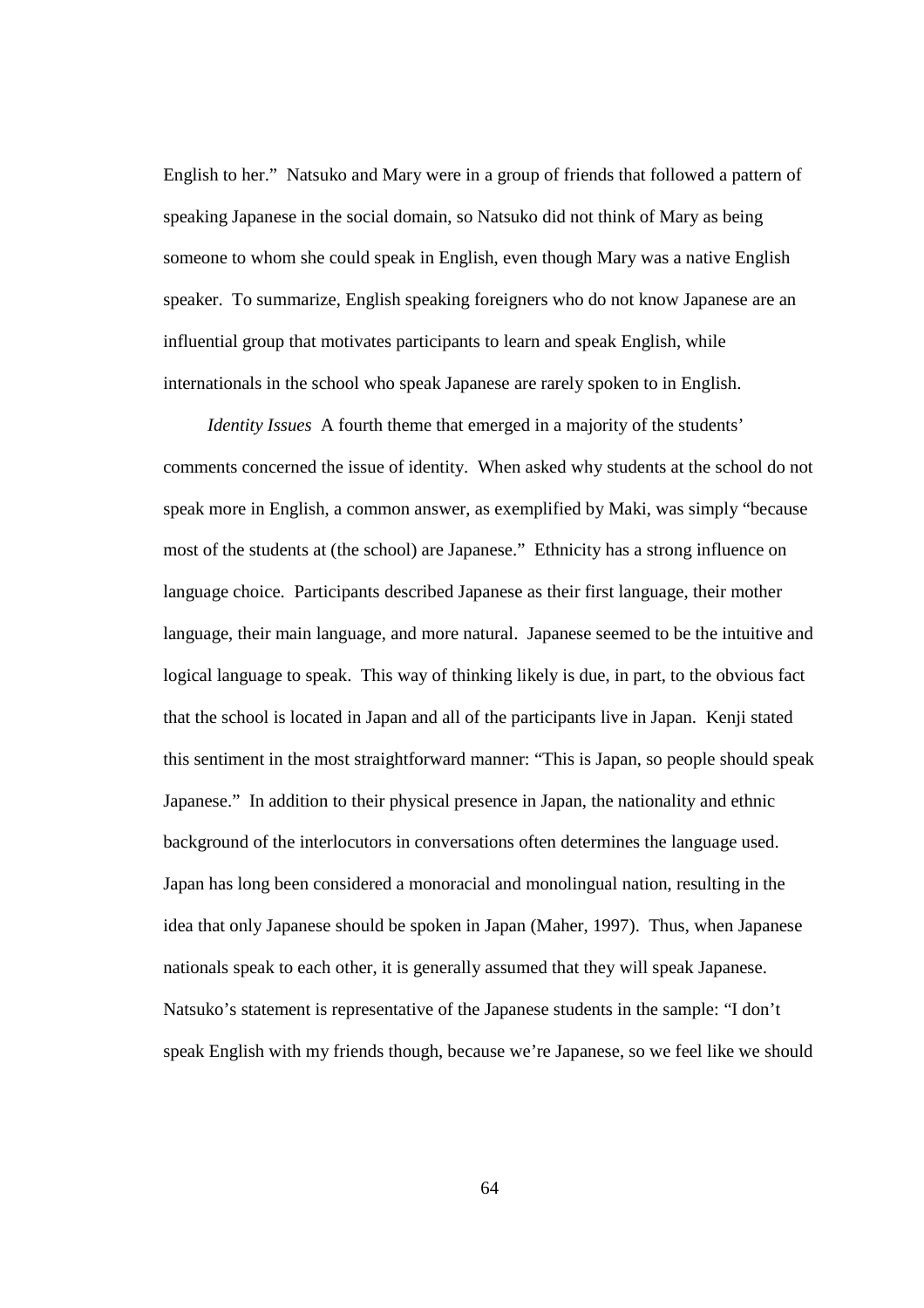English to her." Natsuko and Mary were in a group of friends that followed a pattern of speaking Japanese in the social domain, so Natsuko did not think of Mary as being someone to whom she could speak in English, even though Mary was a native English speaker. To summarize, English speaking foreigners who do not know Japanese are an influential group that motivates participants to learn and speak English, while internationals in the school who speak Japanese are rarely spoken to in English.

*Identity Issues* A fourth theme that emerged in a majority of the students' comments concerned the issue of identity. When asked why students at the school do not speak more in English, a common answer, as exemplified by Maki, was simply "because most of the students at (the school) are Japanese." Ethnicity has a strong influence on language choice. Participants described Japanese as their first language, their mother language, their main language, and more natural. Japanese seemed to be the intuitive and logical language to speak. This way of thinking likely is due, in part, to the obvious fact that the school is located in Japan and all of the participants live in Japan. Kenji stated this sentiment in the most straightforward manner: "This is Japan, so people should speak Japanese." In addition to their physical presence in Japan, the nationality and ethnic background of the interlocutors in conversations often determines the language used. Japan has long been considered a monoracial and monolingual nation, resulting in the idea that only Japanese should be spoken in Japan (Maher, 1997). Thus, when Japanese nationals speak to each other, it is generally assumed that they will speak Japanese. Natsuko's statement is representative of the Japanese students in the sample: "I don't speak English with my friends though, because we're Japanese, so we feel like we should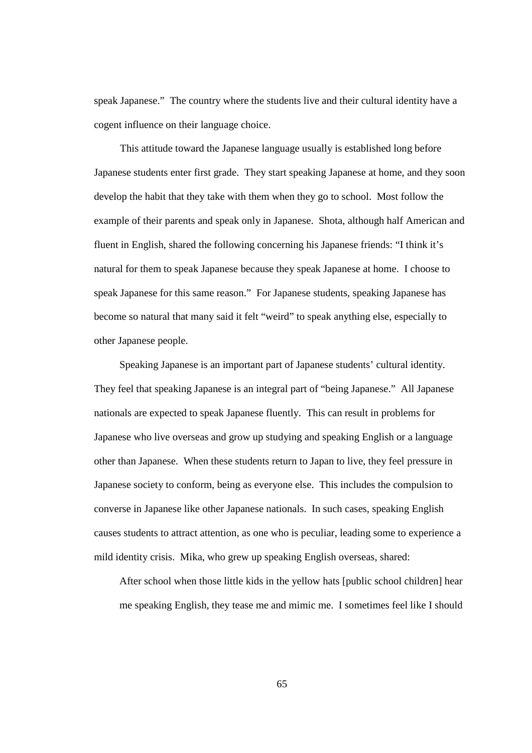speak Japanese." The country where the students live and their cultural identity have a cogent influence on their language choice.

This attitude toward the Japanese language usually is established long before Japanese students enter first grade. They start speaking Japanese at home, and they soon develop the habit that they take with them when they go to school. Most follow the example of their parents and speak only in Japanese. Shota, although half American and fluent in English, shared the following concerning his Japanese friends: "I think it's natural for them to speak Japanese because they speak Japanese at home. I choose to speak Japanese for this same reason." For Japanese students, speaking Japanese has become so natural that many said it felt "weird" to speak anything else, especially to other Japanese people.

Speaking Japanese is an important part of Japanese students' cultural identity. They feel that speaking Japanese is an integral part of "being Japanese." All Japanese nationals are expected to speak Japanese fluently. This can result in problems for Japanese who live overseas and grow up studying and speaking English or a language other than Japanese. When these students return to Japan to live, they feel pressure in Japanese society to conform, being as everyone else. This includes the compulsion to converse in Japanese like other Japanese nationals. In such cases, speaking English causes students to attract attention, as one who is peculiar, leading some to experience a mild identity crisis. Mika, who grew up speaking English overseas, shared:

> After school when those little kids in the yellow hats [public school children] hear me speaking English, they tease me and mimic me. I sometimes feel like I should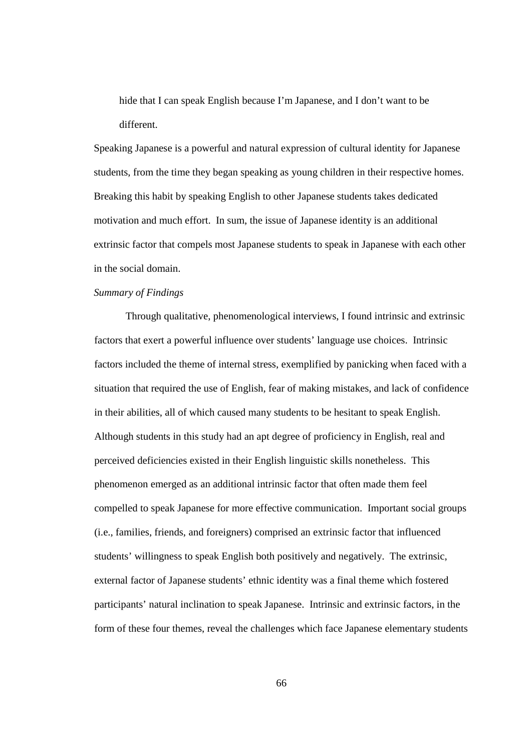> hide that I can speak English because I'm Japanese, and I don't want to be different.

Speaking Japanese is a powerful and natural expression of cultural identity for Japanese students, from the time they began speaking as young children in their respective homes. Breaking this habit by speaking English to other Japanese students takes dedicated motivation and much effort. In sum, the issue of Japanese identity is an additional extrinsic factor that compels most Japanese students to speak in Japanese with each other in the social domain.

*Summary of Findings*

Through qualitative, phenomenological interviews, I found intrinsic and extrinsic factors that exert a powerful influence over students' language use choices. Intrinsic factors included the theme of internal stress, exemplified by panicking when faced with a situation that required the use of English, fear of making mistakes, and lack of confidence in their abilities, all of which caused many students to be hesitant to speak English. Although students in this study had an apt degree of proficiency in English, real and perceived deficiencies existed in their English linguistic skills nonetheless. This phenomenon emerged as an additional intrinsic factor that often made them feel compelled to speak Japanese for more effective communication. Important social groups (i.e., families, friends, and foreigners) comprised an extrinsic factor that influenced students' willingness to speak English both positively and negatively. The extrinsic, external factor of Japanese students' ethnic identity was a final theme which fostered participants' natural inclination to speak Japanese. Intrinsic and extrinsic factors, in the form of these four themes, reveal the challenges which face Japanese elementary students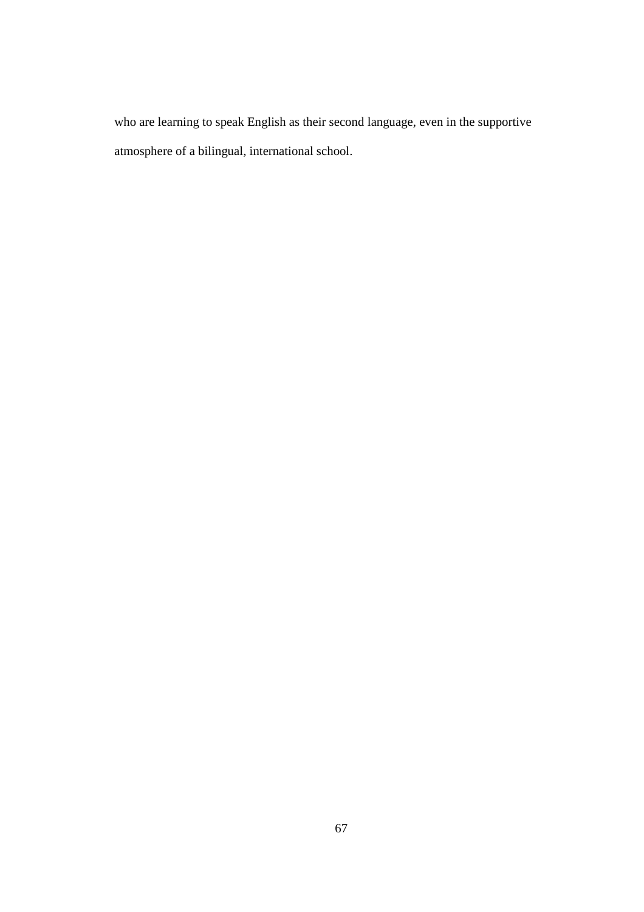who are learning to speak English as their second language, even in the supportive atmosphere of a bilingual, international school.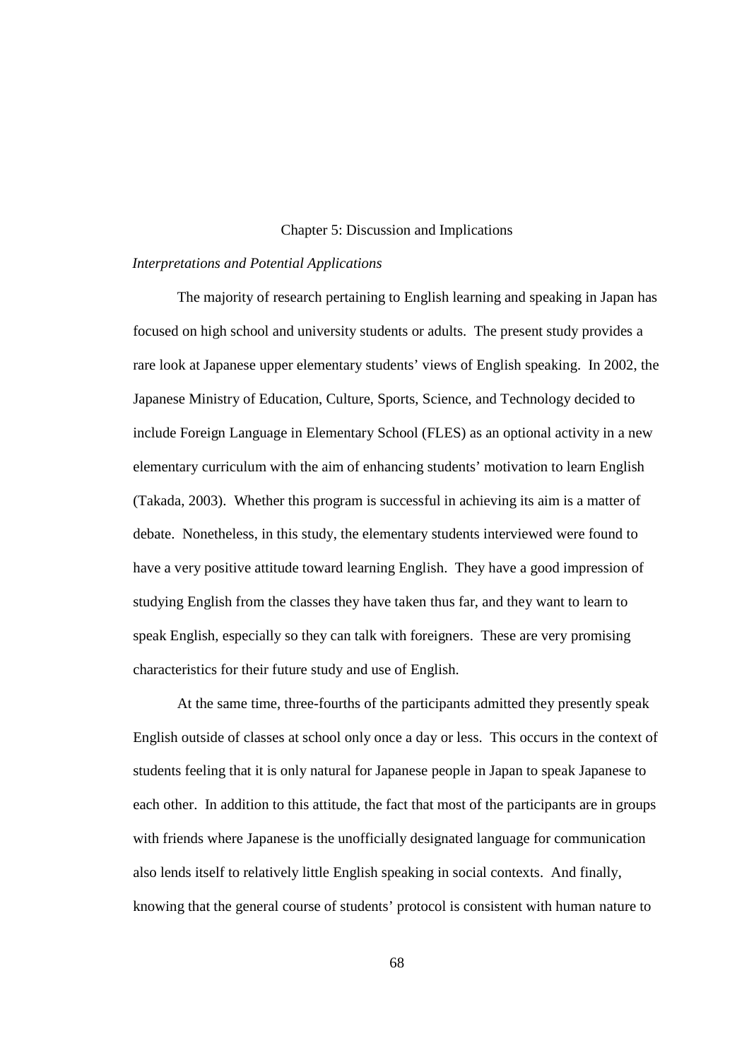# Chapter 5: Discussion and Implications

*Interpretations and Potential Applications*

The majority of research pertaining to English learning and speaking in Japan has focused on high school and university students or adults. The present study provides a rare look at Japanese upper elementary students' views of English speaking. In 2002, the Japanese Ministry of Education, Culture, Sports, Science, and Technology decided to include Foreign Language in Elementary School (FLES) as an optional activity in a new elementary curriculum with the aim of enhancing students' motivation to learn English (Takada, 2003). Whether this program is successful in achieving its aim is a matter of debate. Nonetheless, in this study, the elementary students interviewed were found to have a very positive attitude toward learning English. They have a good impression of studying English from the classes they have taken thus far, and they want to learn to speak English, especially so they can talk with foreigners. These are very promising characteristics for their future study and use of English.

At the same time, three-fourths of the participants admitted they presently speak English outside of classes at school only once a day or less. This occurs in the context of students feeling that it is only natural for Japanese people in Japan to speak Japanese to each other. In addition to this attitude, the fact that most of the participants are in groups with friends where Japanese is the unofficially designated language for communication also lends itself to relatively little English speaking in social contexts. And finally, knowing that the general course of students' protocol is consistent with human nature to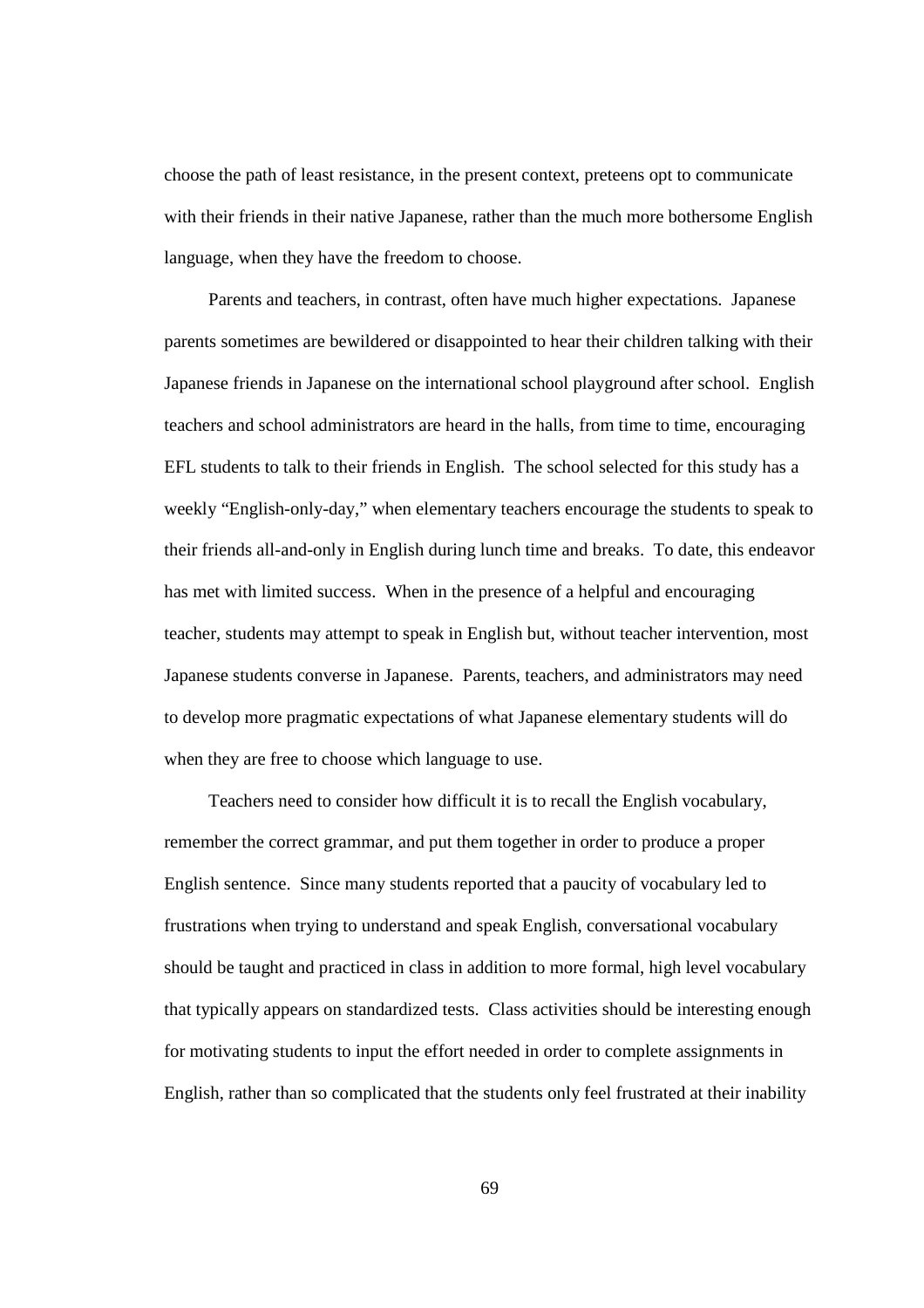choose the path of least resistance, in the present context, preteens opt to communicate with their friends in their native Japanese, rather than the much more bothersome English language, when they have the freedom to choose.

Parents and teachers, in contrast, often have much higher expectations. Japanese parents sometimes are bewildered or disappointed to hear their children talking with their Japanese friends in Japanese on the international school playground after school. English teachers and school administrators are heard in the halls, from time to time, encouraging EFL students to talk to their friends in English. The school selected for this study has a weekly "English-only-day," when elementary teachers encourage the students to speak to their friends all-and-only in English during lunch time and breaks. To date, this endeavor has met with limited success. When in the presence of a helpful and encouraging teacher, students may attempt to speak in English but, without teacher intervention, most Japanese students converse in Japanese. Parents, teachers, and administrators may need to develop more pragmatic expectations of what Japanese elementary students will do when they are free to choose which language to use.

Teachers need to consider how difficult it is to recall the English vocabulary, remember the correct grammar, and put them together in order to produce a proper English sentence. Since many students reported that a paucity of vocabulary led to frustrations when trying to understand and speak English, conversational vocabulary should be taught and practiced in class in addition to more formal, high level vocabulary that typically appears on standardized tests. Class activities should be interesting enough for motivating students to input the effort needed in order to complete assignments in English, rather than so complicated that the students only feel frustrated at their inability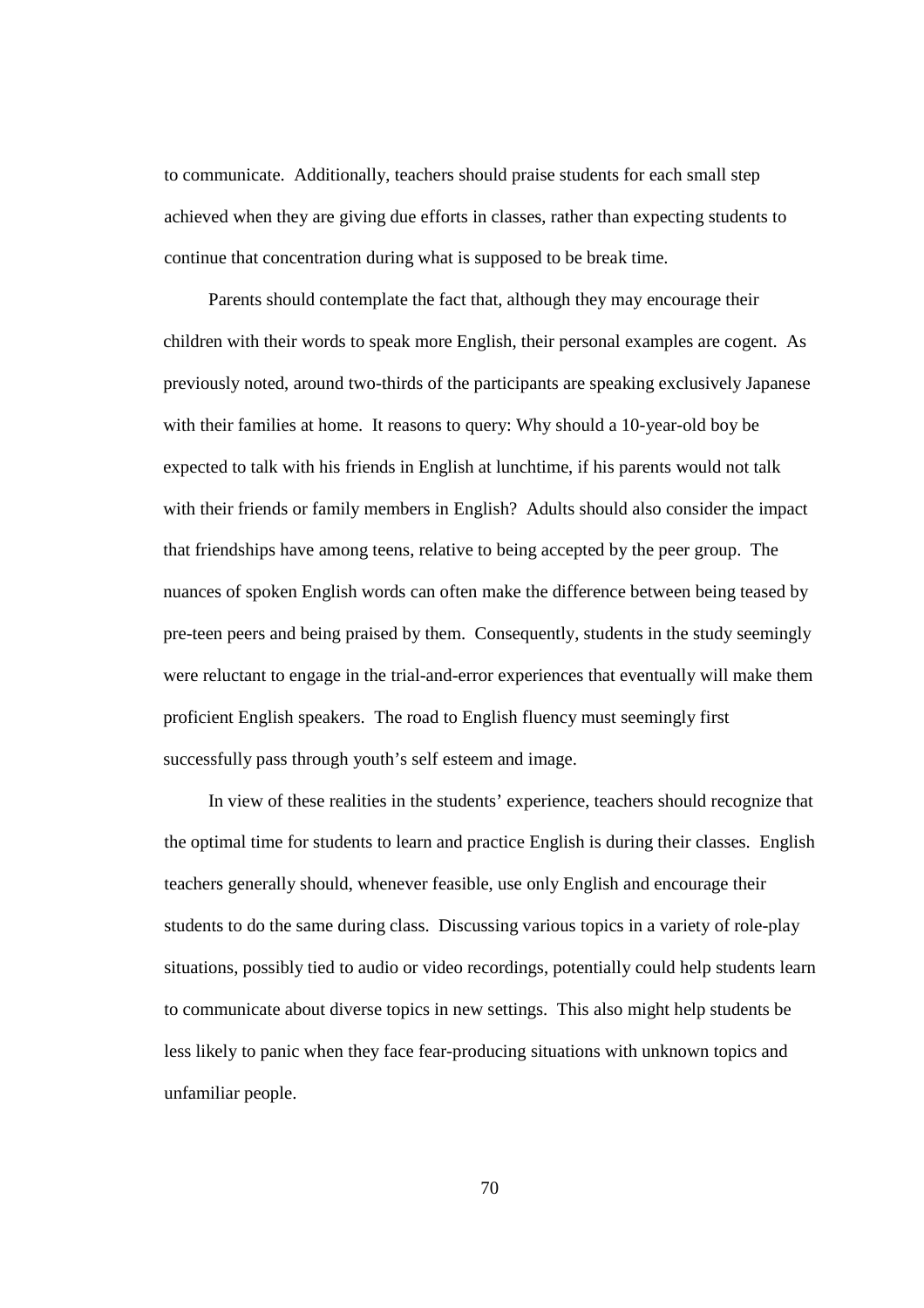to communicate. Additionally, teachers should praise students for each small step achieved when they are giving due efforts in classes, rather than expecting students to continue that concentration during what is supposed to be break time.

Parents should contemplate the fact that, although they may encourage their children with their words to speak more English, their personal examples are cogent. As previously noted, around two-thirds of the participants are speaking exclusively Japanese with their families at home. It reasons to query: Why should a 10-year-old boy be expected to talk with his friends in English at lunchtime, if his parents would not talk with their friends or family members in English? Adults should also consider the impact that friendships have among teens, relative to being accepted by the peer group. The nuances of spoken English words can often make the difference between being teased by pre-teen peers and being praised by them. Consequently, students in the study seemingly were reluctant to engage in the trial-and-error experiences that eventually will make them proficient English speakers. The road to English fluency must seemingly first successfully pass through youth's self esteem and image.

In view of these realities in the students' experience, teachers should recognize that the optimal time for students to learn and practice English is during their classes. English teachers generally should, whenever feasible, use only English and encourage their students to do the same during class. Discussing various topics in a variety of role-play situations, possibly tied to audio or video recordings, potentially could help students learn to communicate about diverse topics in new settings. This also might help students be less likely to panic when they face fear-producing situations with unknown topics and unfamiliar people.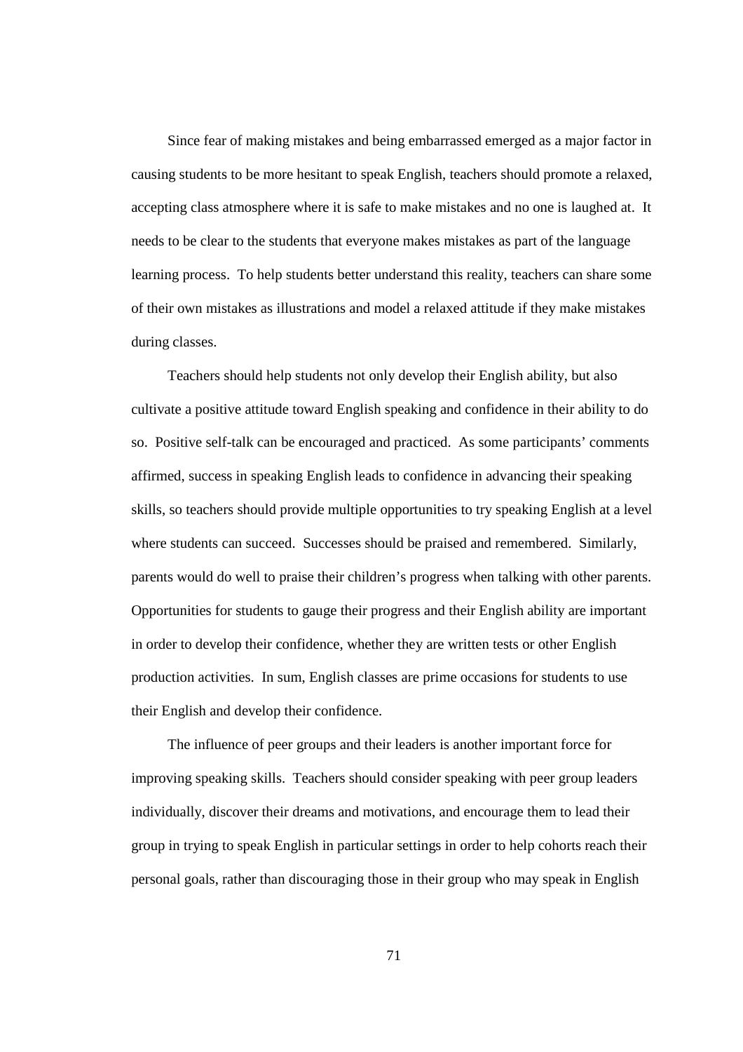Since fear of making mistakes and being embarrassed emerged as a major factor in causing students to be more hesitant to speak English, teachers should promote a relaxed, accepting class atmosphere where it is safe to make mistakes and no one is laughed at. It needs to be clear to the students that everyone makes mistakes as part of the language learning process. To help students better understand this reality, teachers can share some of their own mistakes as illustrations and model a relaxed attitude if they make mistakes during classes.

Teachers should help students not only develop their English ability, but also cultivate a positive attitude toward English speaking and confidence in their ability to do so. Positive self-talk can be encouraged and practiced. As some participants' comments affirmed, success in speaking English leads to confidence in advancing their speaking skills, so teachers should provide multiple opportunities to try speaking English at a level where students can succeed. Successes should be praised and remembered. Similarly, parents would do well to praise their children's progress when talking with other parents. Opportunities for students to gauge their progress and their English ability are important in order to develop their confidence, whether they are written tests or other English production activities. In sum, English classes are prime occasions for students to use their English and develop their confidence.

The influence of peer groups and their leaders is another important force for improving speaking skills. Teachers should consider speaking with peer group leaders individually, discover their dreams and motivations, and encourage them to lead their group in trying to speak English in particular settings in order to help cohorts reach their personal goals, rather than discouraging those in their group who may speak in English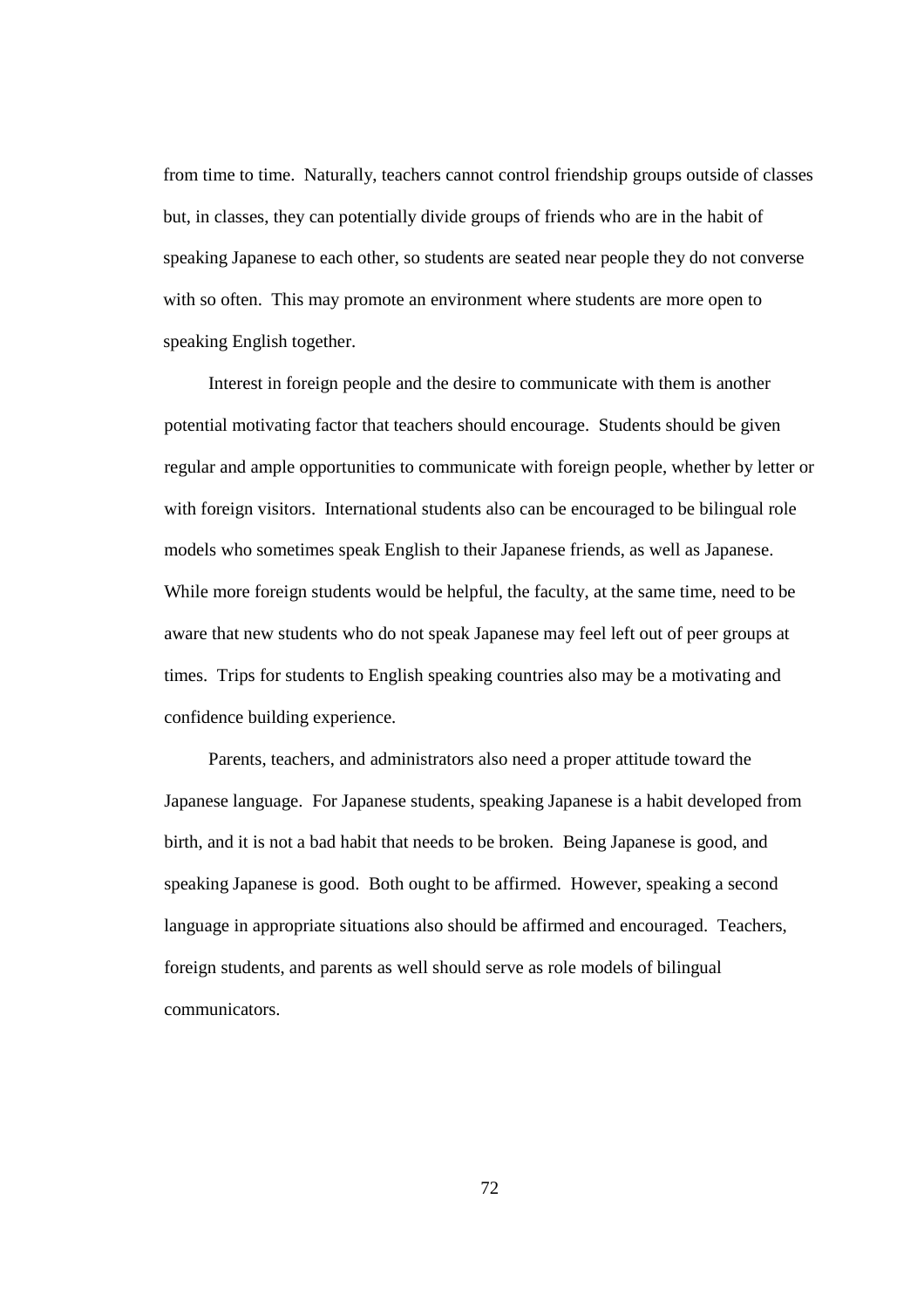from time to time. Naturally, teachers cannot control friendship groups outside of classes but, in classes, they can potentially divide groups of friends who are in the habit of speaking Japanese to each other, so students are seated near people they do not converse with so often. This may promote an environment where students are more open to speaking English together.

Interest in foreign people and the desire to communicate with them is another potential motivating factor that teachers should encourage. Students should be given regular and ample opportunities to communicate with foreign people, whether by letter or with foreign visitors. International students also can be encouraged to be bilingual role models who sometimes speak English to their Japanese friends, as well as Japanese. While more foreign students would be helpful, the faculty, at the same time, need to be aware that new students who do not speak Japanese may feel left out of peer groups at times. Trips for students to English speaking countries also may be a motivating and confidence building experience.

Parents, teachers, and administrators also need a proper attitude toward the Japanese language. For Japanese students, speaking Japanese is a habit developed from birth, and it is not a bad habit that needs to be broken. Being Japanese is good, and speaking Japanese is good. Both ought to be affirmed. However, speaking a second language in appropriate situations also should be affirmed and encouraged. Teachers, foreign students, and parents as well should serve as role models of bilingual communicators.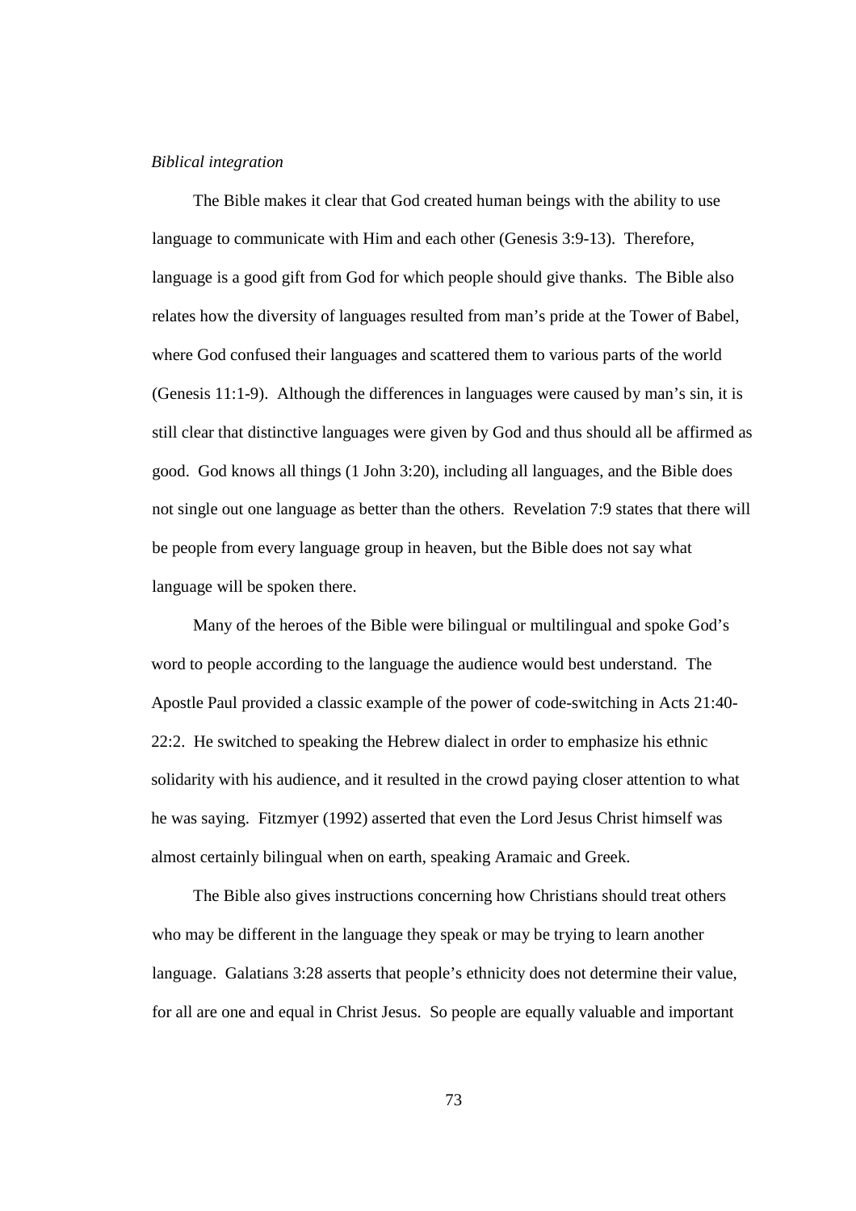*Biblical integration*

The Bible makes it clear that God created human beings with the ability to use language to communicate with Him and each other (Genesis 3:9-13). Therefore, language is a good gift from God for which people should give thanks. The Bible also relates how the diversity of languages resulted from man's pride at the Tower of Babel, where God confused their languages and scattered them to various parts of the world (Genesis 11:1-9). Although the differences in languages were caused by man's sin, it is still clear that distinctive languages were given by God and thus should all be affirmed as good. God knows all things (1 John 3:20), including all languages, and the Bible does not single out one language as better than the others. Revelation 7:9 states that there will be people from every language group in heaven, but the Bible does not say what language will be spoken there.

Many of the heroes of the Bible were bilingual or multilingual and spoke God's word to people according to the language the audience would best understand. The Apostle Paul provided a classic example of the power of code-switching in Acts 21:40-22:2. He switched to speaking the Hebrew dialect in order to emphasize his ethnic solidarity with his audience, and it resulted in the crowd paying closer attention to what he was saying. Fitzmyer (1992) asserted that even the Lord Jesus Christ himself was almost certainly bilingual when on earth, speaking Aramaic and Greek.

The Bible also gives instructions concerning how Christians should treat others who may be different in the language they speak or may be trying to learn another language. Galatians 3:28 asserts that people's ethnicity does not determine their value, for all are one and equal in Christ Jesus. So people are equally valuable and important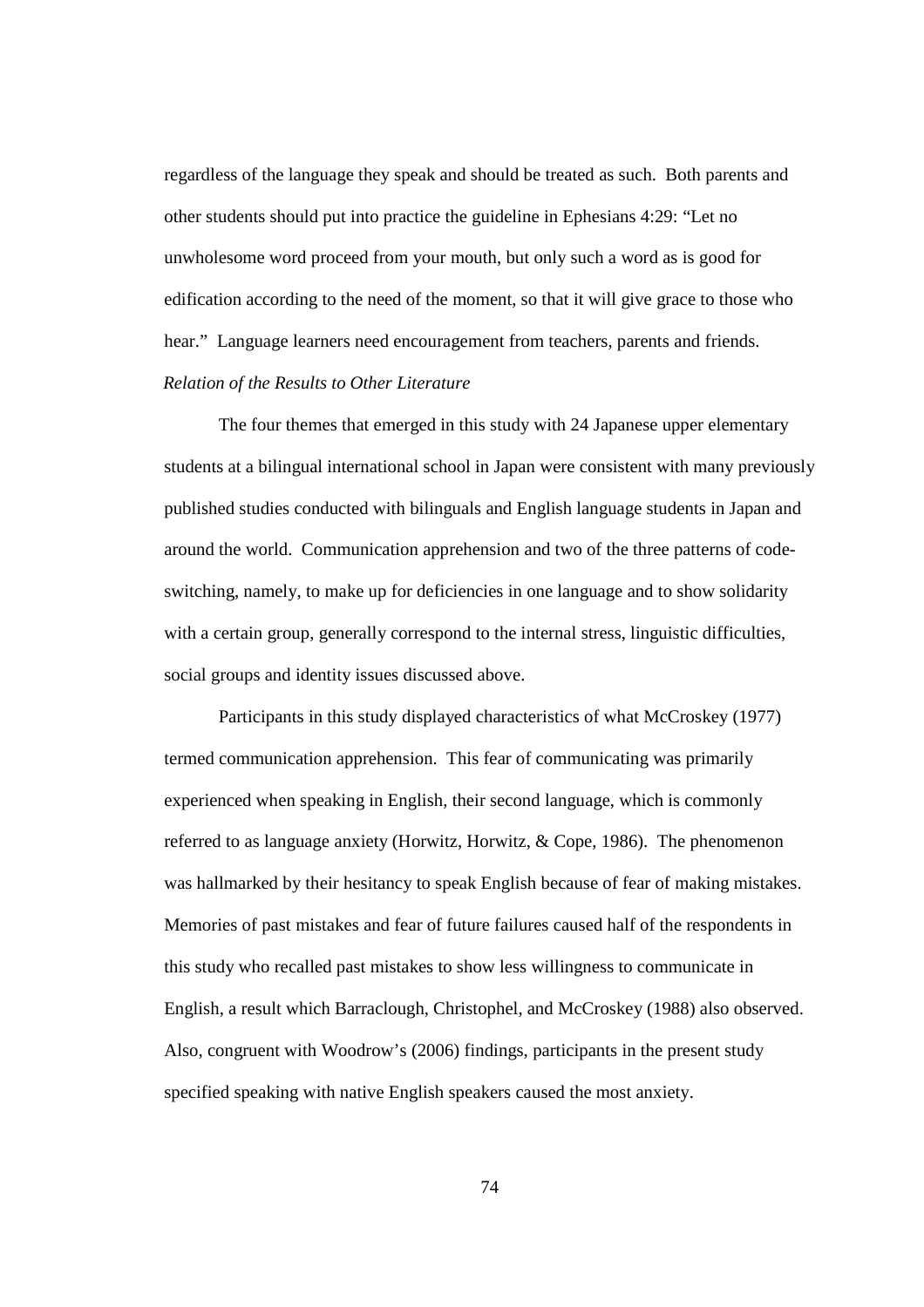regardless of the language they speak and should be treated as such. Both parents and other students should put into practice the guideline in Ephesians 4:29: "Let no unwholesome word proceed from your mouth, but only such a word as is good for edification according to the need of the moment, so that it will give grace to those who hear." Language learners need encouragement from teachers, parents and friends.

### *Relation of the Results to Other Literature*

The four themes that emerged in this study with 24 Japanese upper elementary students at a bilingual international school in Japan were consistent with many previously published studies conducted with bilinguals and English language students in Japan and around the world. Communication apprehension and two of the three patterns of code-switching, namely, to make up for deficiencies in one language and to show solidarity with a certain group, generally correspond to the internal stress, linguistic difficulties, social groups and identity issues discussed above.

Participants in this study displayed characteristics of what McCroskey (1977) termed communication apprehension. This fear of communicating was primarily experienced when speaking in English, their second language, which is commonly referred to as language anxiety (Horwitz, Horwitz, & Cope, 1986). The phenomenon was hallmarked by their hesitancy to speak English because of fear of making mistakes. Memories of past mistakes and fear of future failures caused half of the respondents in this study who recalled past mistakes to show less willingness to communicate in English, a result which Barraclough, Christophel, and McCroskey (1988) also observed. Also, congruent with Woodrow's (2006) findings, participants in the present study specified speaking with native English speakers caused the most anxiety.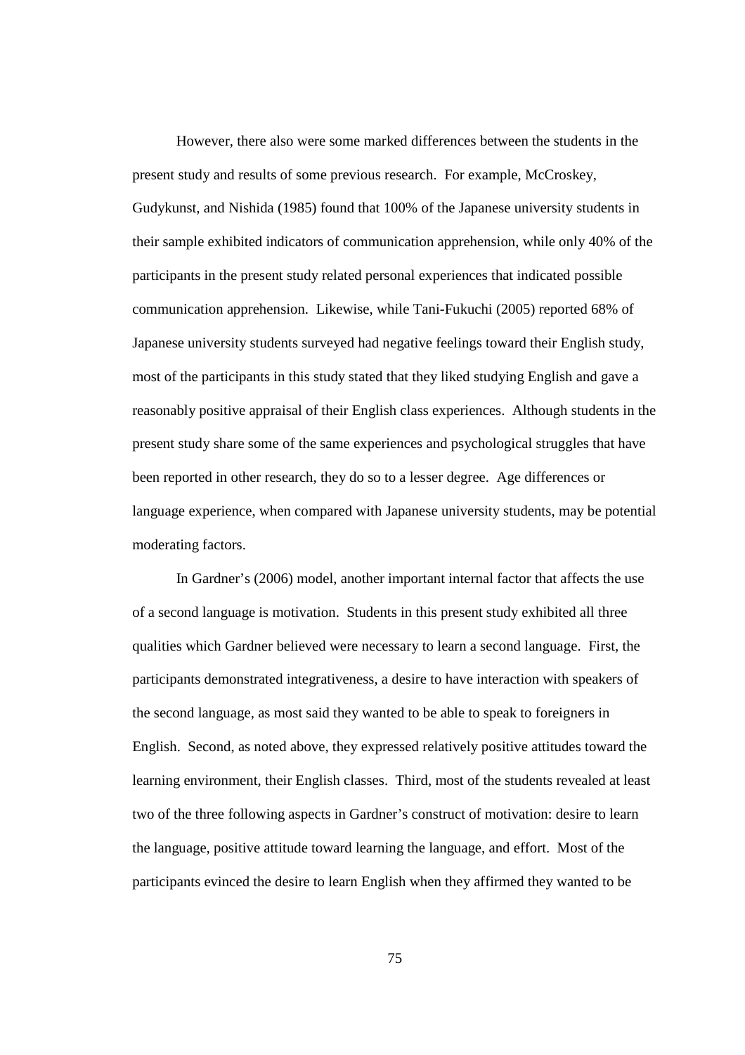However, there also were some marked differences between the students in the present study and results of some previous research. For example, McCroskey, Gudykunst, and Nishida (1985) found that 100% of the Japanese university students in their sample exhibited indicators of communication apprehension, while only 40% of the participants in the present study related personal experiences that indicated possible communication apprehension. Likewise, while Tani-Fukuchi (2005) reported 68% of Japanese university students surveyed had negative feelings toward their English study, most of the participants in this study stated that they liked studying English and gave a reasonably positive appraisal of their English class experiences. Although students in the present study share some of the same experiences and psychological struggles that have been reported in other research, they do so to a lesser degree. Age differences or language experience, when compared with Japanese university students, may be potential moderating factors.

In Gardner's (2006) model, another important internal factor that affects the use of a second language is motivation. Students in this present study exhibited all three qualities which Gardner believed were necessary to learn a second language. First, the participants demonstrated integrativeness, a desire to have interaction with speakers of the second language, as most said they wanted to be able to speak to foreigners in English. Second, as noted above, they expressed relatively positive attitudes toward the learning environment, their English classes. Third, most of the students revealed at least two of the three following aspects in Gardner's construct of motivation: desire to learn the language, positive attitude toward learning the language, and effort. Most of the participants evinced the desire to learn English when they affirmed they wanted to be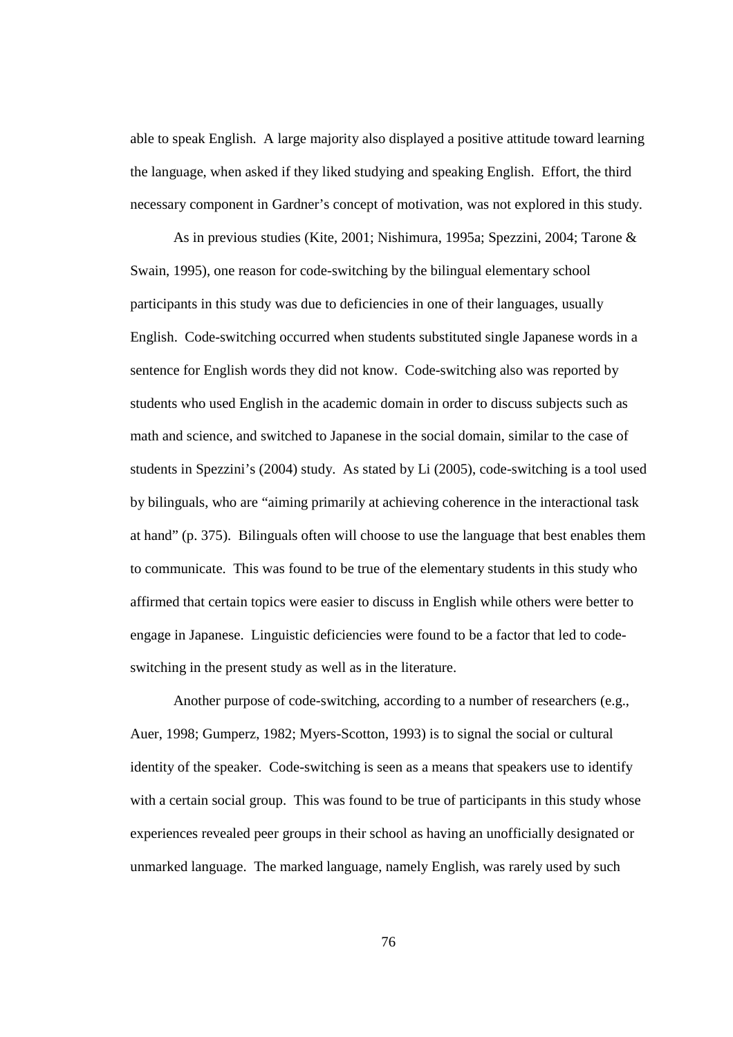able to speak English. A large majority also displayed a positive attitude toward learning the language, when asked if they liked studying and speaking English. Effort, the third necessary component in Gardner's concept of motivation, was not explored in this study.

As in previous studies (Kite, 2001; Nishimura, 1995a; Spezzini, 2004; Tarone & Swain, 1995), one reason for code-switching by the bilingual elementary school participants in this study was due to deficiencies in one of their languages, usually English. Code-switching occurred when students substituted single Japanese words in a sentence for English words they did not know. Code-switching also was reported by students who used English in the academic domain in order to discuss subjects such as math and science, and switched to Japanese in the social domain, similar to the case of students in Spezzini's (2004) study. As stated by Li (2005), code-switching is a tool used by bilinguals, who are "aiming primarily at achieving coherence in the interactional task at hand" (p. 375). Bilinguals often will choose to use the language that best enables them to communicate. This was found to be true of the elementary students in this study who affirmed that certain topics were easier to discuss in English while others were better to engage in Japanese. Linguistic deficiencies were found to be a factor that led to code-switching in the present study as well as in the literature.

Another purpose of code-switching, according to a number of researchers (e.g., Auer, 1998; Gumperz, 1982; Myers-Scotton, 1993) is to signal the social or cultural identity of the speaker. Code-switching is seen as a means that speakers use to identify with a certain social group. This was found to be true of participants in this study whose experiences revealed peer groups in their school as having an unofficially designated or unmarked language. The marked language, namely English, was rarely used by such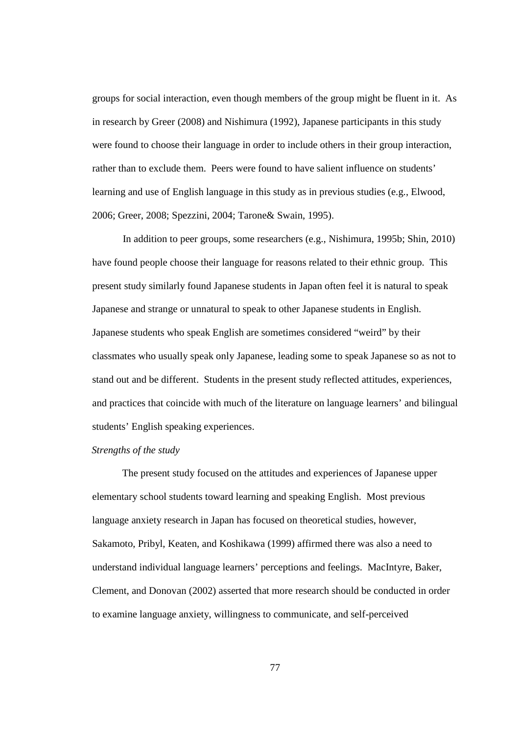groups for social interaction, even though members of the group might be fluent in it. As in research by Greer (2008) and Nishimura (1992), Japanese participants in this study were found to choose their language in order to include others in their group interaction, rather than to exclude them. Peers were found to have salient influence on students' learning and use of English language in this study as in previous studies (e.g., Elwood, 2006; Greer, 2008; Spezzini, 2004; Tarone& Swain, 1995).

In addition to peer groups, some researchers (e.g., Nishimura, 1995b; Shin, 2010) have found people choose their language for reasons related to their ethnic group. This present study similarly found Japanese students in Japan often feel it is natural to speak Japanese and strange or unnatural to speak to other Japanese students in English. Japanese students who speak English are sometimes considered "weird" by their classmates who usually speak only Japanese, leading some to speak Japanese so as not to stand out and be different. Students in the present study reflected attitudes, experiences, and practices that coincide with much of the literature on language learners' and bilingual students' English speaking experiences.

*Strengths of the study*

The present study focused on the attitudes and experiences of Japanese upper elementary school students toward learning and speaking English. Most previous language anxiety research in Japan has focused on theoretical studies, however, Sakamoto, Pribyl, Keaten, and Koshikawa (1999) affirmed there was also a need to understand individual language learners' perceptions and feelings. MacIntyre, Baker, Clement, and Donovan (2002) asserted that more research should be conducted in order to examine language anxiety, willingness to communicate, and self-perceived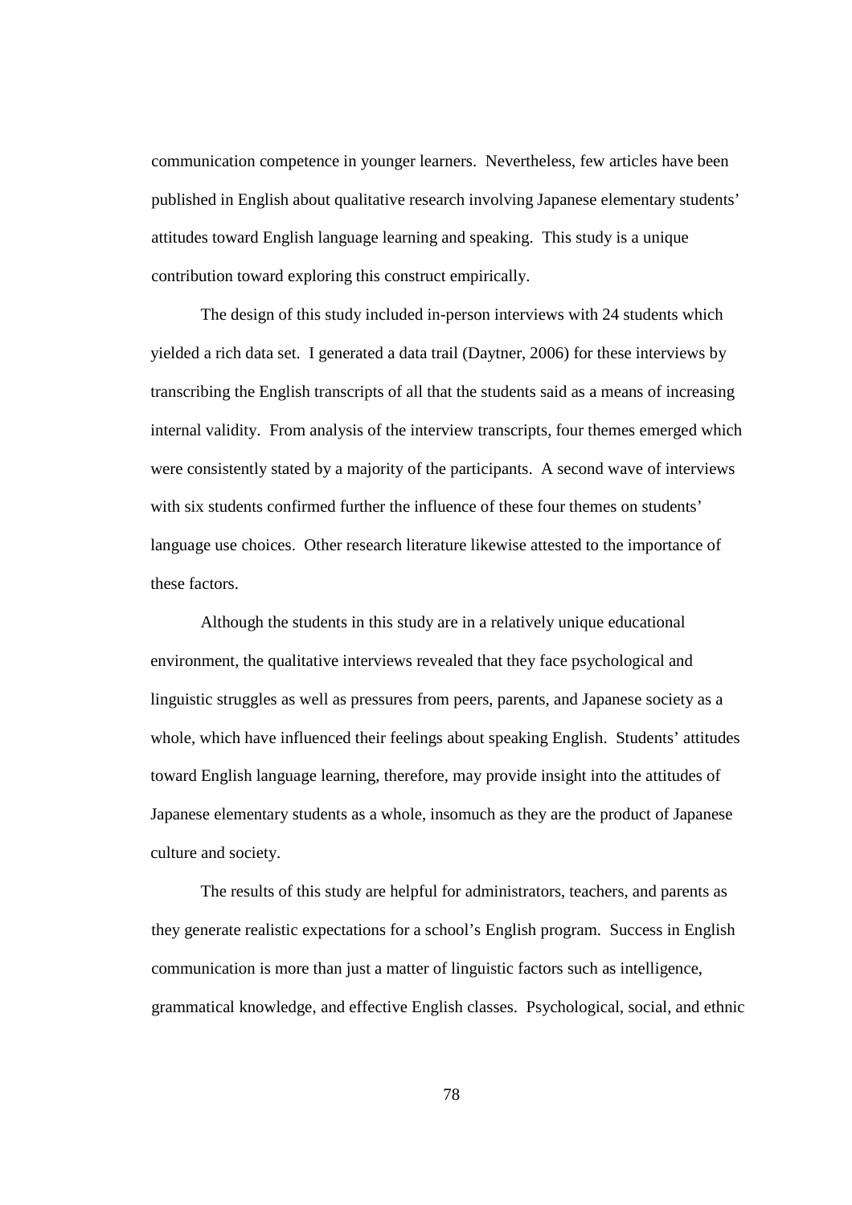communication competence in younger learners. Nevertheless, few articles have been published in English about qualitative research involving Japanese elementary students' attitudes toward English language learning and speaking. This study is a unique contribution toward exploring this construct empirically.

The design of this study included in-person interviews with 24 students which yielded a rich data set. I generated a data trail (Daytner, 2006) for these interviews by transcribing the English transcripts of all that the students said as a means of increasing internal validity. From analysis of the interview transcripts, four themes emerged which were consistently stated by a majority of the participants. A second wave of interviews with six students confirmed further the influence of these four themes on students' language use choices. Other research literature likewise attested to the importance of these factors.

Although the students in this study are in a relatively unique educational environment, the qualitative interviews revealed that they face psychological and linguistic struggles as well as pressures from peers, parents, and Japanese society as a whole, which have influenced their feelings about speaking English. Students' attitudes toward English language learning, therefore, may provide insight into the attitudes of Japanese elementary students as a whole, insomuch as they are the product of Japanese culture and society.

The results of this study are helpful for administrators, teachers, and parents as they generate realistic expectations for a school's English program. Success in English communication is more than just a matter of linguistic factors such as intelligence, grammatical knowledge, and effective English classes. Psychological, social, and ethnic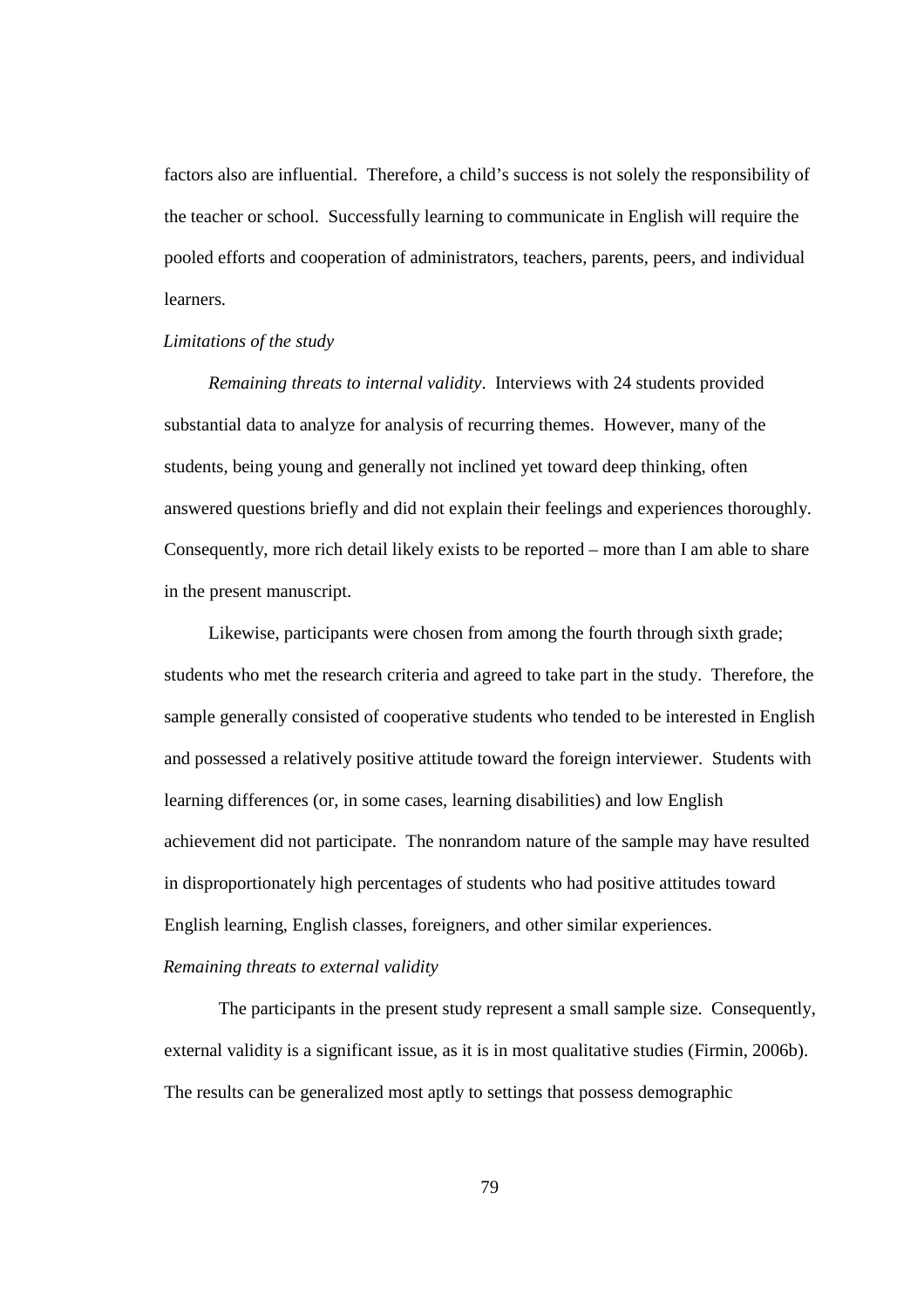factors also are influential. Therefore, a child's success is not solely the responsibility of the teacher or school. Successfully learning to communicate in English will require the pooled efforts and cooperation of administrators, teachers, parents, peers, and individual learners.

*Limitations of the study*

*Remaining threats to internal validity*. Interviews with 24 students provided substantial data to analyze for analysis of recurring themes. However, many of the students, being young and generally not inclined yet toward deep thinking, often answered questions briefly and did not explain their feelings and experiences thoroughly. Consequently, more rich detail likely exists to be reported – more than I am able to share in the present manuscript.

Likewise, participants were chosen from among the fourth through sixth grade; students who met the research criteria and agreed to take part in the study. Therefore, the sample generally consisted of cooperative students who tended to be interested in English and possessed a relatively positive attitude toward the foreign interviewer. Students with learning differences (or, in some cases, learning disabilities) and low English achievement did not participate. The nonrandom nature of the sample may have resulted in disproportionately high percentages of students who had positive attitudes toward English learning, English classes, foreigners, and other similar experiences.

*Remaining threats to external validity*

The participants in the present study represent a small sample size. Consequently, external validity is a significant issue, as it is in most qualitative studies (Firmin, 2006b). The results can be generalized most aptly to settings that possess demographic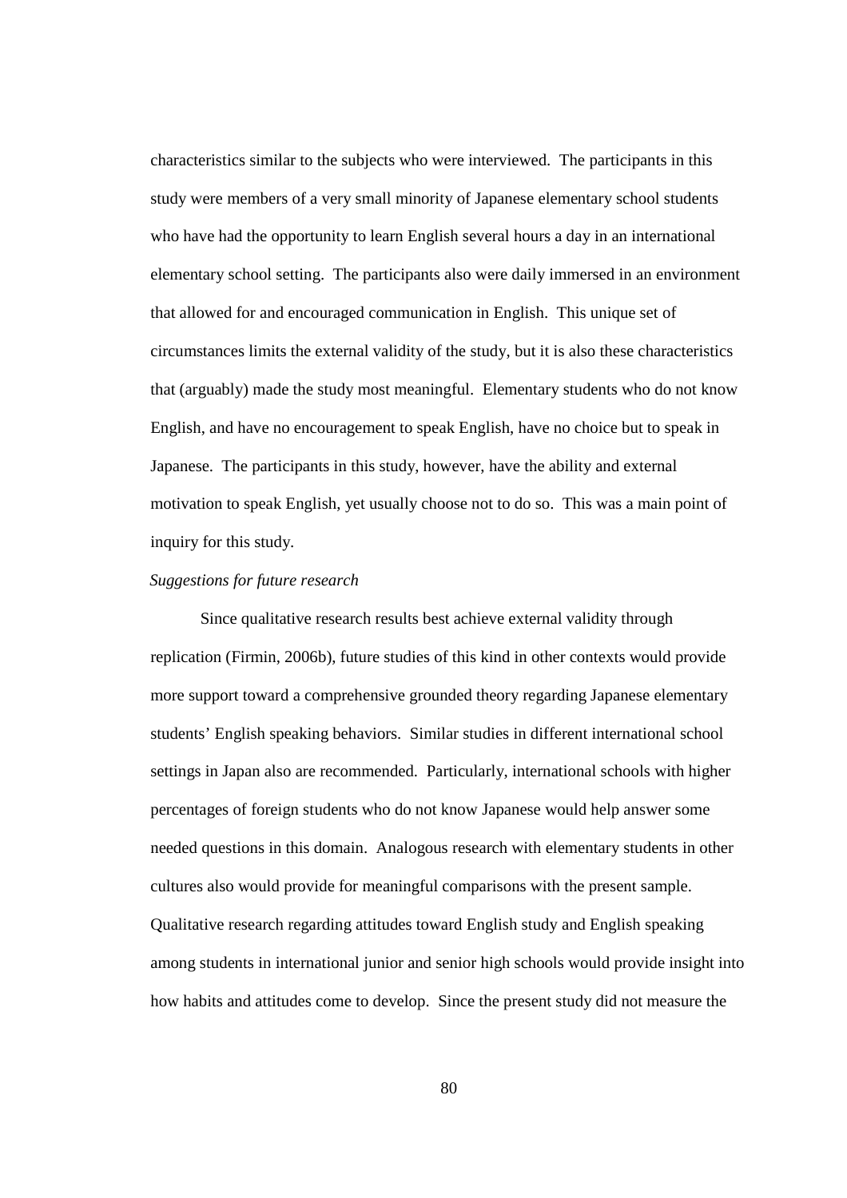characteristics similar to the subjects who were interviewed. The participants in this study were members of a very small minority of Japanese elementary school students who have had the opportunity to learn English several hours a day in an international elementary school setting. The participants also were daily immersed in an environment that allowed for and encouraged communication in English. This unique set of circumstances limits the external validity of the study, but it is also these characteristics that (arguably) made the study most meaningful. Elementary students who do not know English, and have no encouragement to speak English, have no choice but to speak in Japanese. The participants in this study, however, have the ability and external motivation to speak English, yet usually choose not to do so. This was a main point of inquiry for this study.

*Suggestions for future research*

Since qualitative research results best achieve external validity through replication (Firmin, 2006b), future studies of this kind in other contexts would provide more support toward a comprehensive grounded theory regarding Japanese elementary students' English speaking behaviors. Similar studies in different international school settings in Japan also are recommended. Particularly, international schools with higher percentages of foreign students who do not know Japanese would help answer some needed questions in this domain. Analogous research with elementary students in other cultures also would provide for meaningful comparisons with the present sample. Qualitative research regarding attitudes toward English study and English speaking among students in international junior and senior high schools would provide insight into how habits and attitudes come to develop. Since the present study did not measure the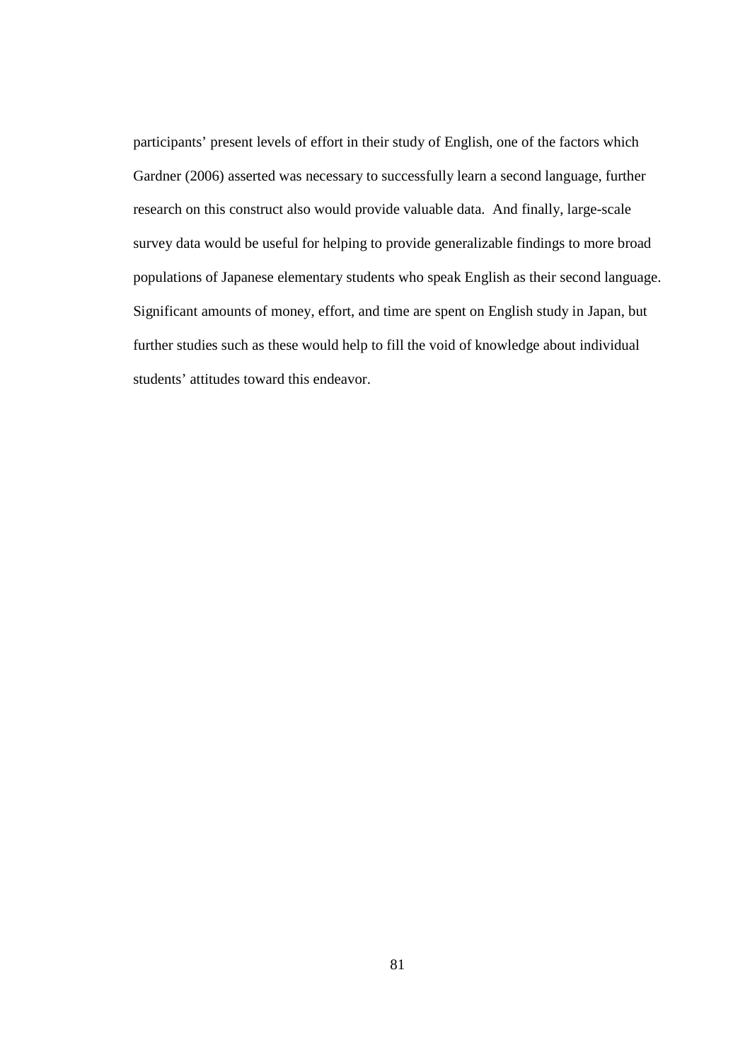participants' present levels of effort in their study of English, one of the factors which Gardner (2006) asserted was necessary to successfully learn a second language, further research on this construct also would provide valuable data. And finally, large-scale survey data would be useful for helping to provide generalizable findings to more broad populations of Japanese elementary students who speak English as their second language. Significant amounts of money, effort, and time are spent on English study in Japan, but further studies such as these would help to fill the void of knowledge about individual students' attitudes toward this endeavor.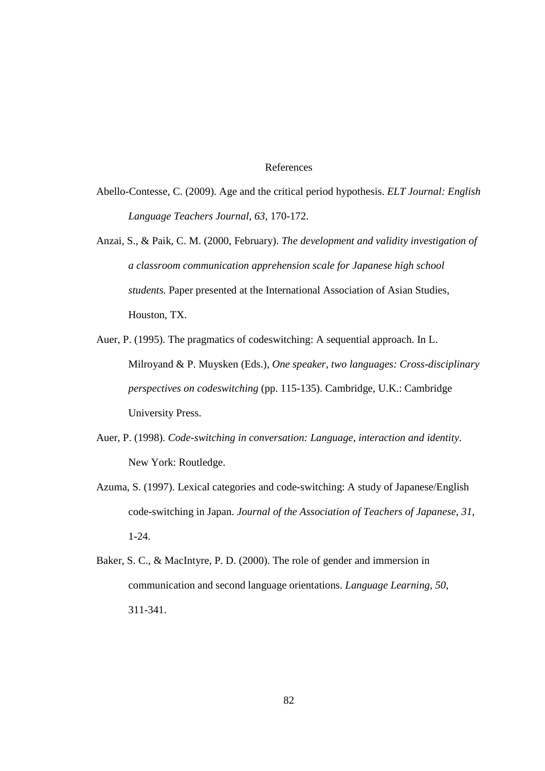# References

Abello-Contesse, C. (2009). Age and the critical period hypothesis. *ELT Journal: English Language Teachers Journal*, *63*, 170-172.

Anzai, S., & Paik, C. M. (2000, February). *The development and validity investigation of a classroom communication apprehension scale for Japanese high school students.* Paper presented at the International Association of Asian Studies, Houston, TX.

Auer, P. (1995). The pragmatics of codeswitching: A sequential approach. In L. Milroyand & P. Muysken (Eds.), *One speaker, two languages: Cross-disciplinary perspectives on codeswitching* (pp. 115-135). Cambridge, U.K.: Cambridge University Press.

Auer, P. (1998). *Code-switching in conversation: Language, interaction and identity*. New York: Routledge.

Azuma, S. (1997). Lexical categories and code-switching: A study of Japanese/English code-switching in Japan. *Journal of the Association of Teachers of Japanese*, *31*, 1-24.

Baker, S. C., & MacIntyre, P. D. (2000). The role of gender and immersion in communication and second language orientations. *Language Learning, 50*, 311-341.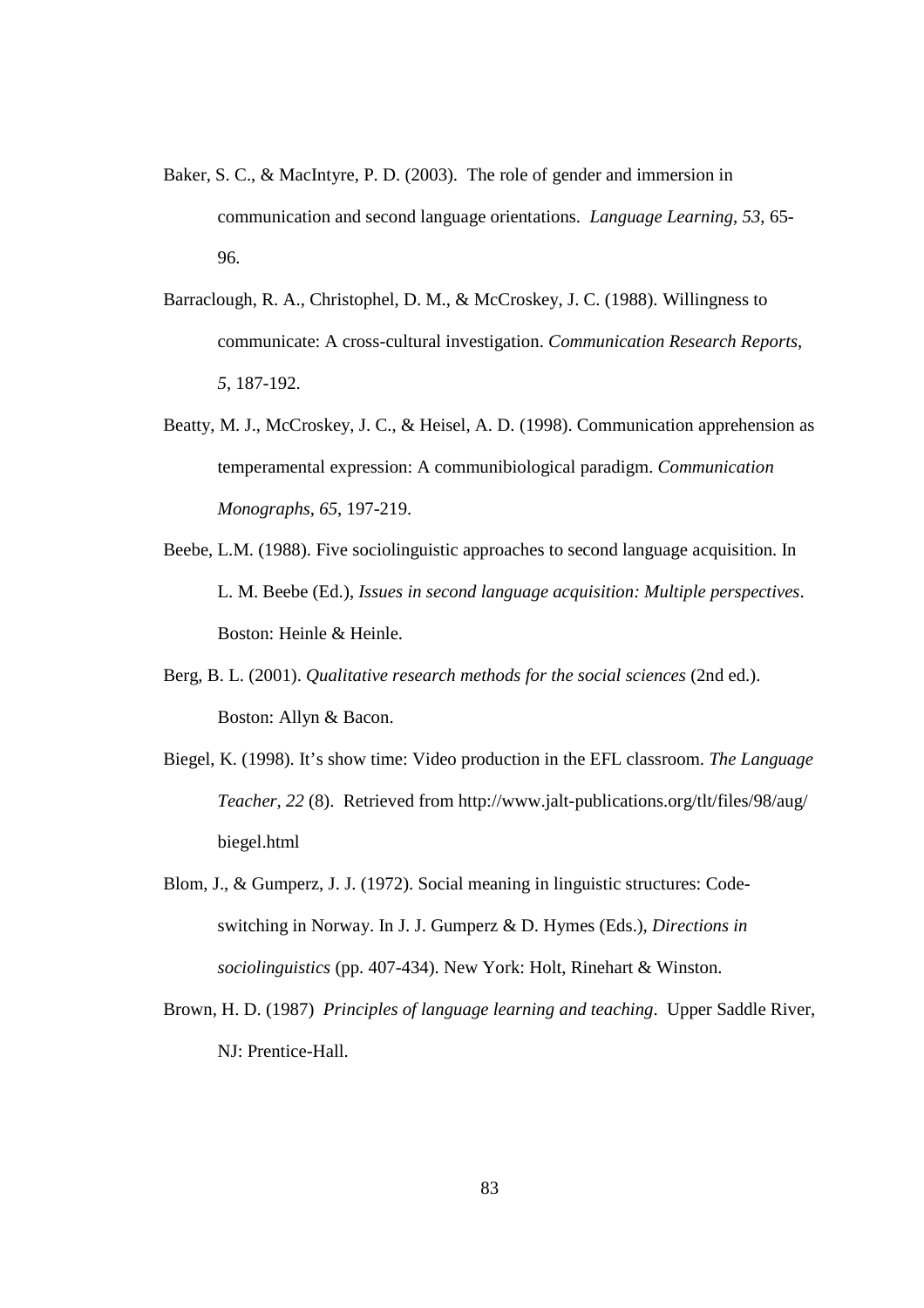Baker, S. C., & MacIntyre, P. D. (2003). The role of gender and immersion in communication and second language orientations. *Language Learning*, *53*, 65-96.

Barraclough, R. A., Christophel, D. M., & McCroskey, J. C. (1988). Willingness to communicate: A cross-cultural investigation. *Communication Research Reports*, *5*, 187-192.

Beatty, M. J., McCroskey, J. C., & Heisel, A. D. (1998). Communication apprehension as temperamental expression: A communibiological paradigm. *Communication Monographs*, *65*, 197-219.

Beebe, L.M. (1988). Five sociolinguistic approaches to second language acquisition. In L. M. Beebe (Ed.), *Issues in second language acquisition: Multiple perspectives*. Boston: Heinle & Heinle.

Berg, B. L. (2001). *Qualitative research methods for the social sciences* (2nd ed.). Boston: Allyn & Bacon.

Biegel, K. (1998). It's show time: Video production in the EFL classroom. *The Language Teacher, 22* (8). Retrieved from http://www.jalt-publications.org/tlt/files/98/aug/biegel.html

Blom, J., & Gumperz, J. J. (1972). Social meaning in linguistic structures: Code-switching in Norway. In J. J. Gumperz & D. Hymes (Eds.), *Directions in sociolinguistics* (pp. 407-434). New York: Holt, Rinehart & Winston.

Brown, H. D. (1987) *Principles of language learning and teaching*. Upper Saddle River, NJ: Prentice-Hall.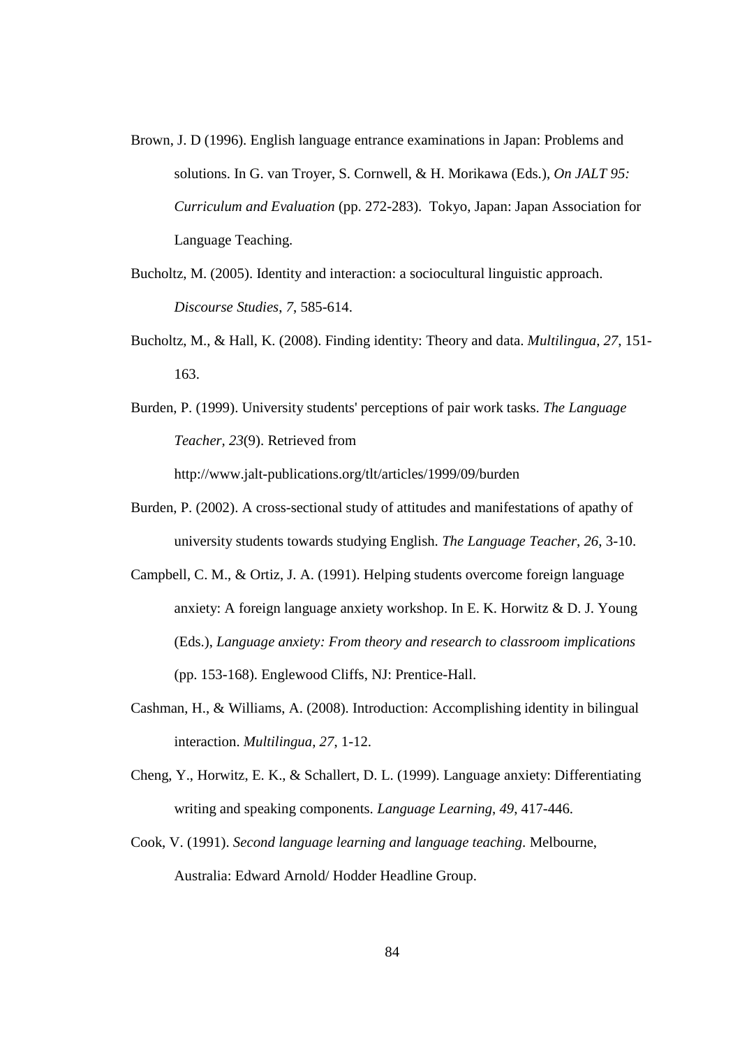Brown, J. D (1996). English language entrance examinations in Japan: Problems and solutions. In G. van Troyer, S. Cornwell, & H. Morikawa (Eds.), *On JALT 95: Curriculum and Evaluation* (pp. 272-283). Tokyo, Japan: Japan Association for Language Teaching.

Bucholtz, M. (2005). Identity and interaction: a sociocultural linguistic approach. *Discourse Studies*, *7*, 585-614.

Bucholtz, M., & Hall, K. (2008). Finding identity: Theory and data. *Multilingua*, *27*, 151-163.

Burden, P. (1999). University students' perceptions of pair work tasks. *The Language Teacher*, *23*(9). Retrieved from http://www.jalt-publications.org/tlt/articles/1999/09/burden

Burden, P. (2002). A cross-sectional study of attitudes and manifestations of apathy of university students towards studying English. *The Language Teacher*, *26*, 3-10.

Campbell, C. M., & Ortiz, J. A. (1991). Helping students overcome foreign language anxiety: A foreign language anxiety workshop. In E. K. Horwitz & D. J. Young (Eds.), *Language anxiety: From theory and research to classroom implications* (pp. 153-168). Englewood Cliffs, NJ: Prentice-Hall.

Cashman, H., & Williams, A. (2008). Introduction: Accomplishing identity in bilingual interaction. *Multilingua*, *27*, 1-12.

Cheng, Y., Horwitz, E. K., & Schallert, D. L. (1999). Language anxiety: Differentiating writing and speaking components. *Language Learning*, *49*, 417-446.

Cook, V. (1991). *Second language learning and language teaching*. Melbourne, Australia: Edward Arnold/ Hodder Headline Group.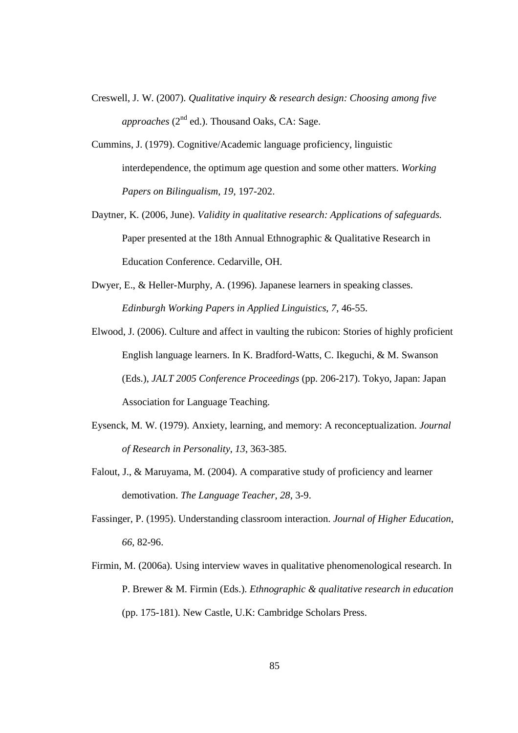Creswell, J. W. (2007). *Qualitative inquiry & research design: Choosing among five approaches* ($2^{nd}$ ed.). Thousand Oaks, CA: Sage.

Cummins, J. (1979). Cognitive/Academic language proficiency, linguistic interdependence, the optimum age question and some other matters. *Working Papers on Bilingualism, 19*, 197-202.

Daytner, K. (2006, June). *Validity in qualitative research: Applications of safeguards.* Paper presented at the 18th Annual Ethnographic & Qualitative Research in Education Conference. Cedarville, OH.

Dwyer, E., & Heller-Murphy, A. (1996). Japanese learners in speaking classes. *Edinburgh Working Papers in Applied Linguistics, 7*, 46-55.

Elwood, J. (2006). Culture and affect in vaulting the rubicon: Stories of highly proficient English language learners. In K. Bradford-Watts, C. Ikeguchi, & M. Swanson (Eds.), *JALT 2005 Conference Proceedings* (pp. 206-217). Tokyo, Japan: Japan Association for Language Teaching.

Eysenck, M. W. (1979). Anxiety, learning, and memory: A reconceptualization. *Journal of Research in Personality, 13*, 363-385.

Falout, J., & Maruyama, M. (2004). A comparative study of proficiency and learner demotivation. *The Language Teacher, 28*, 3-9.

Fassinger, P. (1995). Understanding classroom interaction. *Journal of Higher Education, 66*, 82-96.

Firmin, M. (2006a). Using interview waves in qualitative phenomenological research. In P. Brewer & M. Firmin (Eds.). *Ethnographic & qualitative research in education* (pp. 175-181). New Castle, U.K: Cambridge Scholars Press.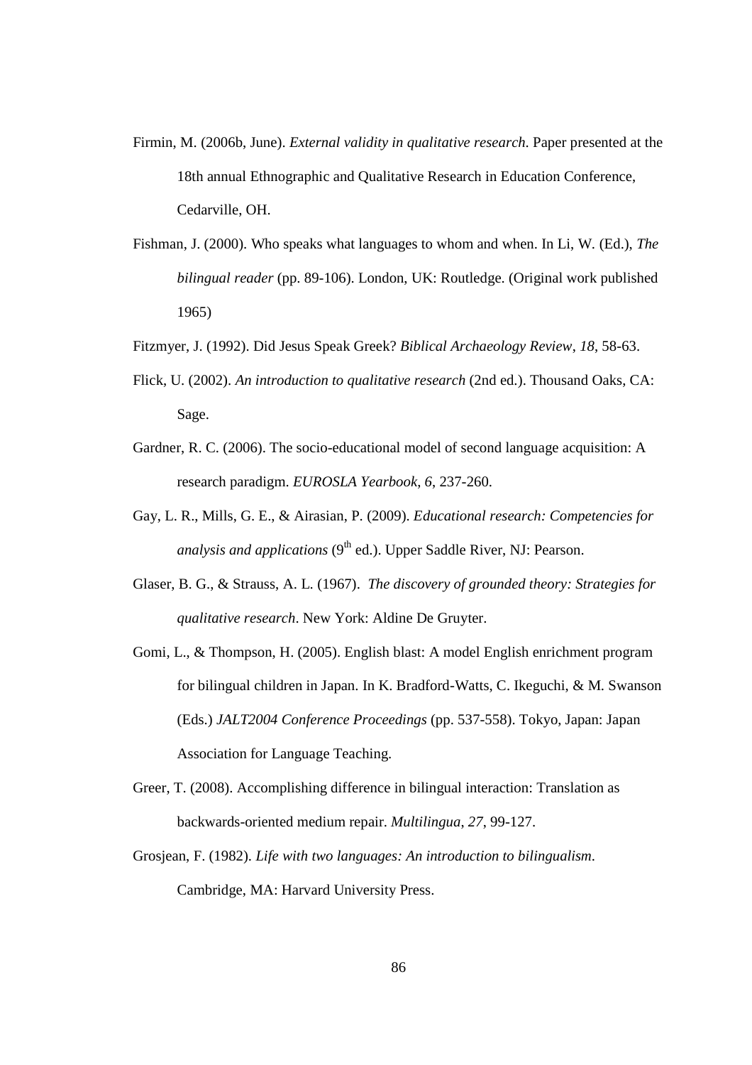Firmin, M. (2006b, June). *External validity in qualitative research*. Paper presented at the 18th annual Ethnographic and Qualitative Research in Education Conference, Cedarville, OH.

Fishman, J. (2000). Who speaks what languages to whom and when. In Li, W. (Ed.), *The bilingual reader* (pp. 89-106). London, UK: Routledge. (Original work published 1965)

Fitzmyer, J. (1992). Did Jesus Speak Greek? *Biblical Archaeology Review*, *18*, 58-63.

Flick, U. (2002). *An introduction to qualitative research* (2nd ed.). Thousand Oaks, CA: Sage.

Gardner, R. C. (2006). The socio-educational model of second language acquisition: A research paradigm. *EUROSLA Yearbook*, *6*, 237-260.

Gay, L. R., Mills, G. E., & Airasian, P. (2009). *Educational research: Competencies for analysis and applications* (9th ed.). Upper Saddle River, NJ: Pearson.

Glaser, B. G., & Strauss, A. L. (1967). *The discovery of grounded theory: Strategies for qualitative research*. New York: Aldine De Gruyter.

Gomi, L., & Thompson, H. (2005). English blast: A model English enrichment program for bilingual children in Japan. In K. Bradford-Watts, C. Ikeguchi, & M. Swanson (Eds.) *JALT2004 Conference Proceedings* (pp. 537-558). Tokyo, Japan: Japan Association for Language Teaching.

Greer, T. (2008). Accomplishing difference in bilingual interaction: Translation as backwards-oriented medium repair. *Multilingua*, *27*, 99-127.

Grosjean, F. (1982). *Life with two languages: An introduction to bilingualism*. Cambridge, MA: Harvard University Press.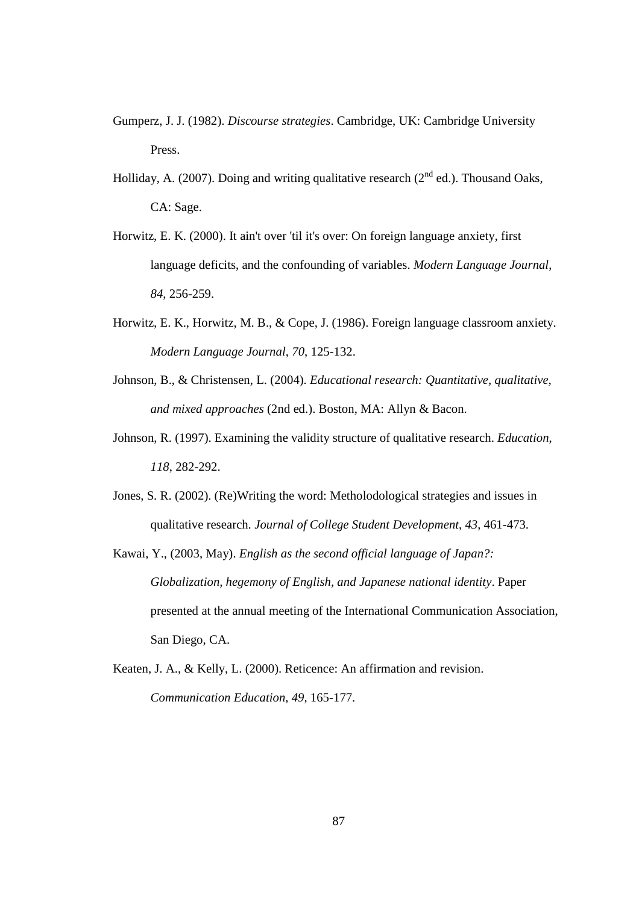Gumperz, J. J. (1982). *Discourse strategies*. Cambridge, UK: Cambridge University Press.

Holliday, A. (2007). Doing and writing qualitative research (2nd ed.). Thousand Oaks, CA: Sage.

Horwitz, E. K. (2000). It ain't over 'til it's over: On foreign language anxiety, first language deficits, and the confounding of variables. *Modern Language Journal*, *84*, 256-259.

Horwitz, E. K., Horwitz, M. B., & Cope, J. (1986). Foreign language classroom anxiety. *Modern Language Journal*, *70*, 125-132.

Johnson, B., & Christensen, L. (2004). *Educational research: Quantitative, qualitative, and mixed approaches* (2nd ed.). Boston, MA: Allyn & Bacon.

Johnson, R. (1997). Examining the validity structure of qualitative research. *Education*, *118*, 282-292.

Jones, S. R. (2002). (Re)Writing the word: Metholodological strategies and issues in qualitative research. *Journal of College Student Development*, *43*, 461-473.

Kawai, Y., (2003, May). *English as the second official language of Japan?: Globalization, hegemony of English, and Japanese national identity*. Paper presented at the annual meeting of the International Communication Association, San Diego, CA.

Keaten, J. A., & Kelly, L. (2000). Reticence: An affirmation and revision. *Communication Education*, *49*, 165-177.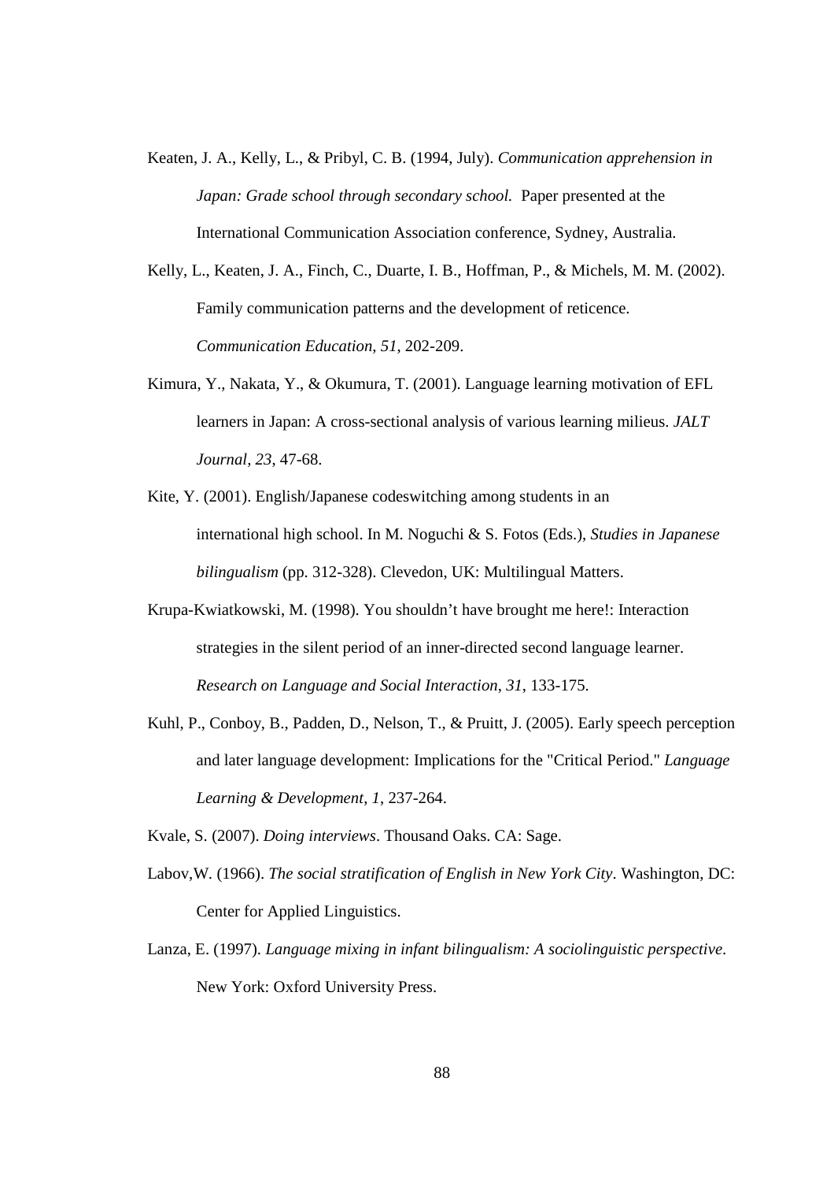Keaten, J. A., Kelly, L., & Pribyl, C. B. (1994, July). *Communication apprehension in Japan: Grade school through secondary school.* Paper presented at the International Communication Association conference, Sydney, Australia.

Kelly, L., Keaten, J. A., Finch, C., Duarte, I. B., Hoffman, P., & Michels, M. M. (2002). Family communication patterns and the development of reticence. *Communication Education*, *51*, 202-209.

Kimura, Y., Nakata, Y., & Okumura, T. (2001). Language learning motivation of EFL learners in Japan: A cross-sectional analysis of various learning milieus. *JALT Journal, 23*, 47-68.

Kite, Y. (2001). English/Japanese codeswitching among students in an international high school. In M. Noguchi & S. Fotos (Eds.), *Studies in Japanese bilingualism* (pp. 312-328). Clevedon, UK: Multilingual Matters.

Krupa-Kwiatkowski, M. (1998). You shouldn't have brought me here!: Interaction strategies in the silent period of an inner-directed second language learner. *Research on Language and Social Interaction*, *31*, 133-175.

Kuhl, P., Conboy, B., Padden, D., Nelson, T., & Pruitt, J. (2005). Early speech perception and later language development: Implications for the "Critical Period." *Language Learning & Development*, *1*, 237-264.

Kvale, S. (2007). *Doing interviews*. Thousand Oaks. CA: Sage.

Labov,W. (1966). *The social stratification of English in New York City*. Washington, DC: Center for Applied Linguistics.

Lanza, E. (1997). *Language mixing in infant bilingualism: A sociolinguistic perspective*. New York: Oxford University Press.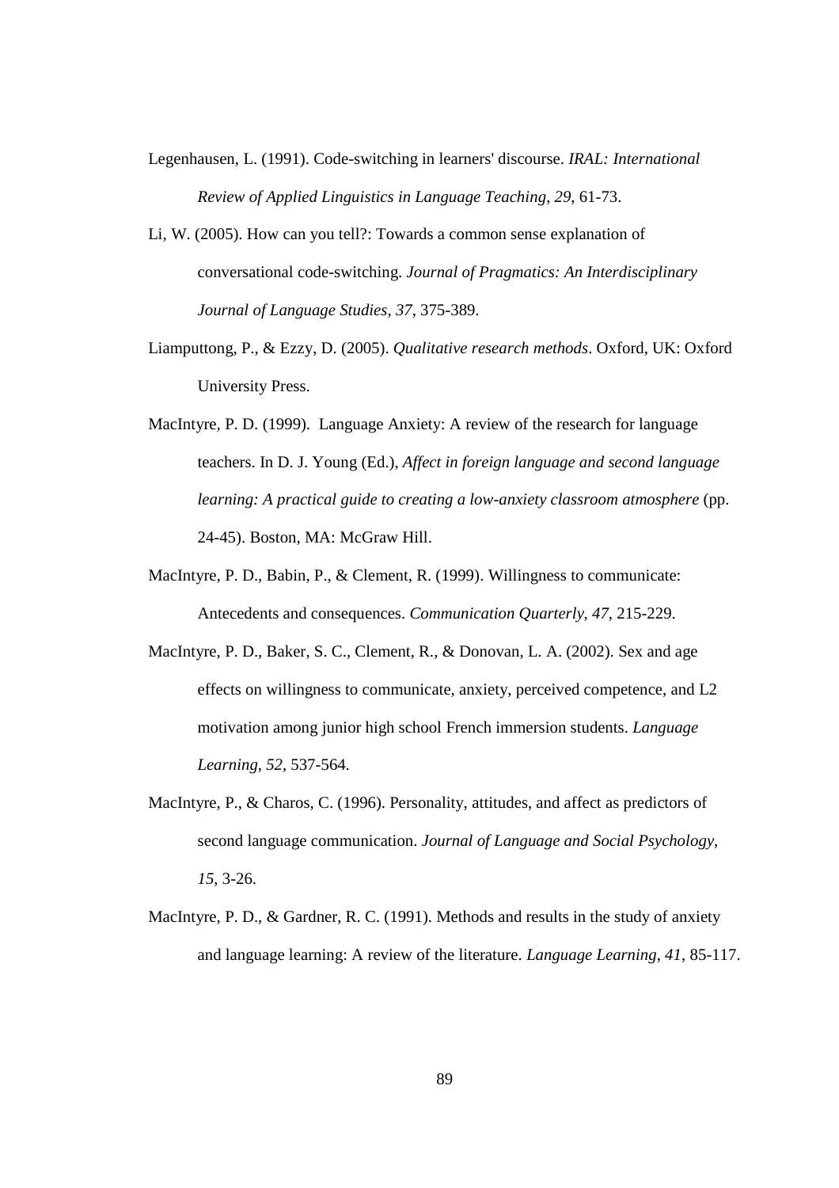Legenhausen, L. (1991). Code-switching in learners' discourse. *IRAL: International Review of Applied Linguistics in Language Teaching*, *29*, 61-73.

Li, W. (2005). How can you tell?: Towards a common sense explanation of conversational code-switching. *Journal of Pragmatics: An Interdisciplinary Journal of Language Studies*, *37*, 375-389.

Liamputtong, P., & Ezzy, D. (2005). *Qualitative research methods*. Oxford, UK: Oxford University Press.

MacIntyre, P. D. (1999). Language Anxiety: A review of the research for language teachers. In D. J. Young (Ed.), *Affect in foreign language and second language learning: A practical guide to creating a low-anxiety classroom atmosphere* (pp. 24-45). Boston, MA: McGraw Hill.

MacIntyre, P. D., Babin, P., & Clement, R. (1999). Willingness to communicate: Antecedents and consequences. *Communication Quarterly*, *47*, 215-229.

MacIntyre, P. D., Baker, S. C., Clement, R., & Donovan, L. A. (2002). Sex and age effects on willingness to communicate, anxiety, perceived competence, and L2 motivation among junior high school French immersion students. *Language Learning*, *52*, 537-564.

MacIntyre, P., & Charos, C. (1996). Personality, attitudes, and affect as predictors of second language communication. *Journal of Language and Social Psychology*, *15*, 3-26.

MacIntyre, P. D., & Gardner, R. C. (1991). Methods and results in the study of anxiety and language learning: A review of the literature. *Language Learning*, *41*, 85-117.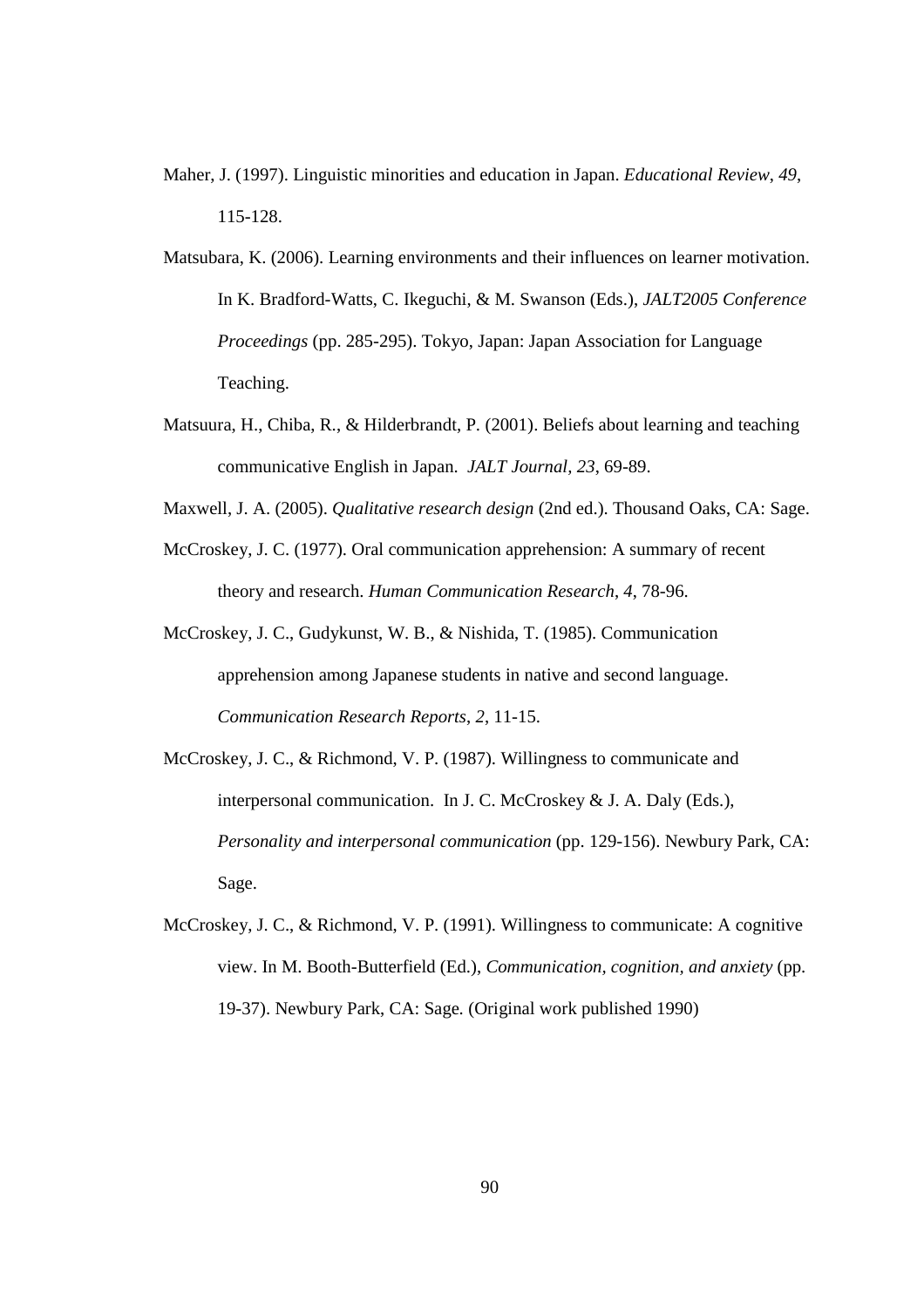Maher, J. (1997). Linguistic minorities and education in Japan. *Educational Review*, *49*, 115-128.

Matsubara, K. (2006). Learning environments and their influences on learner motivation. In K. Bradford-Watts, C. Ikeguchi, & M. Swanson (Eds.), *JALT2005 Conference Proceedings* (pp. 285-295). Tokyo, Japan: Japan Association for Language Teaching.

Matsuura, H., Chiba, R., & Hilderbrandt, P. (2001). Beliefs about learning and teaching communicative English in Japan. *JALT Journal, 23*, 69-89.

Maxwell, J. A. (2005). *Qualitative research design* (2nd ed.). Thousand Oaks, CA: Sage.

McCroskey, J. C. (1977). Oral communication apprehension: A summary of recent theory and research. *Human Communication Research*, *4*, 78-96.

McCroskey, J. C., Gudykunst, W. B., & Nishida, T. (1985). Communication apprehension among Japanese students in native and second language. *Communication Research Reports*, *2*, 11-15.

McCroskey, J. C., & Richmond, V. P. (1987). Willingness to communicate and interpersonal communication. In J. C. McCroskey & J. A. Daly (Eds.), *Personality and interpersonal communication* (pp. 129-156). Newbury Park, CA: Sage.

McCroskey, J. C., & Richmond, V. P. (1991). Willingness to communicate: A cognitive view. In M. Booth-Butterfield (Ed.), *Communication, cognition, and anxiety* (pp. 19-37). Newbury Park, CA: Sage. (Original work published 1990)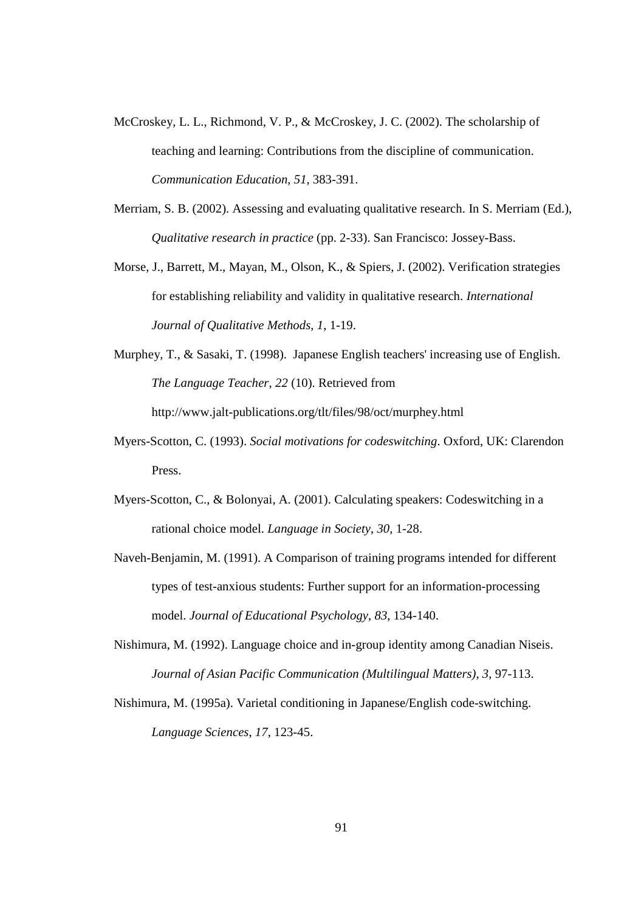McCroskey, L. L., Richmond, V. P., & McCroskey, J. C. (2002). The scholarship of teaching and learning: Contributions from the discipline of communication. *Communication Education, 51*, 383-391.

Merriam, S. B. (2002). Assessing and evaluating qualitative research. In S. Merriam (Ed.), *Qualitative research in practice* (pp. 2-33). San Francisco: Jossey-Bass.

Morse, J., Barrett, M., Mayan, M., Olson, K., & Spiers, J. (2002). Verification strategies for establishing reliability and validity in qualitative research. *International Journal of Qualitative Methods, 1*, 1-19.

Murphey, T., & Sasaki, T. (1998). Japanese English teachers' increasing use of English. *The Language Teacher, 22* (10). Retrieved from http://www.jalt-publications.org/tlt/files/98/oct/murphey.html

Myers-Scotton, C. (1993). *Social motivations for codeswitching*. Oxford, UK: Clarendon Press.

Myers-Scotton, C., & Bolonyai, A. (2001). Calculating speakers: Codeswitching in a rational choice model. *Language in Society, 30*, 1-28.

Naveh-Benjamin, M. (1991). A Comparison of training programs intended for different types of test-anxious students: Further support for an information-processing model. *Journal of Educational Psychology, 83*, 134-140.

Nishimura, M. (1992). Language choice and in-group identity among Canadian Niseis. *Journal of Asian Pacific Communication (Multilingual Matters), 3*, 97-113.

Nishimura, M. (1995a). Varietal conditioning in Japanese/English code-switching. *Language Sciences, 17*, 123-45.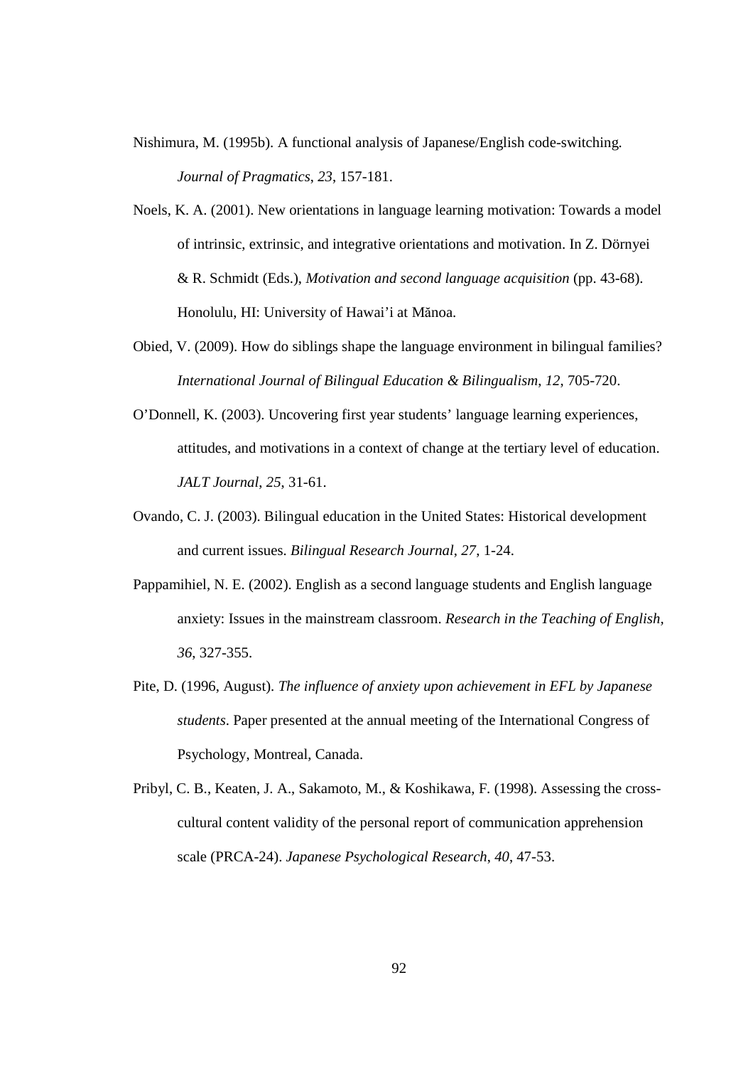Nishimura, M. (1995b). A functional analysis of Japanese/English code-switching. *Journal of Pragmatics*, *23*, 157-181.

Noels, K. A. (2001). New orientations in language learning motivation: Towards a model of intrinsic, extrinsic, and integrative orientations and motivation. In Z. Dörnyei & R. Schmidt (Eds.), *Motivation and second language acquisition* (pp. 43-68). Honolulu, HI: University of Hawai'i at Mănoa.

Obied, V. (2009). How do siblings shape the language environment in bilingual families? *International Journal of Bilingual Education & Bilingualism*, *12*, 705-720.

O'Donnell, K. (2003). Uncovering first year students' language learning experiences, attitudes, and motivations in a context of change at the tertiary level of education. *JALT Journal*, *25*, 31-61.

Ovando, C. J. (2003). Bilingual education in the United States: Historical development and current issues. *Bilingual Research Journal*, *27*, 1-24.

Pappamihiel, N. E. (2002). English as a second language students and English language anxiety: Issues in the mainstream classroom. *Research in the Teaching of English*, *36*, 327-355.

Pite, D. (1996, August). *The influence of anxiety upon achievement in EFL by Japanese students*. Paper presented at the annual meeting of the International Congress of Psychology, Montreal, Canada.

Pribyl, C. B., Keaten, J. A., Sakamoto, M., & Koshikawa, F. (1998). Assessing the cross-cultural content validity of the personal report of communication apprehension scale (PRCA-24). *Japanese Psychological Research*, *40*, 47-53.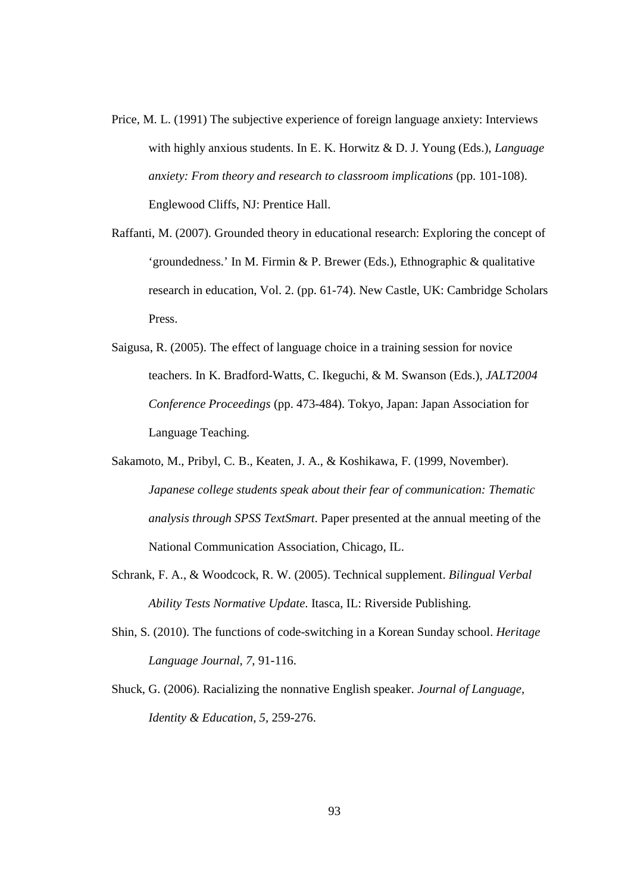Price, M. L. (1991) The subjective experience of foreign language anxiety: Interviews with highly anxious students. In E. K. Horwitz & D. J. Young (Eds.), *Language anxiety: From theory and research to classroom implications* (pp. 101-108). Englewood Cliffs, NJ: Prentice Hall.

Raffanti, M. (2007). Grounded theory in educational research: Exploring the concept of 'groundedness.' In M. Firmin & P. Brewer (Eds.), Ethnographic & qualitative research in education, Vol. 2. (pp. 61-74). New Castle, UK: Cambridge Scholars Press.

Saigusa, R. (2005). The effect of language choice in a training session for novice teachers. In K. Bradford-Watts, C. Ikeguchi, & M. Swanson (Eds.), *JALT2004 Conference Proceedings* (pp. 473-484). Tokyo, Japan: Japan Association for Language Teaching.

Sakamoto, M., Pribyl, C. B., Keaten, J. A., & Koshikawa, F. (1999, November). *Japanese college students speak about their fear of communication: Thematic analysis through SPSS TextSmart*. Paper presented at the annual meeting of the National Communication Association, Chicago, IL.

Schrank, F. A., & Woodcock, R. W. (2005). Technical supplement. *Bilingual Verbal Ability Tests Normative Update*. Itasca, IL: Riverside Publishing.

Shin, S. (2010). The functions of code-switching in a Korean Sunday school. *Heritage Language Journal*, *7*, 91-116.

Shuck, G. (2006). Racializing the nonnative English speaker. *Journal of Language, Identity & Education*, *5*, 259-276.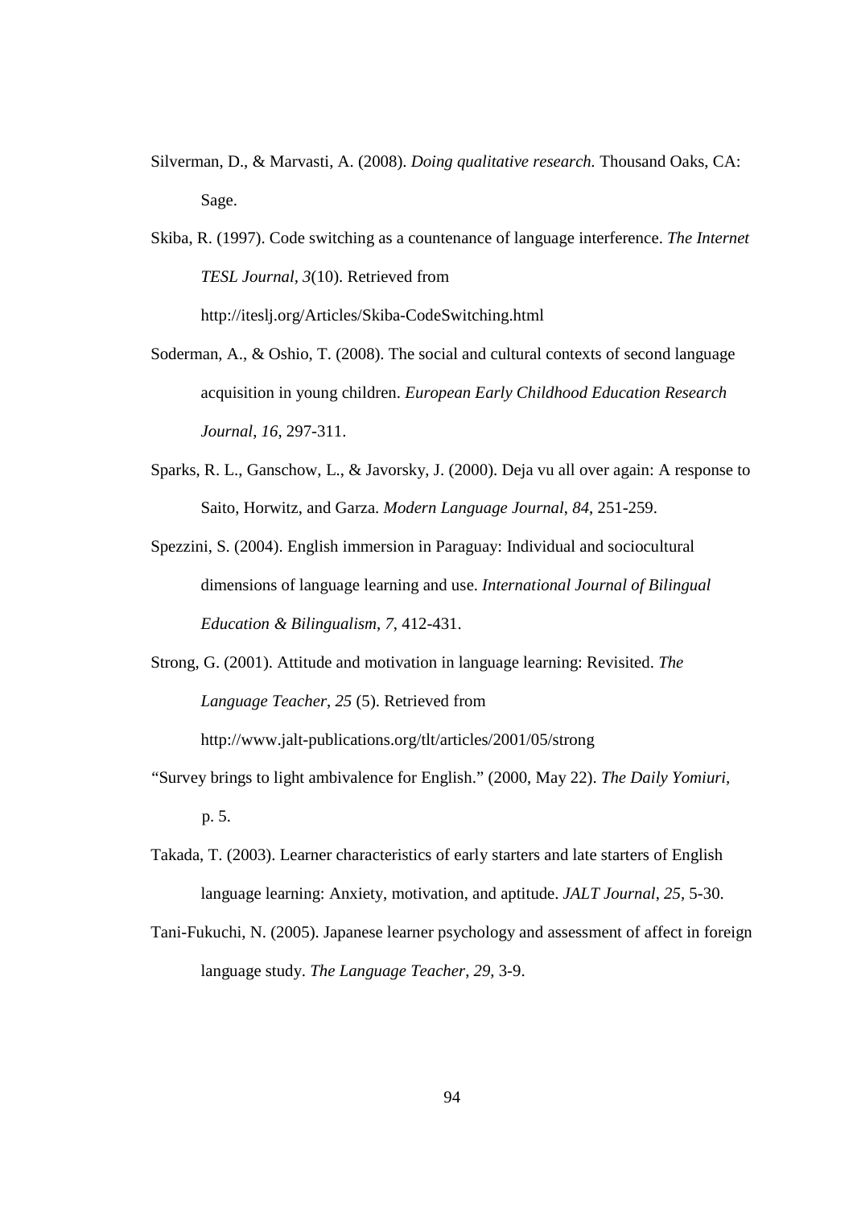Silverman, D., & Marvasti, A. (2008). *Doing qualitative research.* Thousand Oaks, CA: Sage.

Skiba, R. (1997). Code switching as a countenance of language interference. *The Internet TESL Journal, 3*(10). Retrieved from http://iteslj.org/Articles/Skiba-CodeSwitching.html

Soderman, A., & Oshio, T. (2008). The social and cultural contexts of second language acquisition in young children. *European Early Childhood Education Research Journal, 16*, 297-311.

Sparks, R. L., Ganschow, L., & Javorsky, J. (2000). Deja vu all over again: A response to Saito, Horwitz, and Garza. *Modern Language Journal*, *84*, 251-259.

Spezzini, S. (2004). English immersion in Paraguay: Individual and sociocultural dimensions of language learning and use. *International Journal of Bilingual Education & Bilingualism*, *7*, 412-431.

Strong, G. (2001). Attitude and motivation in language learning: Revisited. *The Language Teacher*, *25* (5). Retrieved from http://www.jalt-publications.org/tlt/articles/2001/05/strong

"Survey brings to light ambivalence for English." (2000, May 22). *The Daily Yomiuri,* p. 5.

Takada, T. (2003). Learner characteristics of early starters and late starters of English language learning: Anxiety, motivation, and aptitude. *JALT Journal*, *25*, 5-30.

Tani-Fukuchi, N. (2005). Japanese learner psychology and assessment of affect in foreign language study. *The Language Teacher*, *29*, 3-9.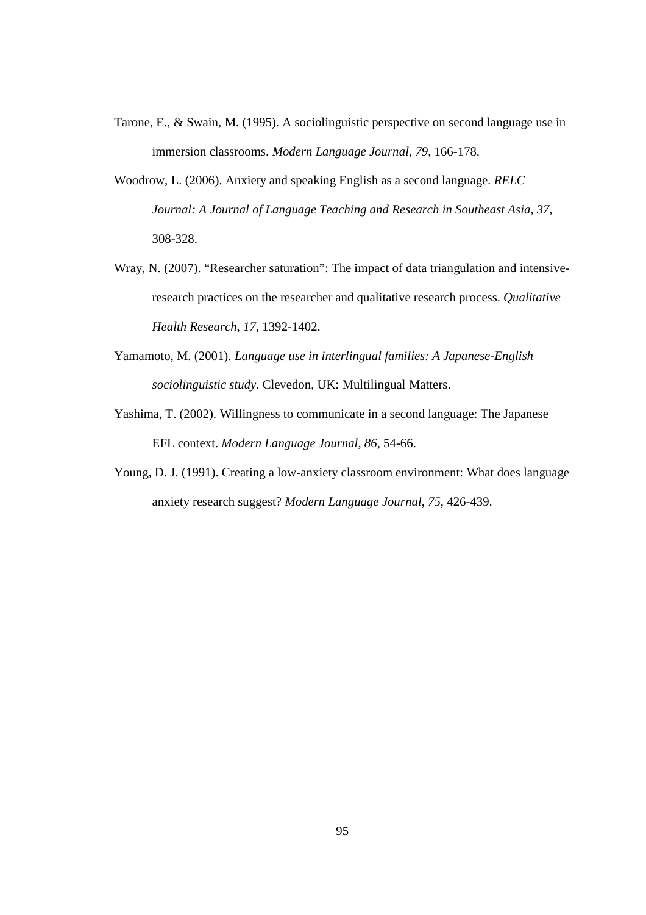Tarone, E., & Swain, M. (1995). A sociolinguistic perspective on second language use in immersion classrooms. *Modern Language Journal*, *79*, 166-178.

Woodrow, L. (2006). Anxiety and speaking English as a second language. *RELC Journal: A Journal of Language Teaching and Research in Southeast Asia*, *37*, 308-328.

Wray, N. (2007). "Researcher saturation": The impact of data triangulation and intensive-research practices on the researcher and qualitative research process. *Qualitative Health Research*, *17*, 1392-1402.

Yamamoto, M. (2001). *Language use in interlingual families: A Japanese-English sociolinguistic study*. Clevedon, UK: Multilingual Matters.

Yashima, T. (2002). Willingness to communicate in a second language: The Japanese EFL context. *Modern Language Journal*, *86*, 54-66.

Young, D. J. (1991). Creating a low-anxiety classroom environment: What does language anxiety research suggest? *Modern Language Journal*, *75*, 426-439.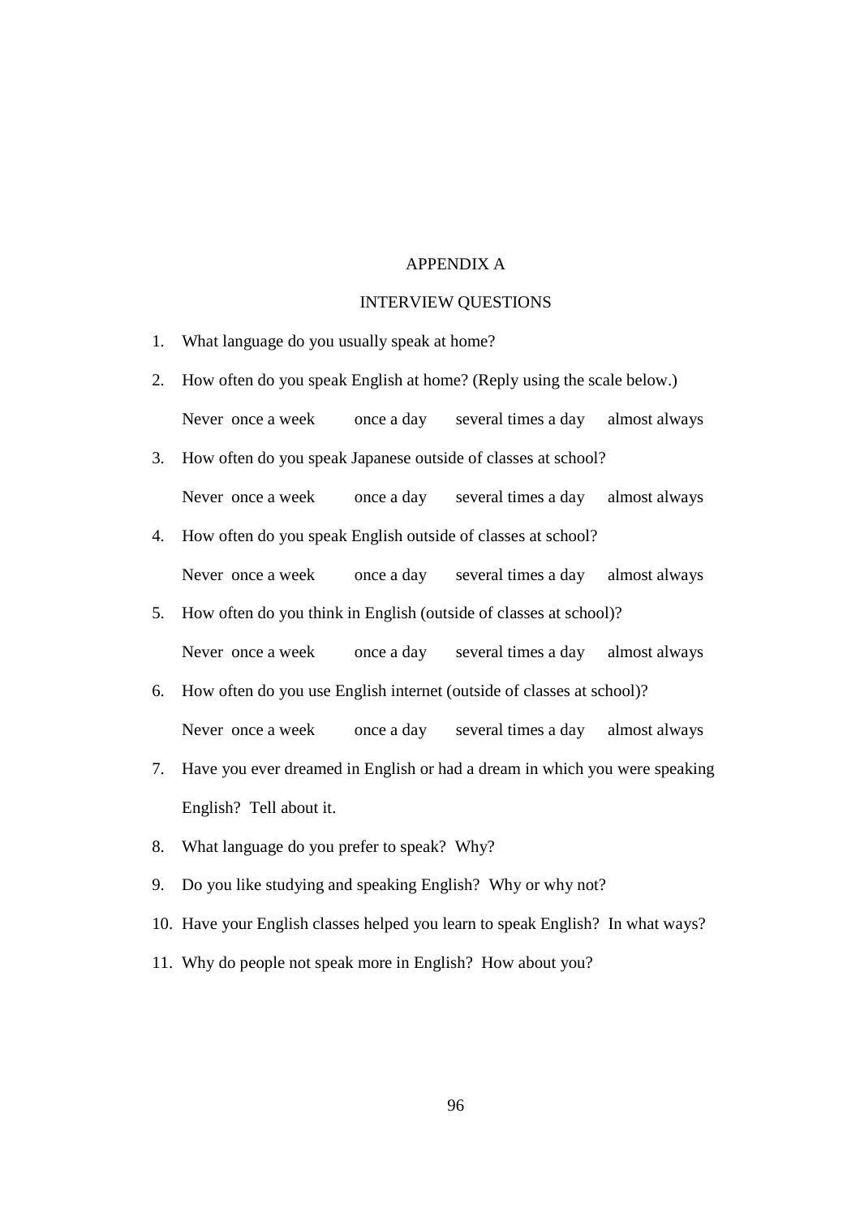# APPENDIX A

## INTERVIEW QUESTIONS

1. What language do you usually speak at home?
2. How often do you speak English at home? (Reply using the scale below.)

   Never  once a week  once a day  several times a day  almost always

3. How often do you speak Japanese outside of classes at school?

   Never  once a week  once a day  several times a day  almost always

4. How often do you speak English outside of classes at school?

   Never  once a week  once a day  several times a day  almost always

5. How often do you think in English (outside of classes at school)?

   Never  once a week  once a day  several times a day  almost always

6. How often do you use English internet (outside of classes at school)?

   Never  once a week  once a day  several times a day  almost always

7. Have you ever dreamed in English or had a dream in which you were speaking English? Tell about it.
8. What language do you prefer to speak? Why?
9. Do you like studying and speaking English? Why or why not?
10. Have your English classes helped you learn to speak English? In what ways?
11. Why do people not speak more in English? How about you?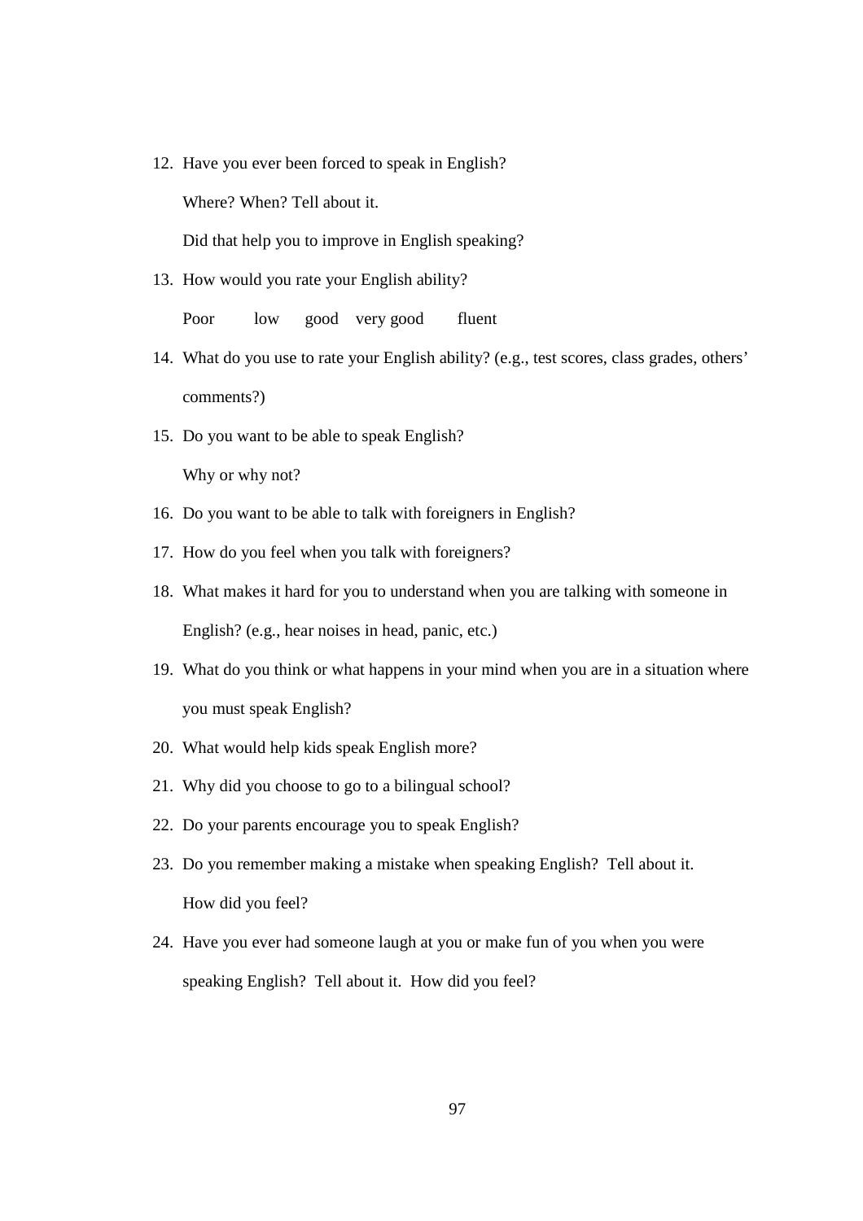12. Have you ever been forced to speak in English?

    Where? When? Tell about it.

    Did that help you to improve in English speaking?

13. How would you rate your English ability?

    Poor    low    good    very good    fluent

14. What do you use to rate your English ability? (e.g., test scores, class grades, others' comments?)

15. Do you want to be able to speak English?

    Why or why not?

16. Do you want to be able to talk with foreigners in English?

17. How do you feel when you talk with foreigners?

18. What makes it hard for you to understand when you are talking with someone in English? (e.g., hear noises in head, panic, etc.)

19. What do you think or what happens in your mind when you are in a situation where you must speak English?

20. What would help kids speak English more?

21. Why did you choose to go to a bilingual school?

22. Do your parents encourage you to speak English?

23. Do you remember making a mistake when speaking English? Tell about it.

    How did you feel?

24. Have you ever had someone laugh at you or make fun of you when you were speaking English? Tell about it. How did you feel?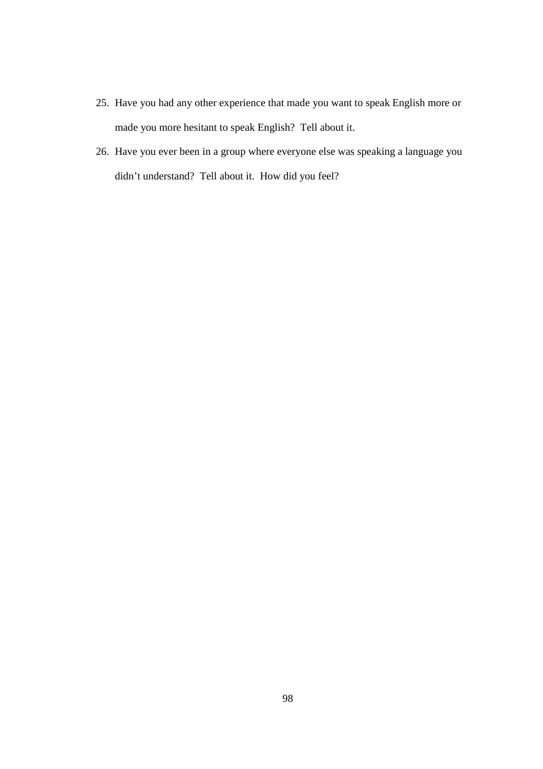25. Have you had any other experience that made you want to speak English more or made you more hesitant to speak English? Tell about it.
26. Have you ever been in a group where everyone else was speaking a language you didn't understand? Tell about it. How did you feel?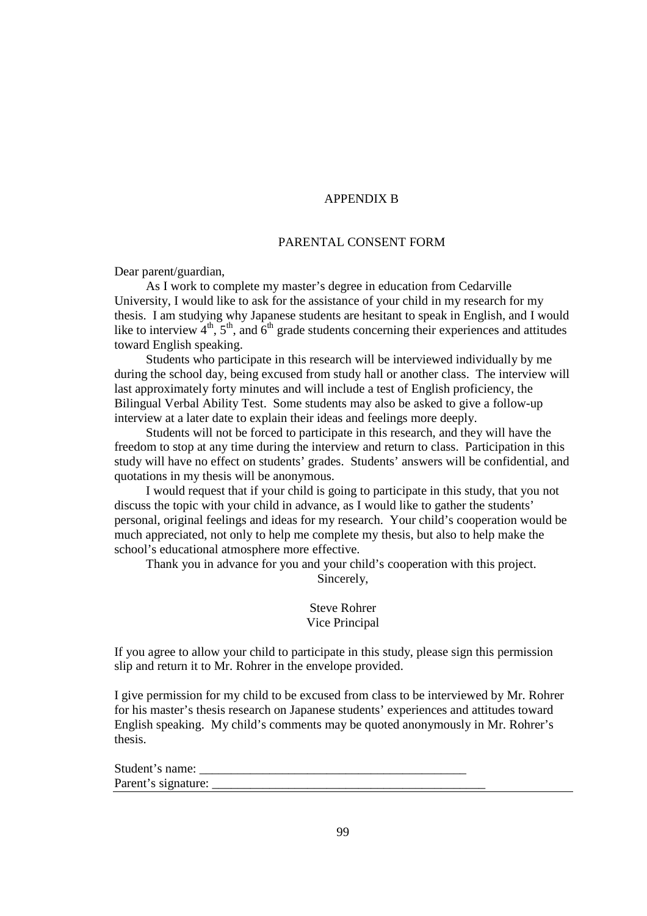# APPENDIX B

## PARENTAL CONSENT FORM

Dear parent/guardian,

As I work to complete my master's degree in education from Cedarville University, I would like to ask for the assistance of your child in my research for my thesis. I am studying why Japanese students are hesitant to speak in English, and I would like to interview 4th, 5th, and 6th grade students concerning their experiences and attitudes toward English speaking.

Students who participate in this research will be interviewed individually by me during the school day, being excused from study hall or another class. The interview will last approximately forty minutes and will include a test of English proficiency, the Bilingual Verbal Ability Test. Some students may also be asked to give a follow-up interview at a later date to explain their ideas and feelings more deeply.

Students will not be forced to participate in this research, and they will have the freedom to stop at any time during the interview and return to class. Participation in this study will have no effect on students' grades. Students' answers will be confidential, and quotations in my thesis will be anonymous.

I would request that if your child is going to participate in this study, that you not discuss the topic with your child in advance, as I would like to gather the students' personal, original feelings and ideas for my research. Your child's cooperation would be much appreciated, not only to help me complete my thesis, but also to help make the school's educational atmosphere more effective.

Thank you in advance for you and your child's cooperation with this project.

Sincerely,

Steve Rohrer
Vice Principal

If you agree to allow your child to participate in this study, please sign this permission slip and return it to Mr. Rohrer in the envelope provided.

I give permission for my child to be excused from class to be interviewed by Mr. Rohrer for his master's thesis research on Japanese students' experiences and attitudes toward English speaking. My child's comments may be quoted anonymously in Mr. Rohrer's thesis.

Student's name: ___________________________________________

Parent's signature: ____________________________________________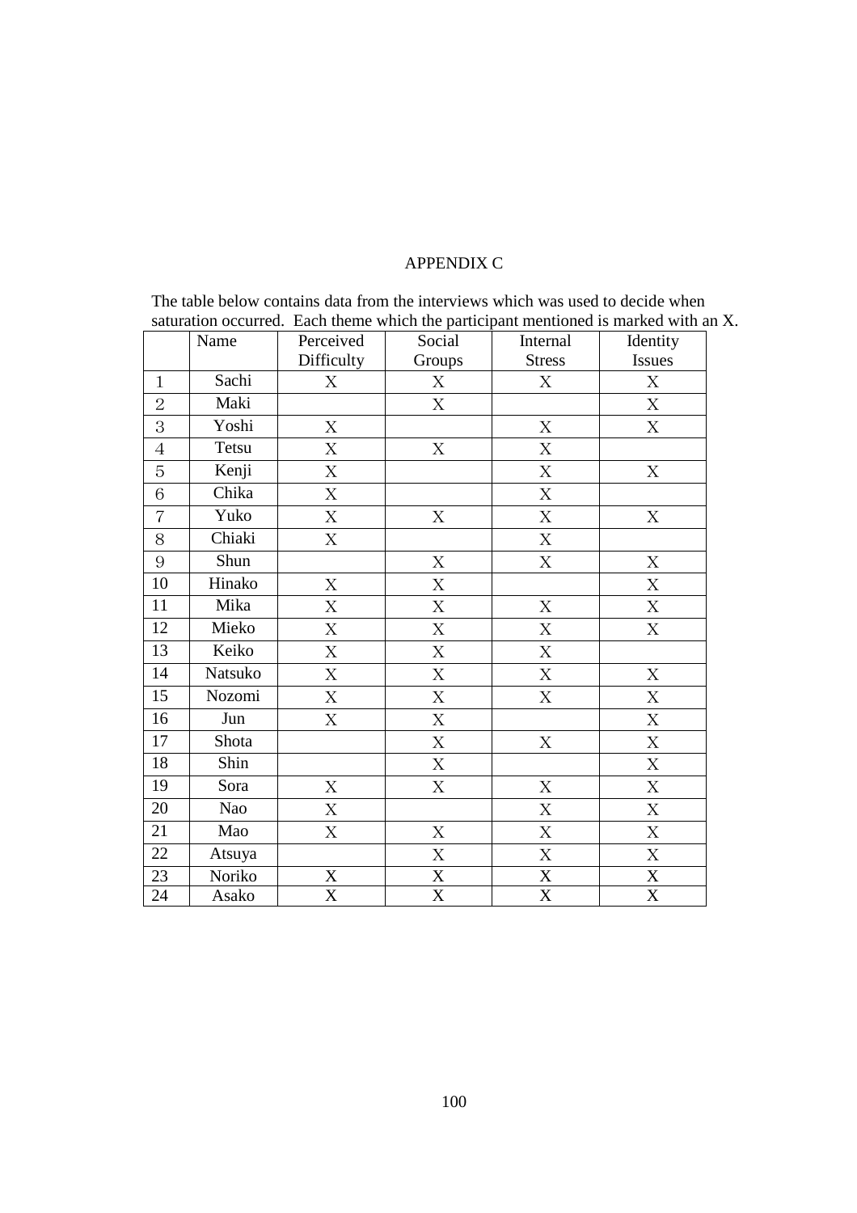# APPENDIX C

The table below contains data from the interviews which was used to decide when saturation occurred. Each theme which the participant mentioned is marked with an X.

| | Name | Perceived Difficulty | Social Groups | Internal Stress | Identity Issues |
|---|---|---|---|---|---|
| 1 | Sachi | X | X | X | X |
| 2 | Maki | | X | | X |
| 3 | Yoshi | X | | X | X |
| 4 | Tetsu | X | X | X | |
| 5 | Kenji | X | | X | X |
| 6 | Chika | X | | X | |
| 7 | Yuko | X | X | X | X |
| 8 | Chiaki | X | | X | |
| 9 | Shun | | X | X | X |
| 10 | Hinako | X | X | | X |
| 11 | Mika | X | X | X | X |
| 12 | Mieko | X | X | X | X |
| 13 | Keiko | X | X | X | |
| 14 | Natsuko | X | X | X | X |
| 15 | Nozomi | X | X | X | X |
| 16 | Jun | X | X | | X |
| 17 | Shota | | X | X | X |
| 18 | Shin | | X | | X |
| 19 | Sora | X | X | X | X |
| 20 | Nao | X | | X | X |
| 21 | Mao | X | X | X | X |
| 22 | Atsuya | | X | X | X |
| 23 | Noriko | X | X | X | X |
| 24 | Asako | X | X | X | X |